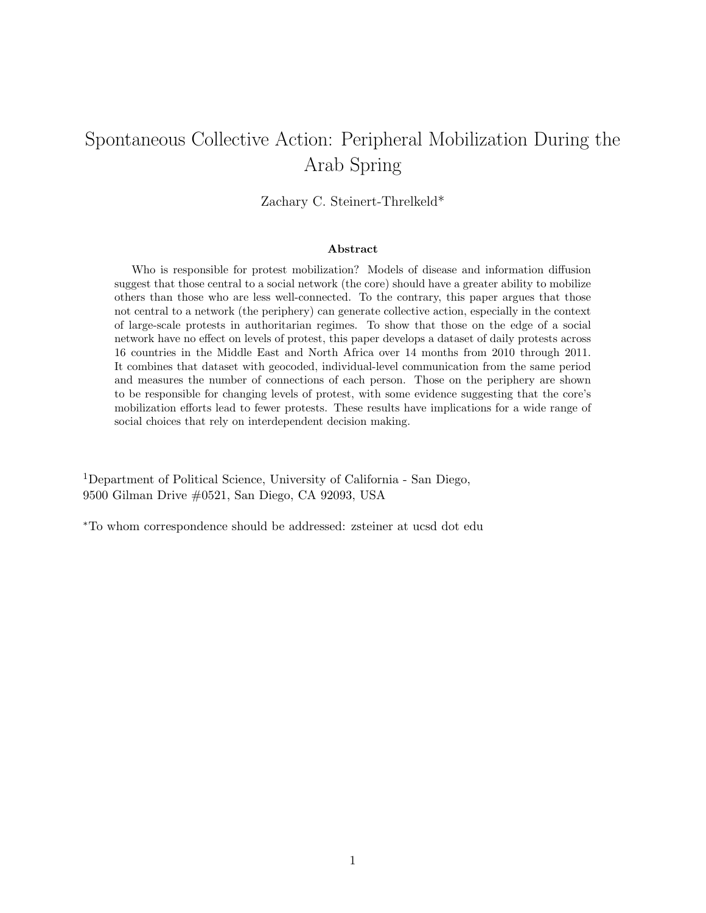# Spontaneous Collective Action: Peripheral Mobilization During the Arab Spring

Zachary C. Steinert-Threlkeld*

### Abstract

Who is responsible for protest mobilization? Models of disease and information diffusion suggest that those central to a social network (the core) should have a greater ability to mobilize others than those who are less well-connected. To the contrary, this paper argues that those not central to a network (the periphery) can generate collective action, especially in the context of large-scale protests in authoritarian regimes. To show that those on the edge of a social network have no effect on levels of protest, this paper develops a dataset of daily protests across 16 countries in the Middle East and North Africa over 14 months from 2010 through 2011. It combines that dataset with geocoded, individual-level communication from the same period and measures the number of connections of each person. Those on the periphery are shown to be responsible for changing levels of protest, with some evidence suggesting that the core's mobilization efforts lead to fewer protests. These results have implications for a wide range of social choices that rely on interdependent decision making.

[1]Department of Political Science, University of California - San Diego,
9500 Gilman Drive #0521, San Diego, CA 92093, USA

*To whom correspondence should be addressed: zsteiner at ucsd dot edu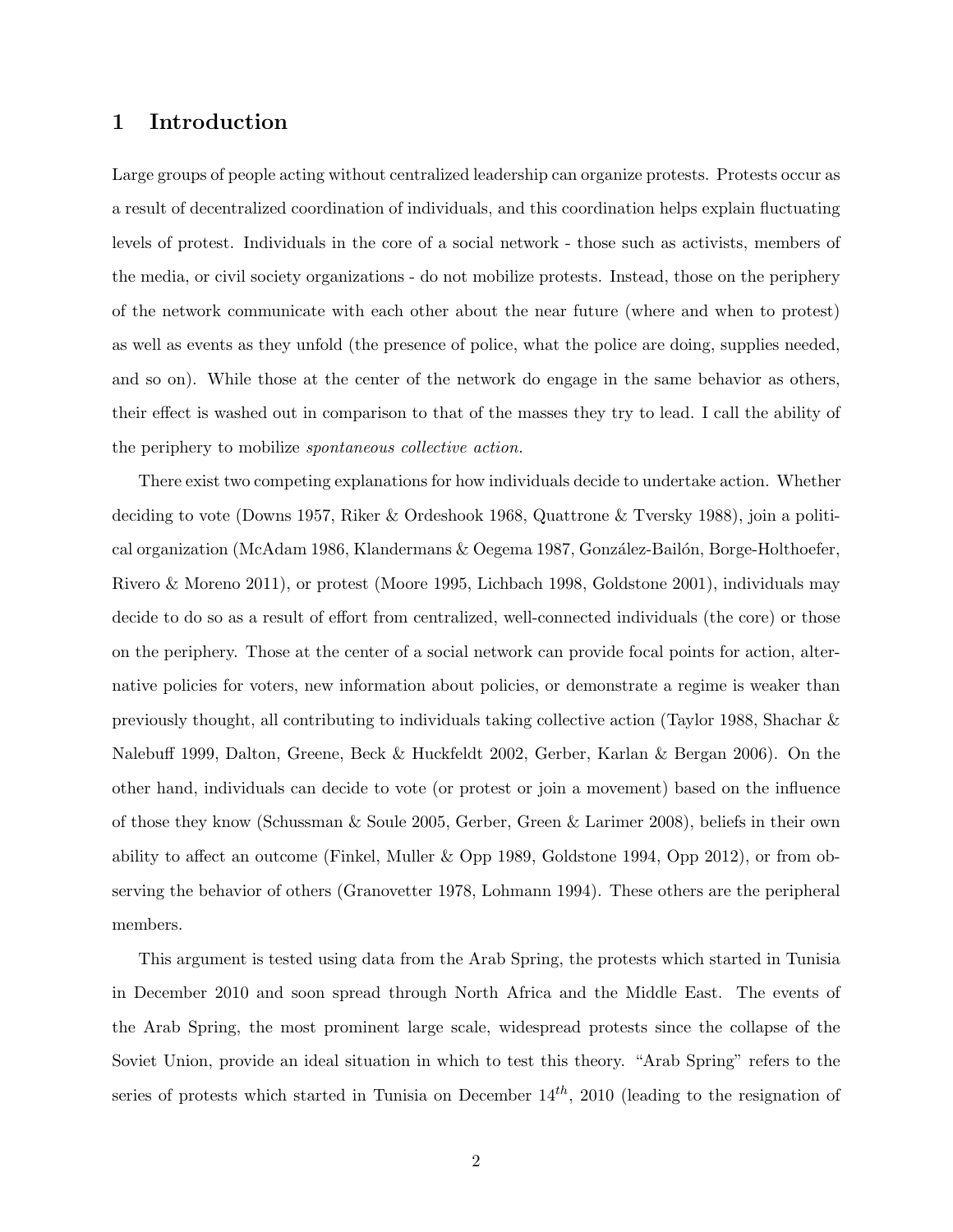## 1 Introduction

Large groups of people acting without centralized leadership can organize protests. Protests occur as a result of decentralized coordination of individuals, and this coordination helps explain fluctuating levels of protest. Individuals in the core of a social network - those such as activists, members of the media, or civil society organizations - do not mobilize protests. Instead, those on the periphery of the network communicate with each other about the near future (where and when to protest) as well as events as they unfold (the presence of police, what the police are doing, supplies needed, and so on). While those at the center of the network do engage in the same behavior as others, their effect is washed out in comparison to that of the masses they try to lead. I call the ability of the periphery to mobilize *spontaneous collective action*.

There exist two competing explanations for how individuals decide to undertake action. Whether deciding to vote (Downs 1957, Riker & Ordeshook 1968, Quattrone & Tversky 1988), join a political organization (McAdam 1986, Klandermans & Oegema 1987, González-Bailón, Borge-Holthoefer, Rivero & Moreno 2011), or protest (Moore 1995, Lichbach 1998, Goldstone 2001), individuals may decide to do so as a result of effort from centralized, well-connected individuals (the core) or those on the periphery. Those at the center of a social network can provide focal points for action, alternative policies for voters, new information about policies, or demonstrate a regime is weaker than previously thought, all contributing to individuals taking collective action (Taylor 1988, Shachar & Nalebuff 1999, Dalton, Greene, Beck & Huckfeldt 2002, Gerber, Karlan & Bergan 2006). On the other hand, individuals can decide to vote (or protest or join a movement) based on the influence of those they know (Schussman & Soule 2005, Gerber, Green & Larimer 2008), beliefs in their own ability to affect an outcome (Finkel, Muller & Opp 1989, Goldstone 1994, Opp 2012), or from observing the behavior of others (Granovetter 1978, Lohmann 1994). These others are the peripheral members.

This argument is tested using data from the Arab Spring, the protests which started in Tunisia in December 2010 and soon spread through North Africa and the Middle East. The events of the Arab Spring, the most prominent large scale, widespread protests since the collapse of the Soviet Union, provide an ideal situation in which to test this theory. "Arab Spring" refers to the series of protests which started in Tunisia on December $14^{th}$, 2010 (leading to the resignation of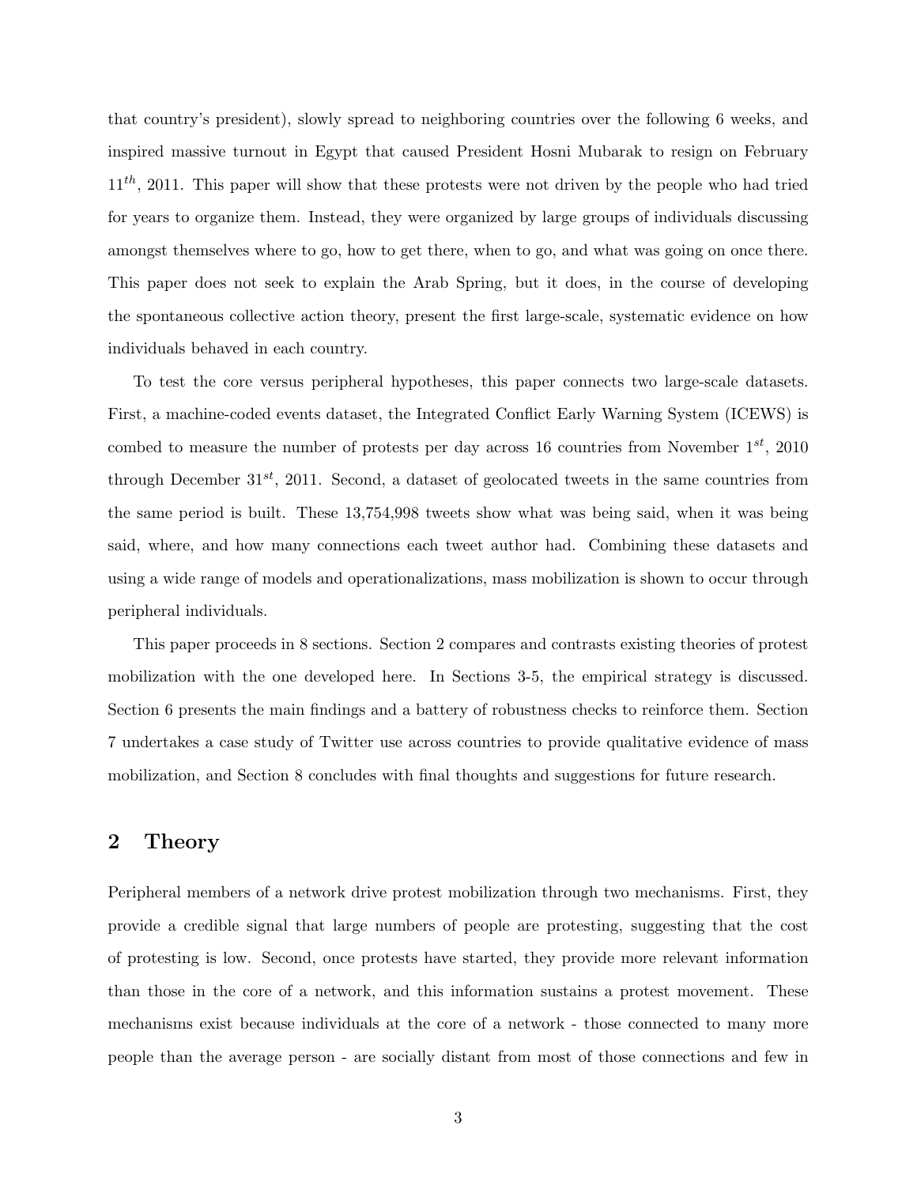that country's president), slowly spread to neighboring countries over the following 6 weeks, and inspired massive turnout in Egypt that caused President Hosni Mubarak to resign on February $11^{th}$, 2011. This paper will show that these protests were not driven by the people who had tried for years to organize them. Instead, they were organized by large groups of individuals discussing amongst themselves where to go, how to get there, when to go, and what was going on once there. This paper does not seek to explain the Arab Spring, but it does, in the course of developing the spontaneous collective action theory, present the first large-scale, systematic evidence on how individuals behaved in each country.

To test the core versus peripheral hypotheses, this paper connects two large-scale datasets. First, a machine-coded events dataset, the Integrated Conflict Early Warning System (ICEWS) is combed to measure the number of protests per day across 16 countries from November $1^{st}$, 2010 through December $31^{st}$, 2011. Second, a dataset of geolocated tweets in the same countries from the same period is built. These 13,754,998 tweets show what was being said, when it was being said, where, and how many connections each tweet author had. Combining these datasets and using a wide range of models and operationalizations, mass mobilization is shown to occur through peripheral individuals.

This paper proceeds in 8 sections. Section 2 compares and contrasts existing theories of protest mobilization with the one developed here. In Sections 3-5, the empirical strategy is discussed. Section 6 presents the main findings and a battery of robustness checks to reinforce them. Section 7 undertakes a case study of Twitter use across countries to provide qualitative evidence of mass mobilization, and Section 8 concludes with final thoughts and suggestions for future research.

## 2 Theory

Peripheral members of a network drive protest mobilization through two mechanisms. First, they provide a credible signal that large numbers of people are protesting, suggesting that the cost of protesting is low. Second, once protests have started, they provide more relevant information than those in the core of a network, and this information sustains a protest movement. These mechanisms exist because individuals at the core of a network - those connected to many more people than the average person - are socially distant from most of those connections and few in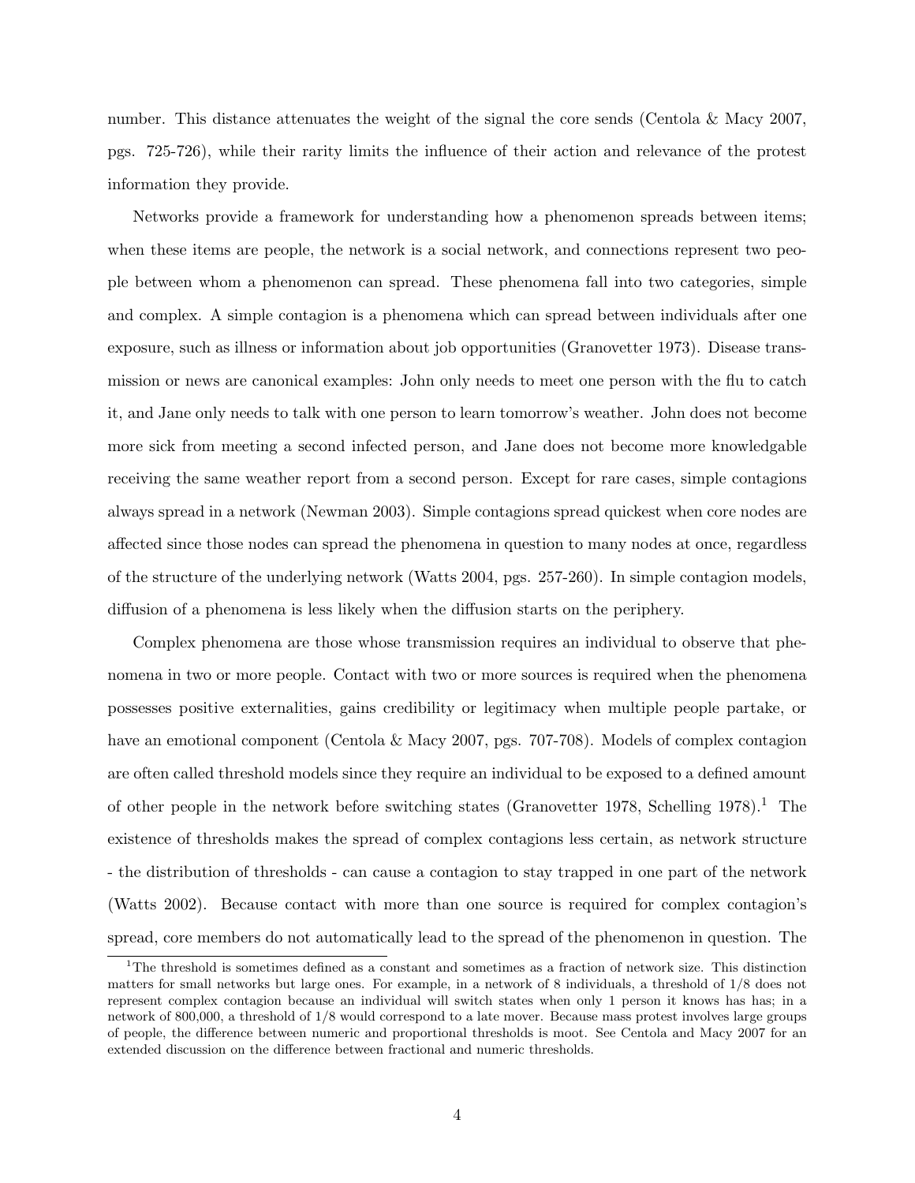number. This distance attenuates the weight of the signal the core sends (Centola & Macy 2007, pgs. 725-726), while their rarity limits the influence of their action and relevance of the protest information they provide.

Networks provide a framework for understanding how a phenomenon spreads between items; when these items are people, the network is a social network, and connections represent two people between whom a phenomenon can spread. These phenomena fall into two categories, simple and complex. A simple contagion is a phenomena which can spread between individuals after one exposure, such as illness or information about job opportunities (Granovetter 1973). Disease transmission or news are canonical examples: John only needs to meet one person with the flu to catch it, and Jane only needs to talk with one person to learn tomorrow's weather. John does not become more sick from meeting a second infected person, and Jane does not become more knowledgable receiving the same weather report from a second person. Except for rare cases, simple contagions always spread in a network (Newman 2003). Simple contagions spread quickest when core nodes are affected since those nodes can spread the phenomena in question to many nodes at once, regardless of the structure of the underlying network (Watts 2004, pgs. 257-260). In simple contagion models, diffusion of a phenomena is less likely when the diffusion starts on the periphery.

Complex phenomena are those whose transmission requires an individual to observe that phenomena in two or more people. Contact with two or more sources is required when the phenomena possesses positive externalities, gains credibility or legitimacy when multiple people partake, or have an emotional component (Centola & Macy 2007, pgs. 707-708). Models of complex contagion are often called threshold models since they require an individual to be exposed to a defined amount of other people in the network before switching states (Granovetter 1978, Schelling 1978).[1] The existence of thresholds makes the spread of complex contagions less certain, as network structure - the distribution of thresholds - can cause a contagion to stay trapped in one part of the network (Watts 2002). Because contact with more than one source is required for complex contagion's spread, core members do not automatically lead to the spread of the phenomenon in question. The

[1] The threshold is sometimes defined as a constant and sometimes as a fraction of network size. This distinction matters for small networks but large ones. For example, in a network of 8 individuals, a threshold of 1/8 does not represent complex contagion because an individual will switch states when only 1 person it knows has has; in a network of 800,000, a threshold of 1/8 would correspond to a late mover. Because mass protest involves large groups of people, the difference between numeric and proportional thresholds is moot. See Centola and Macy 2007 for an extended discussion on the difference between fractional and numeric thresholds.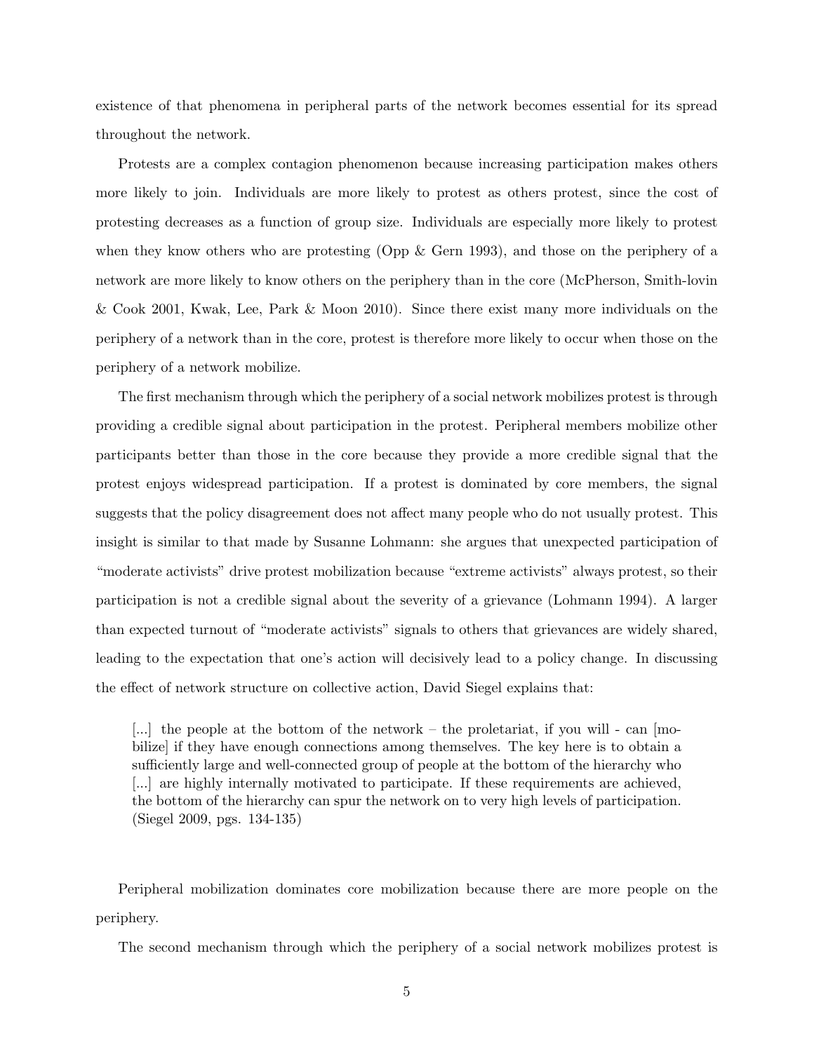existence of that phenomena in peripheral parts of the network becomes essential for its spread throughout the network.

Protests are a complex contagion phenomenon because increasing participation makes others more likely to join. Individuals are more likely to protest as others protest, since the cost of protesting decreases as a function of group size. Individuals are especially more likely to protest when they know others who are protesting (Opp & Gern 1993), and those on the periphery of a network are more likely to know others on the periphery than in the core (McPherson, Smith-lovin & Cook 2001, Kwak, Lee, Park & Moon 2010). Since there exist many more individuals on the periphery of a network than in the core, protest is therefore more likely to occur when those on the periphery of a network mobilize.

The first mechanism through which the periphery of a social network mobilizes protest is through providing a credible signal about participation in the protest. Peripheral members mobilize other participants better than those in the core because they provide a more credible signal that the protest enjoys widespread participation. If a protest is dominated by core members, the signal suggests that the policy disagreement does not affect many people who do not usually protest. This insight is similar to that made by Susanne Lohmann: she argues that unexpected participation of "moderate activists" drive protest mobilization because "extreme activists" always protest, so their participation is not a credible signal about the severity of a grievance (Lohmann 1994). A larger than expected turnout of "moderate activists" signals to others that grievances are widely shared, leading to the expectation that one's action will decisively lead to a policy change. In discussing the effect of network structure on collective action, David Siegel explains that:

> [...] the people at the bottom of the network – the proletariat, if you will - can [mobilize] if they have enough connections among themselves. The key here is to obtain a sufficiently large and well-connected group of people at the bottom of the hierarchy who [...] are highly internally motivated to participate. If these requirements are achieved, the bottom of the hierarchy can spur the network on to very high levels of participation. (Siegel 2009, pgs. 134-135)

Peripheral mobilization dominates core mobilization because there are more people on the periphery.

The second mechanism through which the periphery of a social network mobilizes protest is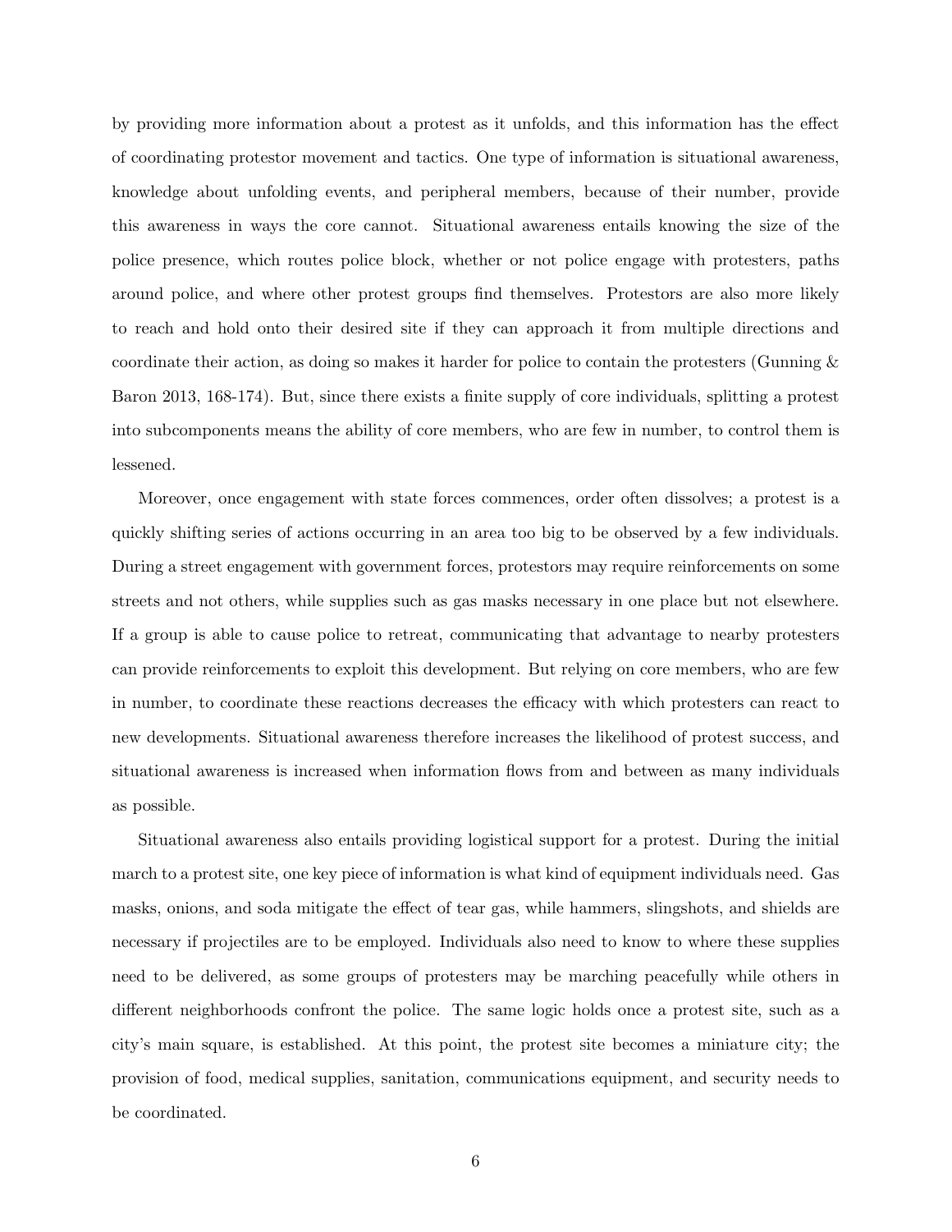by providing more information about a protest as it unfolds, and this information has the effect of coordinating protestor movement and tactics. One type of information is situational awareness, knowledge about unfolding events, and peripheral members, because of their number, provide this awareness in ways the core cannot. Situational awareness entails knowing the size of the police presence, which routes police block, whether or not police engage with protesters, paths around police, and where other protest groups find themselves. Protestors are also more likely to reach and hold onto their desired site if they can approach it from multiple directions and coordinate their action, as doing so makes it harder for police to contain the protesters (Gunning & Baron 2013, 168-174). But, since there exists a finite supply of core individuals, splitting a protest into subcomponents means the ability of core members, who are few in number, to control them is lessened.

Moreover, once engagement with state forces commences, order often dissolves; a protest is a quickly shifting series of actions occurring in an area too big to be observed by a few individuals. During a street engagement with government forces, protestors may require reinforcements on some streets and not others, while supplies such as gas masks necessary in one place but not elsewhere. If a group is able to cause police to retreat, communicating that advantage to nearby protesters can provide reinforcements to exploit this development. But relying on core members, who are few in number, to coordinate these reactions decreases the efficacy with which protesters can react to new developments. Situational awareness therefore increases the likelihood of protest success, and situational awareness is increased when information flows from and between as many individuals as possible.

Situational awareness also entails providing logistical support for a protest. During the initial march to a protest site, one key piece of information is what kind of equipment individuals need. Gas masks, onions, and soda mitigate the effect of tear gas, while hammers, slingshots, and shields are necessary if projectiles are to be employed. Individuals also need to know to where these supplies need to be delivered, as some groups of protesters may be marching peacefully while others in different neighborhoods confront the police. The same logic holds once a protest site, such as a city's main square, is established. At this point, the protest site becomes a miniature city; the provision of food, medical supplies, sanitation, communications equipment, and security needs to be coordinated.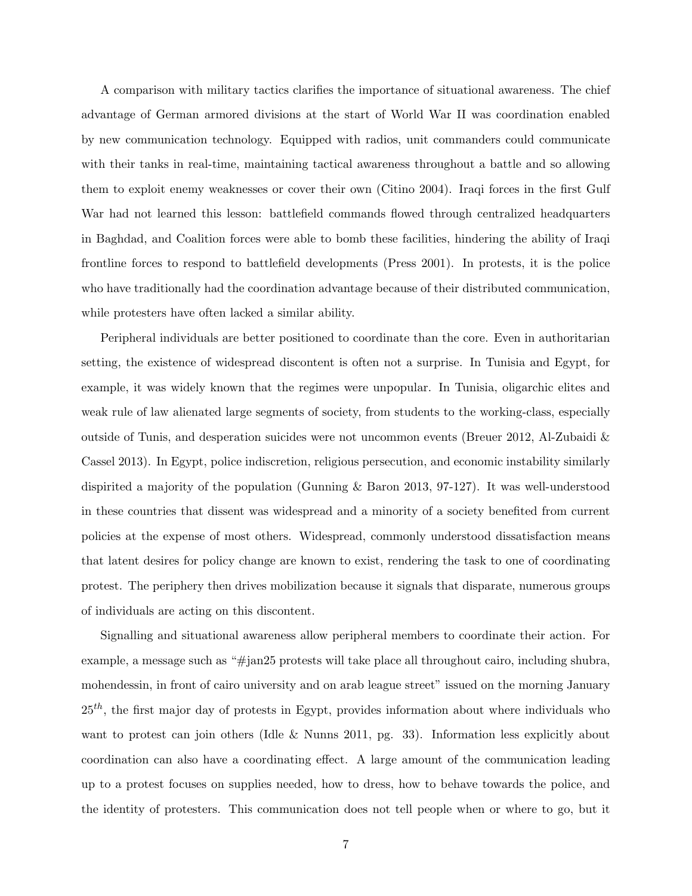A comparison with military tactics clarifies the importance of situational awareness. The chief advantage of German armored divisions at the start of World War II was coordination enabled by new communication technology. Equipped with radios, unit commanders could communicate with their tanks in real-time, maintaining tactical awareness throughout a battle and so allowing them to exploit enemy weaknesses or cover their own (Citino 2004). Iraqi forces in the first Gulf War had not learned this lesson: battlefield commands flowed through centralized headquarters in Baghdad, and Coalition forces were able to bomb these facilities, hindering the ability of Iraqi frontline forces to respond to battlefield developments (Press 2001). In protests, it is the police who have traditionally had the coordination advantage because of their distributed communication, while protesters have often lacked a similar ability.

Peripheral individuals are better positioned to coordinate than the core. Even in authoritarian setting, the existence of widespread discontent is often not a surprise. In Tunisia and Egypt, for example, it was widely known that the regimes were unpopular. In Tunisia, oligarchic elites and weak rule of law alienated large segments of society, from students to the working-class, especially outside of Tunis, and desperation suicides were not uncommon events (Breuer 2012, Al-Zubaidi & Cassel 2013). In Egypt, police indiscretion, religious persecution, and economic instability similarly dispirited a majority of the population (Gunning & Baron 2013, 97-127). It was well-understood in these countries that dissent was widespread and a minority of a society benefited from current policies at the expense of most others. Widespread, commonly understood dissatisfaction means that latent desires for policy change are known to exist, rendering the task to one of coordinating protest. The periphery then drives mobilization because it signals that disparate, numerous groups of individuals are acting on this discontent.

Signalling and situational awareness allow peripheral members to coordinate their action. For example, a message such as "#jan25 protests will take place all throughout cairo, including shubra, mohendessin, in front of cairo university and on arab league street" issued on the morning January $25^{th}$, the first major day of protests in Egypt, provides information about where individuals who want to protest can join others (Idle & Nunns 2011, pg. 33). Information less explicitly about coordination can also have a coordinating effect. A large amount of the communication leading up to a protest focuses on supplies needed, how to dress, how to behave towards the police, and the identity of protesters. This communication does not tell people when or where to go, but it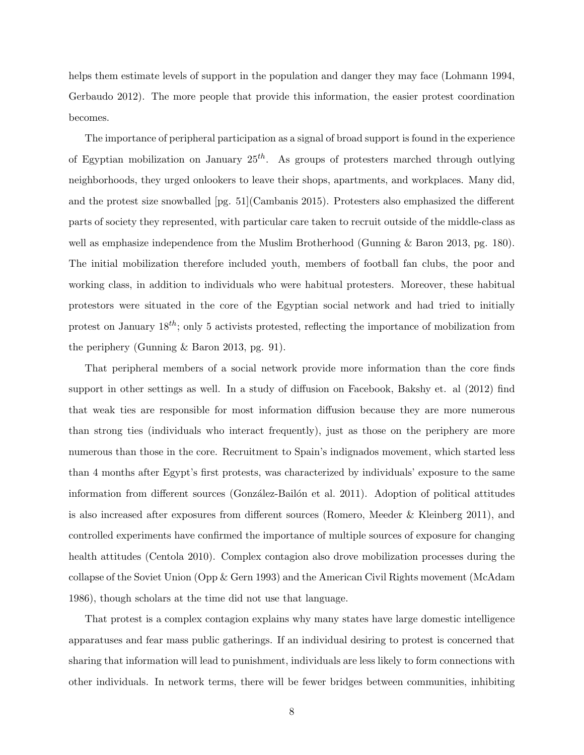helps them estimate levels of support in the population and danger they may face (Lohmann 1994, Gerbaudo 2012). The more people that provide this information, the easier protest coordination becomes.

The importance of peripheral participation as a signal of broad support is found in the experience of Egyptian mobilization on January $25^{th}$. As groups of protesters marched through outlying neighborhoods, they urged onlookers to leave their shops, apartments, and workplaces. Many did, and the protest size snowballed [pg. 51](Cambanis 2015). Protesters also emphasized the different parts of society they represented, with particular care taken to recruit outside of the middle-class as well as emphasize independence from the Muslim Brotherhood (Gunning & Baron 2013, pg. 180). The initial mobilization therefore included youth, members of football fan clubs, the poor and working class, in addition to individuals who were habitual protesters. Moreover, these habitual protestors were situated in the core of the Egyptian social network and had tried to initially protest on January $18^{th}$; only 5 activists protested, reflecting the importance of mobilization from the periphery (Gunning & Baron 2013, pg. 91).

That peripheral members of a social network provide more information than the core finds support in other settings as well. In a study of diffusion on Facebook, Bakshy et. al (2012) find that weak ties are responsible for most information diffusion because they are more numerous than strong ties (individuals who interact frequently), just as those on the periphery are more numerous than those in the core. Recruitment to Spain's indignados movement, which started less than 4 months after Egypt's first protests, was characterized by individuals' exposure to the same information from different sources (González-Bailón et al. 2011). Adoption of political attitudes is also increased after exposures from different sources (Romero, Meeder & Kleinberg 2011), and controlled experiments have confirmed the importance of multiple sources of exposure for changing health attitudes (Centola 2010). Complex contagion also drove mobilization processes during the collapse of the Soviet Union (Opp & Gern 1993) and the American Civil Rights movement (McAdam 1986), though scholars at the time did not use that language.

That protest is a complex contagion explains why many states have large domestic intelligence apparatuses and fear mass public gatherings. If an individual desiring to protest is concerned that sharing that information will lead to punishment, individuals are less likely to form connections with other individuals. In network terms, there will be fewer bridges between communities, inhibiting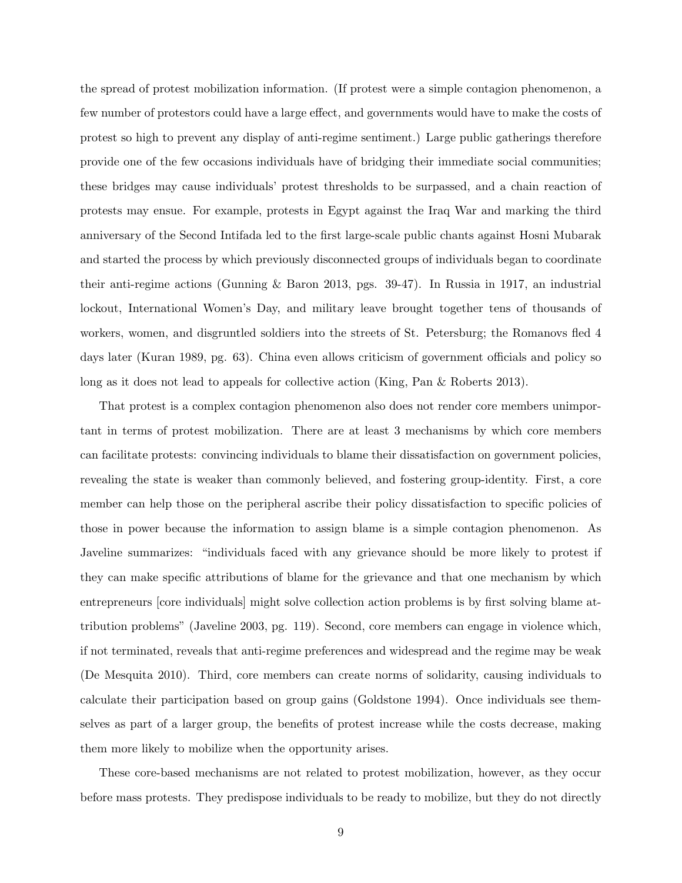the spread of protest mobilization information. (If protest were a simple contagion phenomenon, a few number of protestors could have a large effect, and governments would have to make the costs of protest so high to prevent any display of anti-regime sentiment.) Large public gatherings therefore provide one of the few occasions individuals have of bridging their immediate social communities; these bridges may cause individuals' protest thresholds to be surpassed, and a chain reaction of protests may ensue. For example, protests in Egypt against the Iraq War and marking the third anniversary of the Second Intifada led to the first large-scale public chants against Hosni Mubarak and started the process by which previously disconnected groups of individuals began to coordinate their anti-regime actions (Gunning & Baron 2013, pgs. 39-47). In Russia in 1917, an industrial lockout, International Women's Day, and military leave brought together tens of thousands of workers, women, and disgruntled soldiers into the streets of St. Petersburg; the Romanovs fled 4 days later (Kuran 1989, pg. 63). China even allows criticism of government officials and policy so long as it does not lead to appeals for collective action (King, Pan & Roberts 2013).

That protest is a complex contagion phenomenon also does not render core members unimportant in terms of protest mobilization. There are at least 3 mechanisms by which core members can facilitate protests: convincing individuals to blame their dissatisfaction on government policies, revealing the state is weaker than commonly believed, and fostering group-identity. First, a core member can help those on the peripheral ascribe their policy dissatisfaction to specific policies of those in power because the information to assign blame is a simple contagion phenomenon. As Javeline summarizes: "individuals faced with any grievance should be more likely to protest if they can make specific attributions of blame for the grievance and that one mechanism by which entrepreneurs [core individuals] might solve collection action problems is by first solving blame attribution problems" (Javeline 2003, pg. 119). Second, core members can engage in violence which, if not terminated, reveals that anti-regime preferences and widespread and the regime may be weak (De Mesquita 2010). Third, core members can create norms of solidarity, causing individuals to calculate their participation based on group gains (Goldstone 1994). Once individuals see themselves as part of a larger group, the benefits of protest increase while the costs decrease, making them more likely to mobilize when the opportunity arises.

These core-based mechanisms are not related to protest mobilization, however, as they occur before mass protests. They predispose individuals to be ready to mobilize, but they do not directly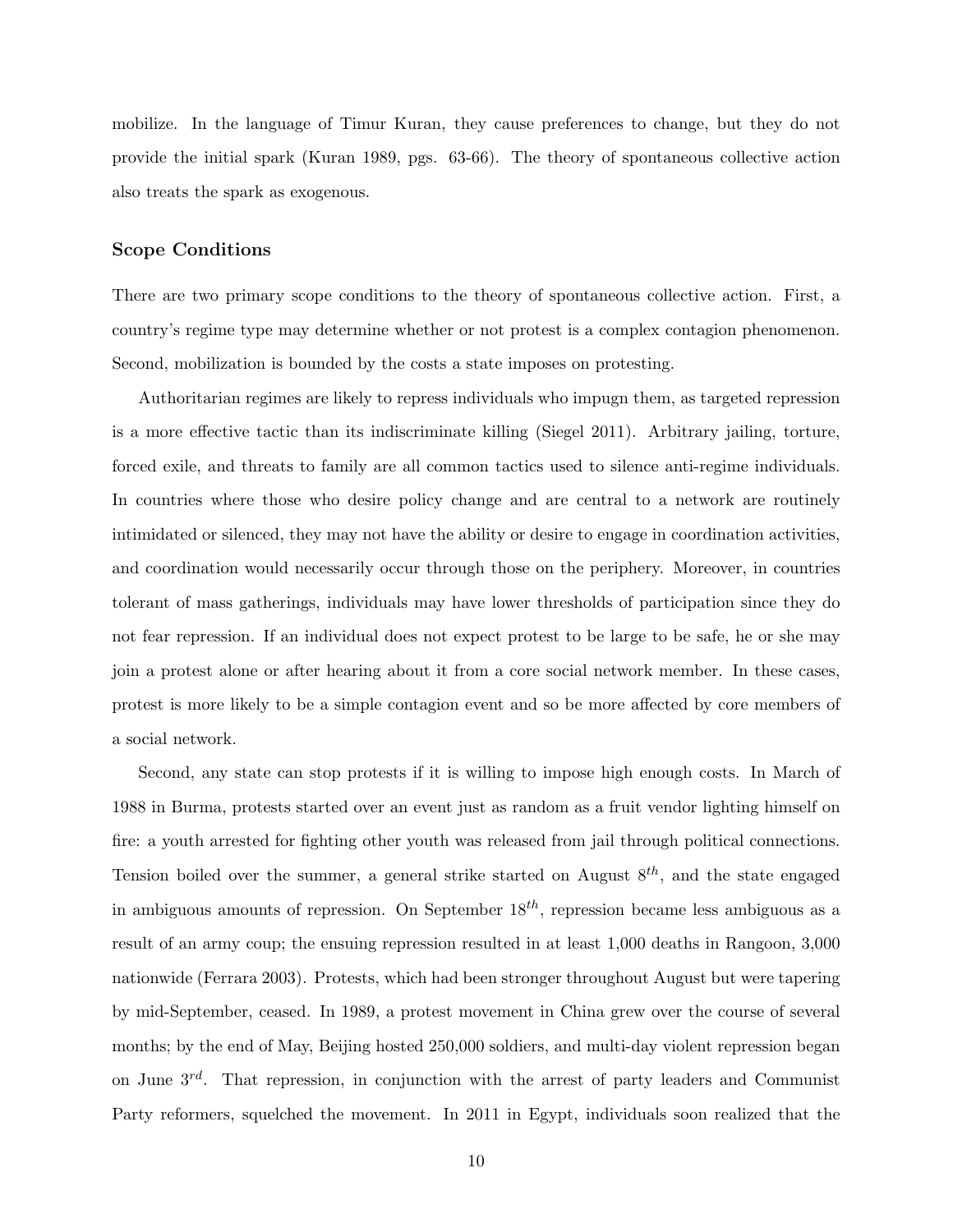mobilize. In the language of Timur Kuran, they cause preferences to change, but they do not provide the initial spark (Kuran 1989, pgs. 63-66). The theory of spontaneous collective action also treats the spark as exogenous.

### Scope Conditions

There are two primary scope conditions to the theory of spontaneous collective action. First, a country's regime type may determine whether or not protest is a complex contagion phenomenon. Second, mobilization is bounded by the costs a state imposes on protesting.

Authoritarian regimes are likely to repress individuals who impugn them, as targeted repression is a more effective tactic than its indiscriminate killing (Siegel 2011). Arbitrary jailing, torture, forced exile, and threats to family are all common tactics used to silence anti-regime individuals. In countries where those who desire policy change and are central to a network are routinely intimidated or silenced, they may not have the ability or desire to engage in coordination activities, and coordination would necessarily occur through those on the periphery. Moreover, in countries tolerant of mass gatherings, individuals may have lower thresholds of participation since they do not fear repression. If an individual does not expect protest to be large to be safe, he or she may join a protest alone or after hearing about it from a core social network member. In these cases, protest is more likely to be a simple contagion event and so be more affected by core members of a social network.

Second, any state can stop protests if it is willing to impose high enough costs. In March of 1988 in Burma, protests started over an event just as random as a fruit vendor lighting himself on fire: a youth arrested for fighting other youth was released from jail through political connections. Tension boiled over the summer, a general strike started on August $8^{th}$, and the state engaged in ambiguous amounts of repression. On September $18^{th}$, repression became less ambiguous as a result of an army coup; the ensuing repression resulted in at least 1,000 deaths in Rangoon, 3,000 nationwide (Ferrara 2003). Protests, which had been stronger throughout August but were tapering by mid-September, ceased. In 1989, a protest movement in China grew over the course of several months; by the end of May, Beijing hosted 250,000 soldiers, and multi-day violent repression began on June $3^{rd}$. That repression, in conjunction with the arrest of party leaders and Communist Party reformers, squelched the movement. In 2011 in Egypt, individuals soon realized that the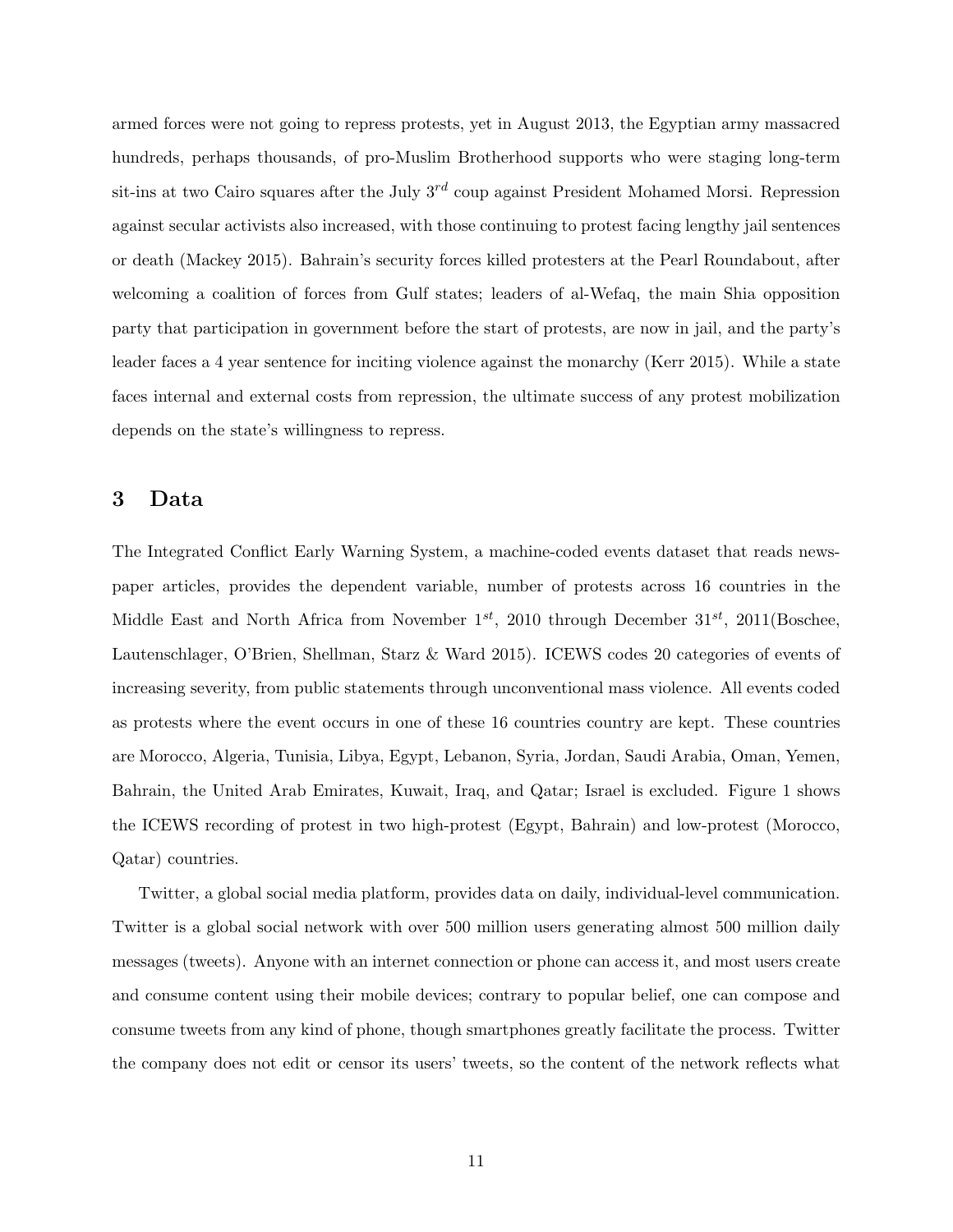armed forces were not going to repress protests, yet in August 2013, the Egyptian army massacred hundreds, perhaps thousands, of pro-Muslim Brotherhood supports who were staging long-term sit-ins at two Cairo squares after the July $3^{rd}$ coup against President Mohamed Morsi. Repression against secular activists also increased, with those continuing to protest facing lengthy jail sentences or death (Mackey 2015). Bahrain's security forces killed protesters at the Pearl Roundabout, after welcoming a coalition of forces from Gulf states; leaders of al-Wefaq, the main Shia opposition party that participation in government before the start of protests, are now in jail, and the party's leader faces a 4 year sentence for inciting violence against the monarchy (Kerr 2015). While a state faces internal and external costs from repression, the ultimate success of any protest mobilization depends on the state's willingness to repress.

## 3 Data

The Integrated Conflict Early Warning System, a machine-coded events dataset that reads newspaper articles, provides the dependent variable, number of protests across 16 countries in the Middle East and North Africa from November $1^{st}$, 2010 through December $31^{st}$, 2011(Boschee, Lautenschlager, O'Brien, Shellman, Starz & Ward 2015). ICEWS codes 20 categories of events of increasing severity, from public statements through unconventional mass violence. All events coded as protests where the event occurs in one of these 16 countries country are kept. These countries are Morocco, Algeria, Tunisia, Libya, Egypt, Lebanon, Syria, Jordan, Saudi Arabia, Oman, Yemen, Bahrain, the United Arab Emirates, Kuwait, Iraq, and Qatar; Israel is excluded. Figure 1 shows the ICEWS recording of protest in two high-protest (Egypt, Bahrain) and low-protest (Morocco, Qatar) countries.

Twitter, a global social media platform, provides data on daily, individual-level communication. Twitter is a global social network with over 500 million users generating almost 500 million daily messages (tweets). Anyone with an internet connection or phone can access it, and most users create and consume content using their mobile devices; contrary to popular belief, one can compose and consume tweets from any kind of phone, though smartphones greatly facilitate the process. Twitter the company does not edit or censor its users' tweets, so the content of the network reflects what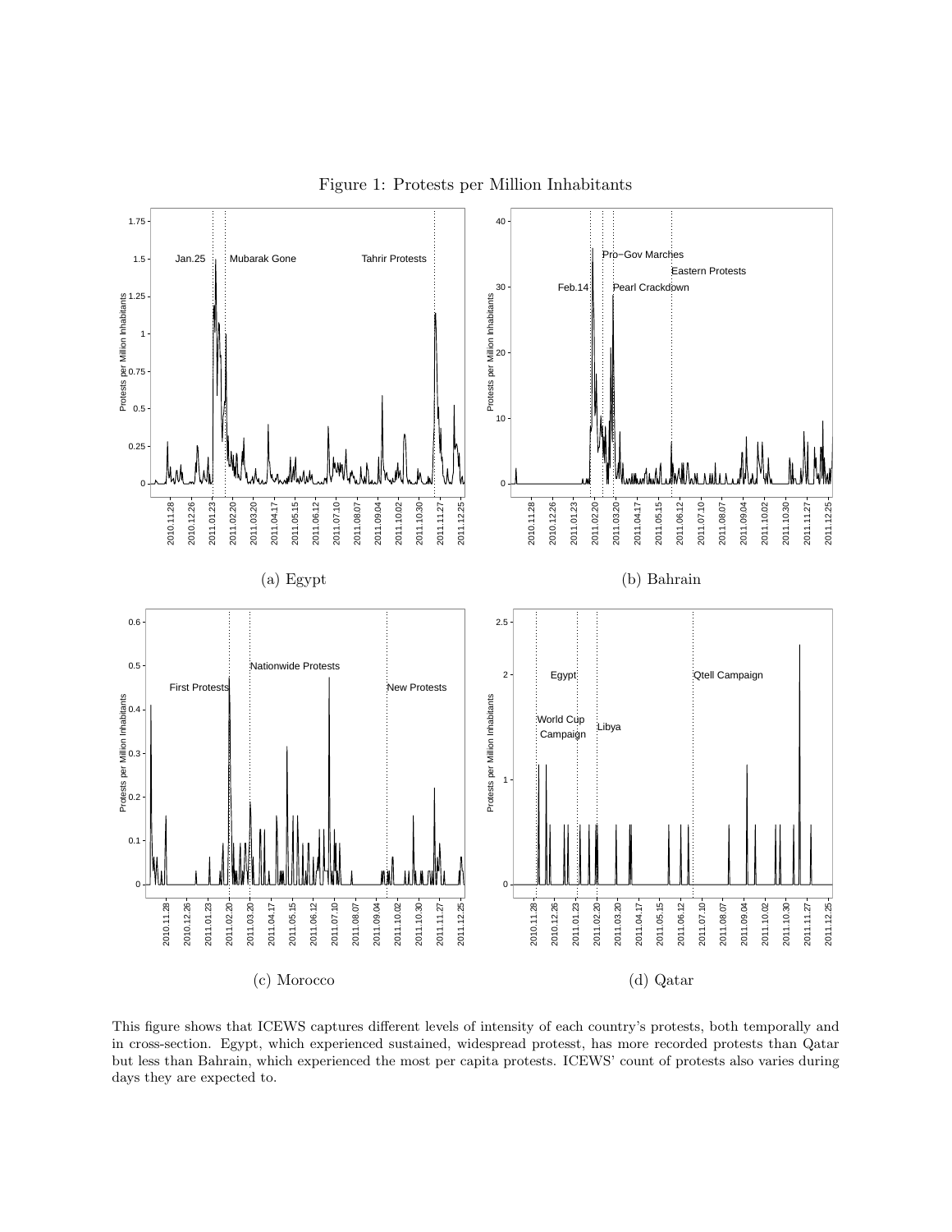Figure 1: Protests per Million Inhabitants

(a) Egypt

(b) Bahrain

(c) Morocco

(d) Qatar

This figure shows that ICEWS captures different levels of intensity of each country's protests, both temporally and in cross-section. Egypt, which experienced sustained, widespread protesst, has more recorded protests than Qatar but less than Bahrain, which experienced the most per capita protests. ICEWS' count of protests also varies during days they are expected to.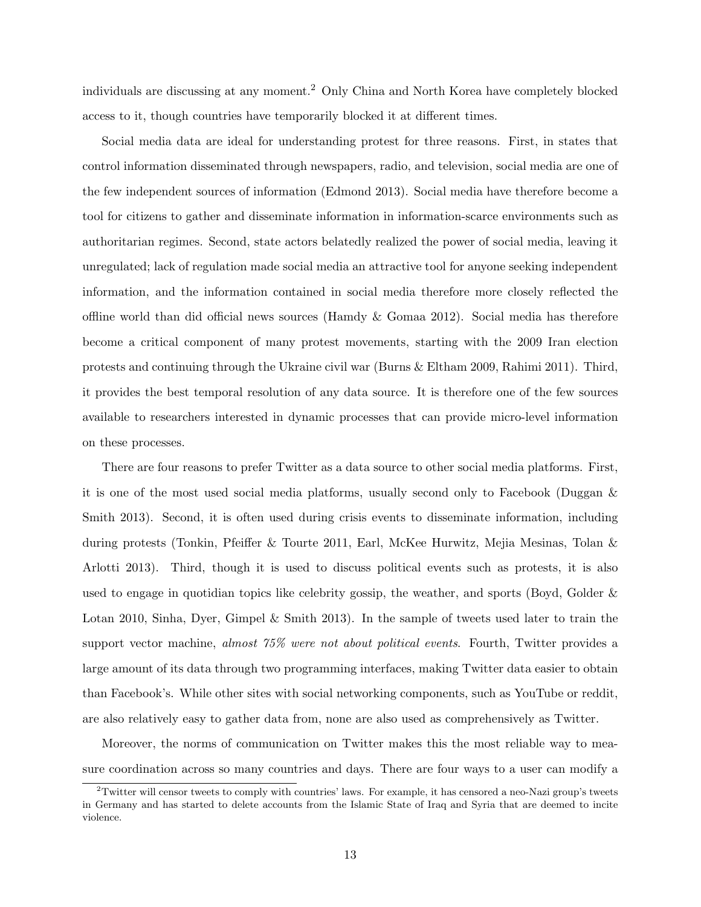individuals are discussing at any moment.[2] Only China and North Korea have completely blocked access to it, though countries have temporarily blocked it at different times.

Social media data are ideal for understanding protest for three reasons. First, in states that control information disseminated through newspapers, radio, and television, social media are one of the few independent sources of information (Edmond 2013). Social media have therefore become a tool for citizens to gather and disseminate information in information-scarce environments such as authoritarian regimes. Second, state actors belatedly realized the power of social media, leaving it unregulated; lack of regulation made social media an attractive tool for anyone seeking independent information, and the information contained in social media therefore more closely reflected the offline world than did official news sources (Hamdy & Gomaa 2012). Social media has therefore become a critical component of many protest movements, starting with the 2009 Iran election protests and continuing through the Ukraine civil war (Burns & Eltham 2009, Rahimi 2011). Third, it provides the best temporal resolution of any data source. It is therefore one of the few sources available to researchers interested in dynamic processes that can provide micro-level information on these processes.

There are four reasons to prefer Twitter as a data source to other social media platforms. First, it is one of the most used social media platforms, usually second only to Facebook (Duggan & Smith 2013). Second, it is often used during crisis events to disseminate information, including during protests (Tonkin, Pfeiffer & Tourte 2011, Earl, McKee Hurwitz, Mejia Mesinas, Tolan & Arlotti 2013). Third, though it is used to discuss political events such as protests, it is also used to engage in quotidian topics like celebrity gossip, the weather, and sports (Boyd, Golder & Lotan 2010, Sinha, Dyer, Gimpel & Smith 2013). In the sample of tweets used later to train the support vector machine, *almost 75% were not about political events*. Fourth, Twitter provides a large amount of its data through two programming interfaces, making Twitter data easier to obtain than Facebook's. While other sites with social networking components, such as YouTube or reddit, are also relatively easy to gather data from, none are also used as comprehensively as Twitter.

Moreover, the norms of communication on Twitter makes this the most reliable way to measure coordination across so many countries and days. There are four ways to a user can modify a

[2] Twitter will censor tweets to comply with countries' laws. For example, it has censored a neo-Nazi group's tweets in Germany and has started to delete accounts from the Islamic State of Iraq and Syria that are deemed to incite violence.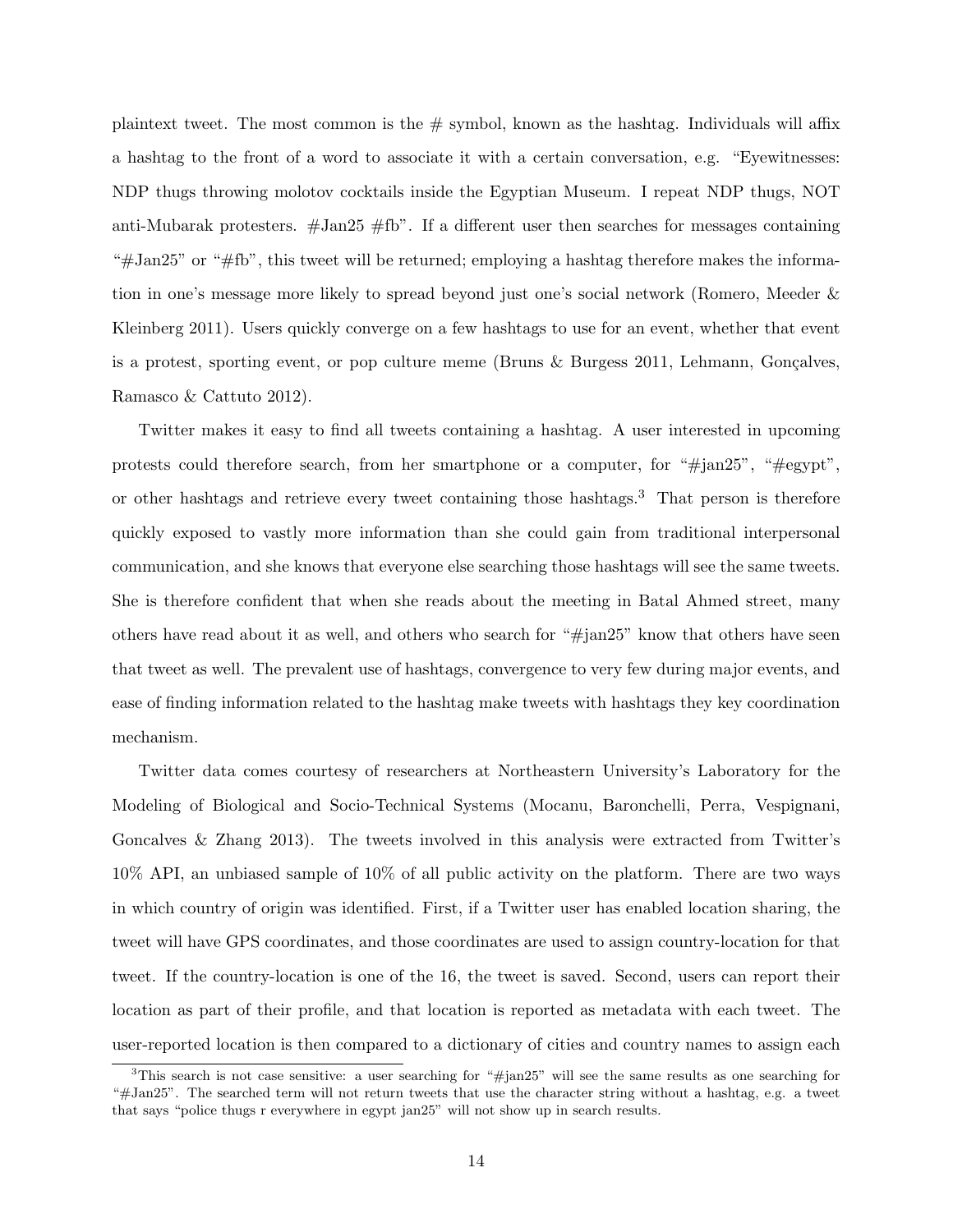plaintext tweet. The most common is the # symbol, known as the hashtag. Individuals will affix a hashtag to the front of a word to associate it with a certain conversation, e.g. "Eyewitnesses: NDP thugs throwing molotov cocktails inside the Egyptian Museum. I repeat NDP thugs, NOT anti-Mubarak protesters. #Jan25 #fb". If a different user then searches for messages containing "#Jan25" or "#fb", this tweet will be returned; employing a hashtag therefore makes the information in one's message more likely to spread beyond just one's social network (Romero, Meeder & Kleinberg 2011). Users quickly converge on a few hashtags to use for an event, whether that event is a protest, sporting event, or pop culture meme (Bruns & Burgess 2011, Lehmann, Gonçalves, Ramasco & Cattuto 2012).

Twitter makes it easy to find all tweets containing a hashtag. A user interested in upcoming protests could therefore search, from her smartphone or a computer, for "#jan25", "#egypt", or other hashtags and retrieve every tweet containing those hashtags.[3] That person is therefore quickly exposed to vastly more information than she could gain from traditional interpersonal communication, and she knows that everyone else searching those hashtags will see the same tweets. She is therefore confident that when she reads about the meeting in Batal Ahmed street, many others have read about it as well, and others who search for "#jan25" know that others have seen that tweet as well. The prevalent use of hashtags, convergence to very few during major events, and ease of finding information related to the hashtag make tweets with hashtags they key coordination mechanism.

Twitter data comes courtesy of researchers at Northeastern University's Laboratory for the Modeling of Biological and Socio-Technical Systems (Mocanu, Baronchelli, Perra, Vespignani, Goncalves & Zhang 2013). The tweets involved in this analysis were extracted from Twitter's 10% API, an unbiased sample of 10% of all public activity on the platform. There are two ways in which country of origin was identified. First, if a Twitter user has enabled location sharing, the tweet will have GPS coordinates, and those coordinates are used to assign country-location for that tweet. If the country-location is one of the 16, the tweet is saved. Second, users can report their location as part of their profile, and that location is reported as metadata with each tweet. The user-reported location is then compared to a dictionary of cities and country names to assign each

[3] This search is not case sensitive: a user searching for "#jan25" will see the same results as one searching for "#Jan25". The searched term will not return tweets that use the character string without a hashtag, e.g. a tweet that says "police thugs r everywhere in egypt jan25" will not show up in search results.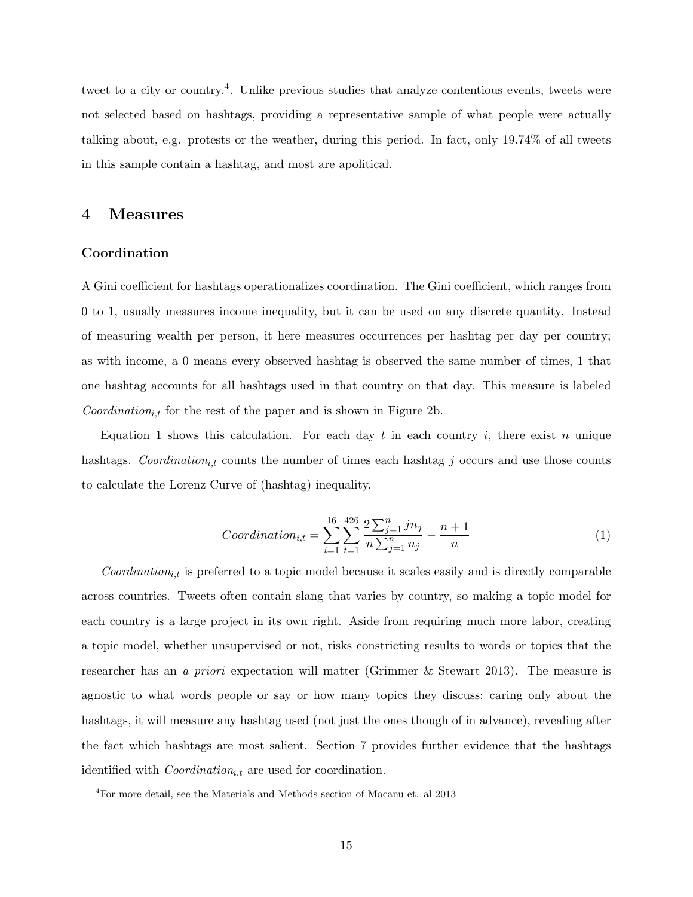tweet to a city or country.[4]. Unlike previous studies that analyze contentious events, tweets were not selected based on hashtags, providing a representative sample of what people were actually talking about, e.g. protests or the weather, during this period. In fact, only 19.74% of all tweets in this sample contain a hashtag, and most are apolitical.

# 4 Measures

### Coordination

A Gini coefficient for hashtags operationalizes coordination. The Gini coefficient, which ranges from 0 to 1, usually measures income inequality, but it can be used on any discrete quantity. Instead of measuring wealth per person, it here measures occurrences per hashtag per day per country; as with income, a 0 means every observed hashtag is observed the same number of times, 1 that one hashtag accounts for all hashtags used in that country on that day. This measure is labeled $Coordination_{i,t}$ for the rest of the paper and is shown in Figure 2b.

Equation 1 shows this calculation. For each day $t$ in each country $i$, there exist $n$ unique hashtags. $Coordination_{i,t}$ counts the number of times each hashtag $j$ occurs and use those counts to calculate the Lorenz Curve of (hashtag) inequality.

$$Coordination_{i,t} = \sum_{i=1}^{16} \sum_{t=1}^{426} \frac{2\sum_{j=1}^{n} j n_j}{n \sum_{j=1}^{n} n_j} - \frac{n+1}{n} \tag{1}$$

$Coordination_{i,t}$ is preferred to a topic model because it scales easily and is directly comparable across countries. Tweets often contain slang that varies by country, so making a topic model for each country is a large project in its own right. Aside from requiring much more labor, creating a topic model, whether unsupervised or not, risks constricting results to words or topics that the researcher has an *a priori* expectation will matter (Grimmer & Stewart 2013). The measure is agnostic to what words people or say or how many topics they discuss; caring only about the hashtags, it will measure any hashtag used (not just the ones though of in advance), revealing after the fact which hashtags are most salient. Section 7 provides further evidence that the hashtags identified with $Coordination_{i,t}$ are used for coordination.

[4]For more detail, see the Materials and Methods section of Mocanu et. al 2013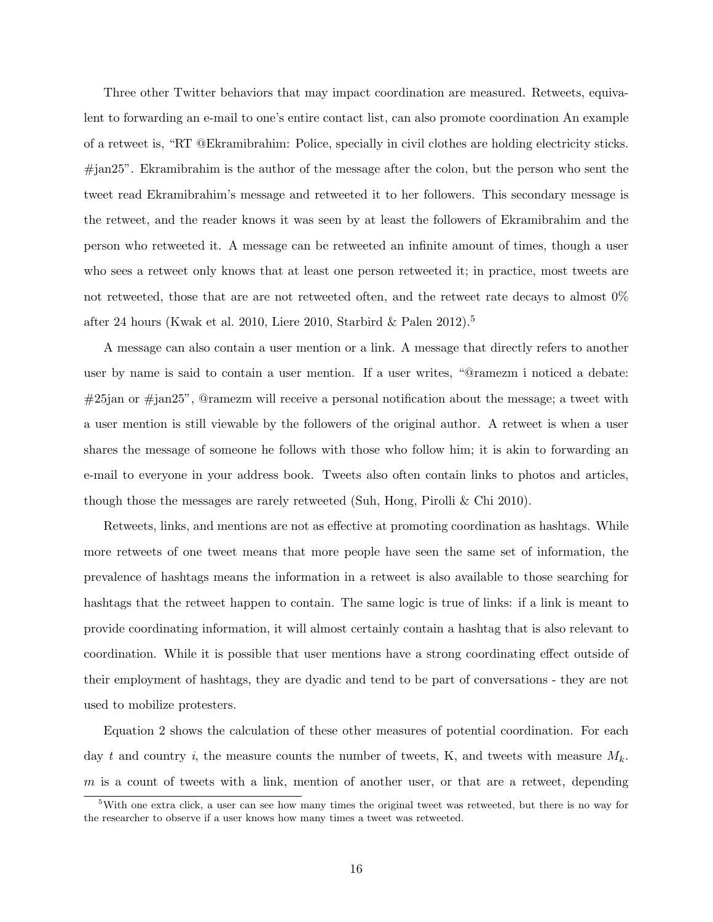Three other Twitter behaviors that may impact coordination are measured. Retweets, equivalent to forwarding an e-mail to one's entire contact list, can also promote coordination An example of a retweet is, "RT @Ekramibrahim: Police, specially in civil clothes are holding electricity sticks. #jan25". Ekramibrahim is the author of the message after the colon, but the person who sent the tweet read Ekramibrahim's message and retweeted it to her followers. This secondary message is the retweet, and the reader knows it was seen by at least the followers of Ekramibrahim and the person who retweeted it. A message can be retweeted an infinite amount of times, though a user who sees a retweet only knows that at least one person retweeted it; in practice, most tweets are not retweeted, those that are are not retweeted often, and the retweet rate decays to almost 0% after 24 hours (Kwak et al. 2010, Liere 2010, Starbird & Palen 2012).[5]

A message can also contain a user mention or a link. A message that directly refers to another user by name is said to contain a user mention. If a user writes, "@ramezm i noticed a debate: #25jan or #jan25", @ramezm will receive a personal notification about the message; a tweet with a user mention is still viewable by the followers of the original author. A retweet is when a user shares the message of someone he follows with those who follow him; it is akin to forwarding an e-mail to everyone in your address book. Tweets also often contain links to photos and articles, though those the messages are rarely retweeted (Suh, Hong, Pirolli & Chi 2010).

Retweets, links, and mentions are not as effective at promoting coordination as hashtags. While more retweets of one tweet means that more people have seen the same set of information, the prevalence of hashtags means the information in a retweet is also available to those searching for hashtags that the retweet happen to contain. The same logic is true of links: if a link is meant to provide coordinating information, it will almost certainly contain a hashtag that is also relevant to coordination. While it is possible that user mentions have a strong coordinating effect outside of their employment of hashtags, they are dyadic and tend to be part of conversations - they are not used to mobilize protesters.

Equation 2 shows the calculation of these other measures of potential coordination. For each day $t$ and country $i$, the measure counts the number of tweets, K, and tweets with measure $M_k$. $m$ is a count of tweets with a link, mention of another user, or that are a retweet, depending

[5] With one extra click, a user can see how many times the original tweet was retweeted, but there is no way for the researcher to observe if a user knows how many times a tweet was retweeted.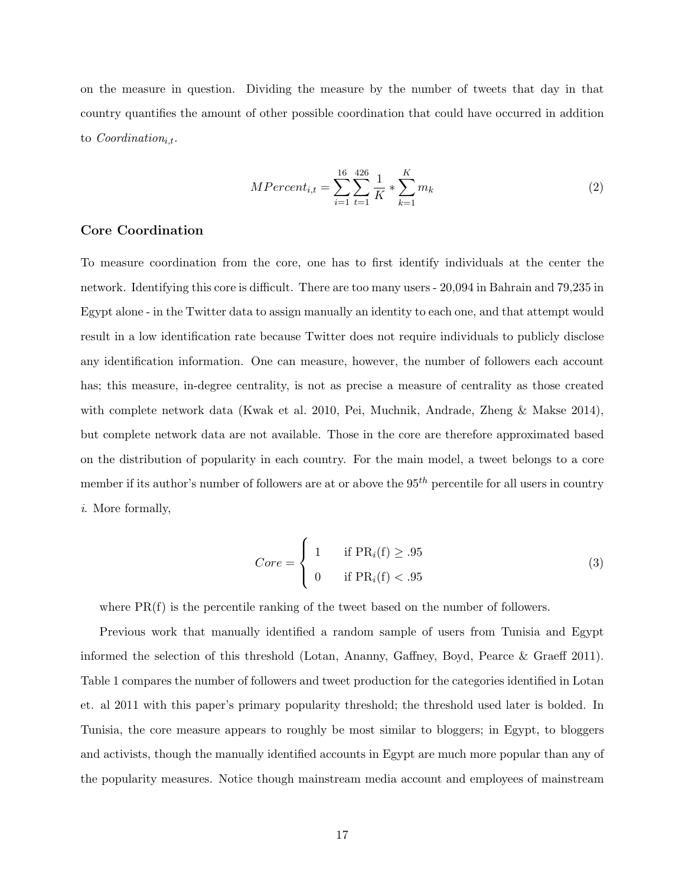on the measure in question. Dividing the measure by the number of tweets that day in that country quantifies the amount of other possible coordination that could have occurred in addition to $Coordination_{i,t}$.

$$MPercent_{i,t} = \sum_{i=1}^{16} \sum_{t=1}^{426} \frac{1}{K} * \sum_{k=1}^{K} m_k \tag{2}$$

### Core Coordination

To measure coordination from the core, one has to first identify individuals at the center the network. Identifying this core is difficult. There are too many users - 20,094 in Bahrain and 79,235 in Egypt alone - in the Twitter data to assign manually an identity to each one, and that attempt would result in a low identification rate because Twitter does not require individuals to publicly disclose any identification information. One can measure, however, the number of followers each account has; this measure, in-degree centrality, is not as precise a measure of centrality as those created with complete network data (Kwak et al. 2010, Pei, Muchnik, Andrade, Zheng & Makse 2014), but complete network data are not available. Those in the core are therefore approximated based on the distribution of popularity in each country. For the main model, a tweet belongs to a core member if its author's number of followers are at or above the $95^{th}$ percentile for all users in country $i$. More formally,

$$Core = \begin{cases} 1 & \text{if } \mathrm{PR}_i(\mathrm{f}) \geq .95 \\ 0 & \text{if } \mathrm{PR}_i(\mathrm{f}) < .95 \end{cases} \tag{3}$$

where PR(f) is the percentile ranking of the tweet based on the number of followers.

Previous work that manually identified a random sample of users from Tunisia and Egypt informed the selection of this threshold (Lotan, Ananny, Gaffney, Boyd, Pearce & Graeff 2011). Table 1 compares the number of followers and tweet production for the categories identified in Lotan et. al 2011 with this paper's primary popularity threshold; the threshold used later is bolded. In Tunisia, the core measure appears to roughly be most similar to bloggers; in Egypt, to bloggers and activists, though the manually identified accounts in Egypt are much more popular than any of the popularity measures. Notice though mainstream media account and employees of mainstream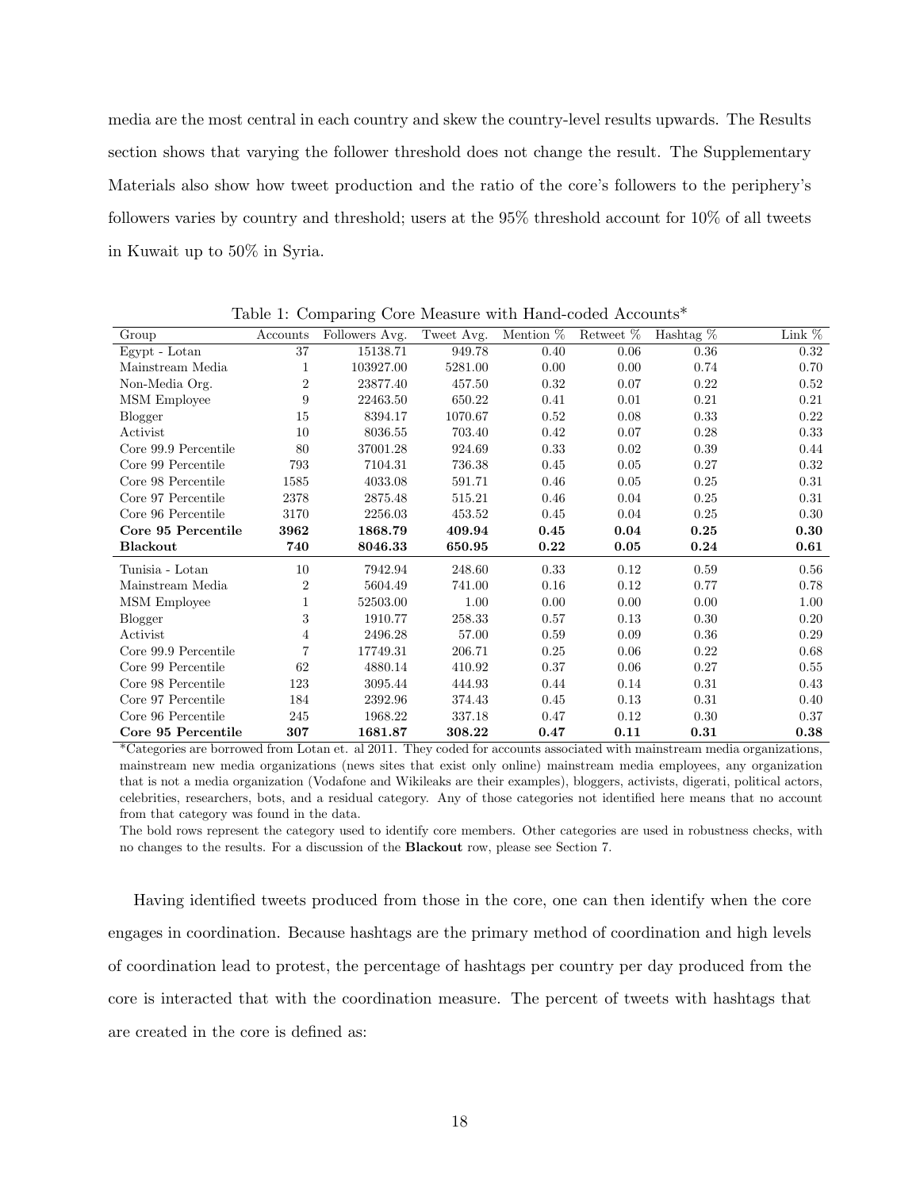media are the most central in each country and skew the country-level results upwards. The Results section shows that varying the follower threshold does not change the result. The Supplementary Materials also show how tweet production and the ratio of the core's followers to the periphery's followers varies by country and threshold; users at the 95% threshold account for 10% of all tweets in Kuwait up to 50% in Syria.

Table 1: Comparing Core Measure with Hand-coded Accounts*

| Group | Accounts | Followers Avg. | Tweet Avg. | Mention % | Retweet % | Hashtag % | Link % |
|---|---|---|---|---|---|---|---|
| Egypt - Lotan | 37 | 15138.71 | 949.78 | 0.40 | 0.06 | 0.36 | 0.32 |
| Mainstream Media | 1 | 103927.00 | 5281.00 | 0.00 | 0.00 | 0.74 | 0.70 |
| Non-Media Org. | 2 | 23877.40 | 457.50 | 0.32 | 0.07 | 0.22 | 0.52 |
| MSM Employee | 9 | 22463.50 | 650.22 | 0.41 | 0.01 | 0.21 | 0.21 |
| Blogger | 15 | 8394.17 | 1070.67 | 0.52 | 0.08 | 0.33 | 0.22 |
| Activist | 10 | 8036.55 | 703.40 | 0.42 | 0.07 | 0.28 | 0.33 |
| Core 99.9 Percentile | 80 | 37001.28 | 924.69 | 0.33 | 0.02 | 0.39 | 0.44 |
| Core 99 Percentile | 793 | 7104.31 | 736.38 | 0.45 | 0.05 | 0.27 | 0.32 |
| Core 98 Percentile | 1585 | 4033.08 | 591.71 | 0.46 | 0.05 | 0.25 | 0.31 |
| Core 97 Percentile | 2378 | 2875.48 | 515.21 | 0.46 | 0.04 | 0.25 | 0.31 |
| Core 96 Percentile | 3170 | 2256.03 | 453.52 | 0.45 | 0.04 | 0.25 | 0.30 |
| **Core 95 Percentile** | **3962** | **1868.79** | **409.94** | **0.45** | **0.04** | **0.25** | **0.30** |
| **Blackout** | **740** | **8046.33** | **650.95** | **0.22** | **0.05** | **0.24** | **0.61** |
| Tunisia - Lotan | 10 | 7942.94 | 248.60 | 0.33 | 0.12 | 0.59 | 0.56 |
| Mainstream Media | 2 | 5604.49 | 741.00 | 0.16 | 0.12 | 0.77 | 0.78 |
| MSM Employee | 1 | 52503.00 | 1.00 | 0.00 | 0.00 | 0.00 | 1.00 |
| Blogger | 3 | 1910.77 | 258.33 | 0.57 | 0.13 | 0.30 | 0.20 |
| Activist | 4 | 2496.28 | 57.00 | 0.59 | 0.09 | 0.36 | 0.29 |
| Core 99.9 Percentile | 7 | 17749.31 | 206.71 | 0.25 | 0.06 | 0.22 | 0.68 |
| Core 99 Percentile | 62 | 4880.14 | 410.92 | 0.37 | 0.06 | 0.27 | 0.55 |
| Core 98 Percentile | 123 | 3095.44 | 444.93 | 0.44 | 0.14 | 0.31 | 0.43 |
| Core 97 Percentile | 184 | 2392.96 | 374.43 | 0.45 | 0.13 | 0.31 | 0.40 |
| Core 96 Percentile | 245 | 1968.22 | 337.18 | 0.47 | 0.12 | 0.30 | 0.37 |
| **Core 95 Percentile** | **307** | **1681.87** | **308.22** | **0.47** | **0.11** | **0.31** | **0.38** |

*Categories are borrowed from Lotan et. al 2011. They coded for accounts associated with mainstream media organizations, mainstream new media organizations (news sites that exist only online) mainstream media employees, any organization that is not a media organization (Vodafone and Wikileaks are their examples), bloggers, activists, digerati, political actors, celebrities, researchers, bots, and a residual category. Any of those categories not identified here means that no account from that category was found in the data.

The bold rows represent the category used to identify core members. Other categories are used in robustness checks, with no changes to the results. For a discussion of the **Blackout** row, please see Section 7.

Having identified tweets produced from those in the core, one can then identify when the core engages in coordination. Because hashtags are the primary method of coordination and high levels of coordination lead to protest, the percentage of hashtags per country per day produced from the core is interacted that with the coordination measure. The percent of tweets with hashtags that are created in the core is defined as: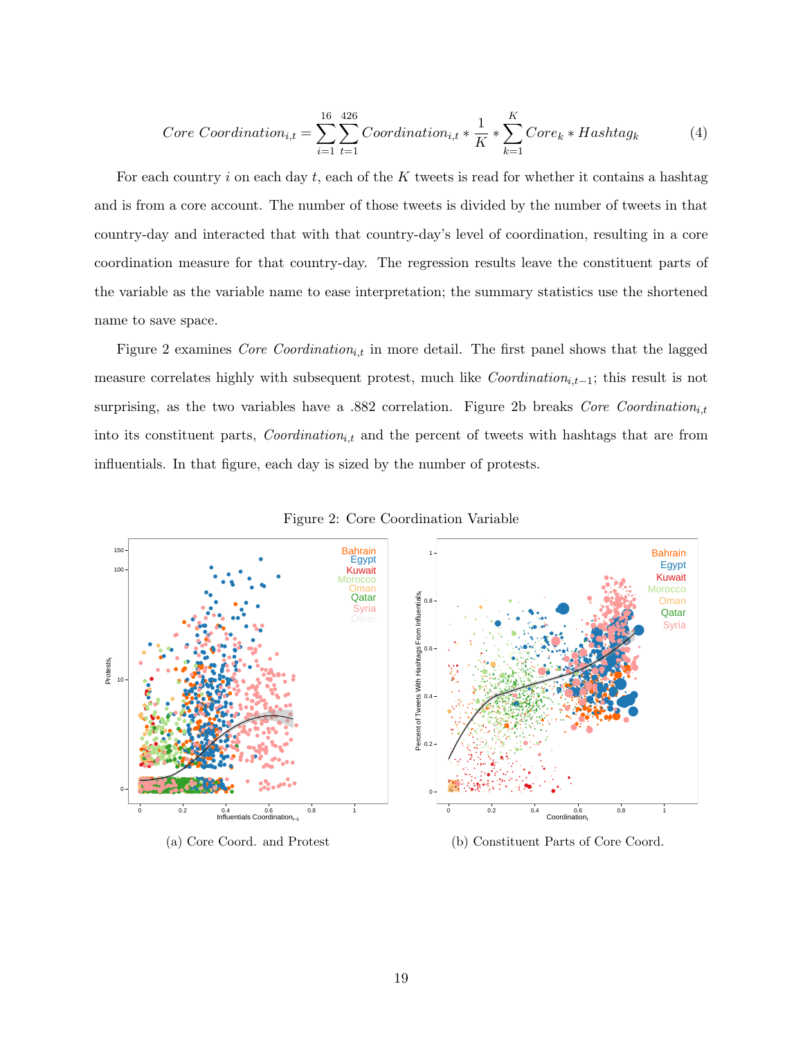$$Core\ Coordination_{i,t} = \sum_{i=1}^{16}\sum_{t=1}^{426} Coordination_{i,t} * \frac{1}{K} * \sum_{k=1}^{K} Core_k * Hashtag_k \quad (4)$$

For each country $i$ on each day $t$, each of the $K$ tweets is read for whether it contains a hashtag and is from a core account. The number of those tweets is divided by the number of tweets in that country-day and interacted that with that country-day's level of coordination, resulting in a core coordination measure for that country-day. The regression results leave the constituent parts of the variable as the variable name to ease interpretation; the summary statistics use the shortened name to save space.

Figure 2 examines *Core Coordination*$_{i,t}$ in more detail. The first panel shows that the lagged measure correlates highly with subsequent protest, much like *Coordination*$_{i,t-1}$; this result is not surprising, as the two variables have a .882 correlation. Figure 2b breaks *Core Coordination*$_{i,t}$ into its constituent parts, *Coordination*$_{i,t}$ and the percent of tweets with hashtags that are from influentials. In that figure, each day is sized by the number of protests.

Figure 2: Core Coordination Variable

(a) Core Coord. and Protest

(b) Constituent Parts of Core Coord.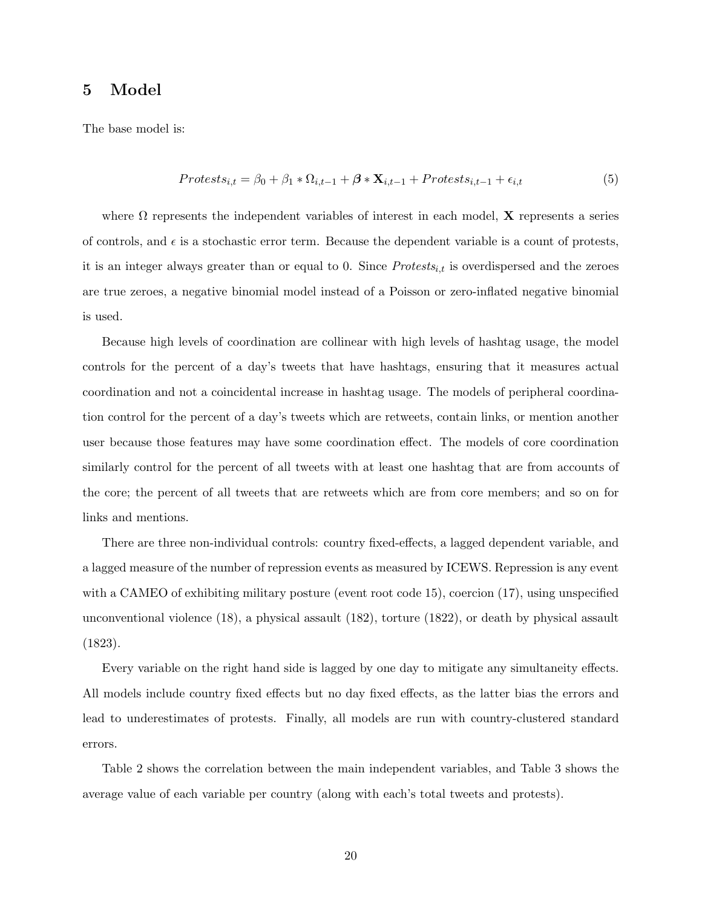# 5 Model

The base model is:

$$Protests_{i,t} = \beta_0 + \beta_1 * \Omega_{i,t-1} + \boldsymbol{\beta} * \mathbf{X}_{i,t-1} + Protests_{i,t-1} + \epsilon_{i,t} \tag{5}$$

where $\Omega$ represents the independent variables of interest in each model, $\mathbf{X}$ represents a series of controls, and $\epsilon$ is a stochastic error term. Because the dependent variable is a count of protests, it is an integer always greater than or equal to 0. Since $Protests_{i,t}$ is overdispersed and the zeroes are true zeroes, a negative binomial model instead of a Poisson or zero-inflated negative binomial is used.

Because high levels of coordination are collinear with high levels of hashtag usage, the model controls for the percent of a day's tweets that have hashtags, ensuring that it measures actual coordination and not a coincidental increase in hashtag usage. The models of peripheral coordination control for the percent of a day's tweets which are retweets, contain links, or mention another user because those features may have some coordination effect. The models of core coordination similarly control for the percent of all tweets with at least one hashtag that are from accounts of the core; the percent of all tweets that are retweets which are from core members; and so on for links and mentions.

There are three non-individual controls: country fixed-effects, a lagged dependent variable, and a lagged measure of the number of repression events as measured by ICEWS. Repression is any event with a CAMEO of exhibiting military posture (event root code 15), coercion (17), using unspecified unconventional violence (18), a physical assault (182), torture (1822), or death by physical assault (1823).

Every variable on the right hand side is lagged by one day to mitigate any simultaneity effects. All models include country fixed effects but no day fixed effects, as the latter bias the errors and lead to underestimates of protests. Finally, all models are run with country-clustered standard errors.

Table 2 shows the correlation between the main independent variables, and Table 3 shows the average value of each variable per country (along with each's total tweets and protests).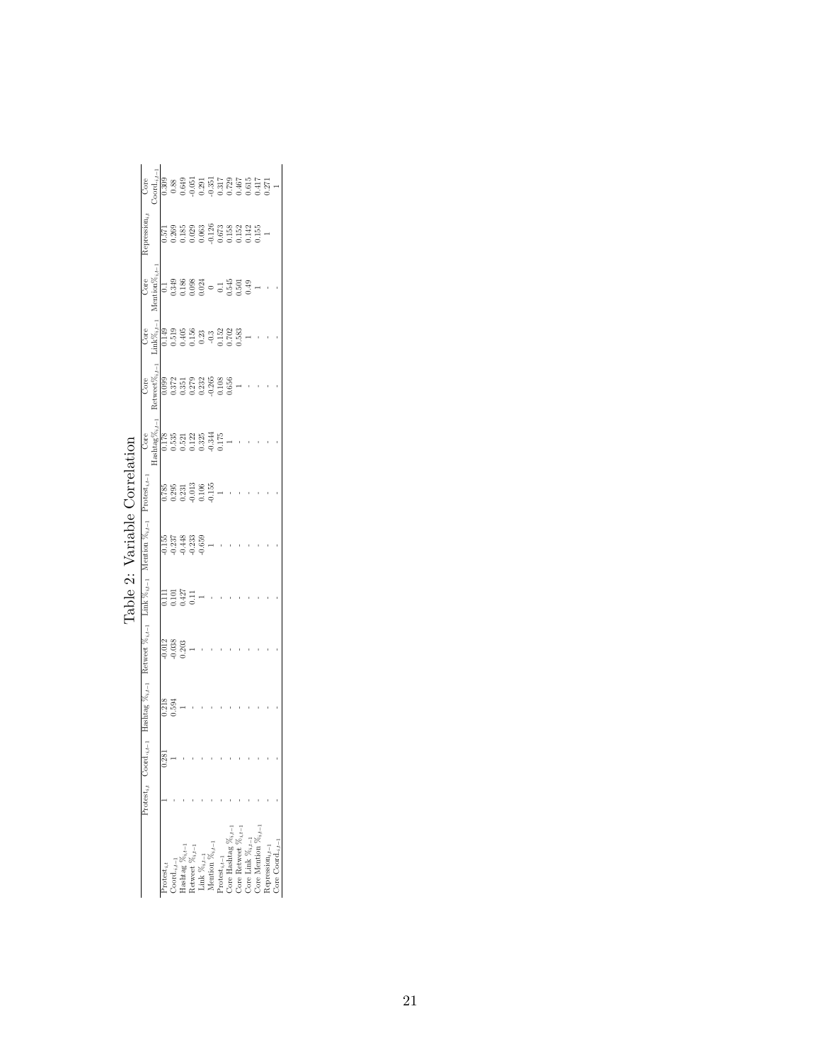# Table 2: Variable Correlation

| | $Protest_{i,t}$ | $Coord_{i,t-1}$ | Hashtag $\%_{i,t-1}$ | Retweet $\%_{i,t-1}$ | Link $\%_{i,t-1}$ | Mention $\%_{i,t-1}$ | $Protest_{i,t-1}$ | Core Hashtag$\%_{i,t-1}$ | Core Retweet$\%_{i,t-1}$ | Core Link$\%_{i,t-1}$ | Core Mention$\%_{i,t-1}$ | $Repression_{i,t}$ | Core $Coord_{i,t-1}$ |
|---|---|---|---|---|---|---|---|---|---|---|---|---|---|
| $Protest_{i,t}$ | 1 | 0.281 | 0.218 | -0.012 | 0.111 | -0.155 | 0.785 | 0.178 | 0.099 | 0.149 | 0.1 | 0.571 | 0.309 |
| $Coord_{i,t-1}$ | - | 1 | 0.594 | -0.038 | 0.101 | -0.237 | 0.295 | 0.535 | 0.372 | 0.519 | 0.349 | 0.269 | 0.88 |
| Hashtag $\%_{i,t-1}$ | - | - | 1 | 0.203 | 0.427 | -0.448 | 0.231 | 0.521 | 0.351 | 0.405 | 0.186 | 0.185 | 0.649 |
| Retweet $\%_{i,t-1}$ | - | - | - | 1 | 0.11 | -0.233 | -0.013 | 0.122 | 0.279 | 0.156 | 0.098 | 0.029 | -0.051 |
| Link $\%_{i,t-1}$ | - | - | - | - | 1 | -0.659 | 0.106 | 0.325 | 0.232 | 0.23 | 0.024 | 0.063 | 0.291 |
| Mention $\%_{i,t-1}$ | - | - | - | - | - | 1 | -0.155 | -0.344 | -0.265 | -0.3 | 0 | -0.126 | -0.351 |
| $Protest_{i,t-1}$ | - | - | - | - | - | - | 1 | 0.175 | 0.108 | 0.152 | 0.1 | 0.673 | 0.317 |
| Core Hashtag $\%_{i,t-1}$ | - | - | - | - | - | - | - | 1 | 0.656 | 0.702 | 0.545 | 0.158 | 0.729 |
| Core Retweet $\%_{i,t-1}$ | - | - | - | - | - | - | - | - | 1 | 0.583 | 0.501 | 0.152 | 0.467 |
| Core Link $\%_{i,t-1}$ | - | - | - | - | - | - | - | - | - | 1 | 0.49 | 0.142 | 0.615 |
| Core Mention $\%_{i,t-1}$ | - | - | - | - | - | - | - | - | - | - | 1 | 0.155 | 0.417 |
| $Repression_{i,t-1}$ | - | - | - | - | - | - | - | - | - | - | - | 1 | 0.271 |
| Core $Coord_{i,t-1}$ | - | - | - | - | - | - | - | - | - | - | - | - | 1 |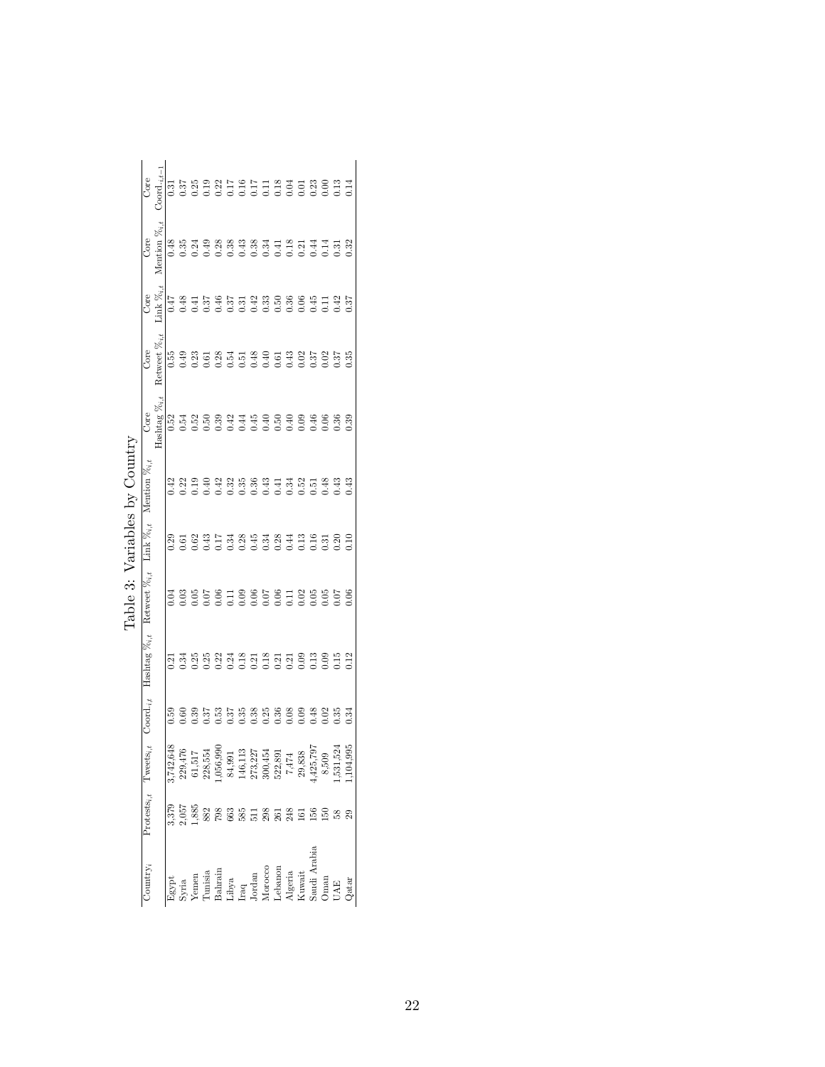# Table 3: Variables by Country

| $\text{Country}_i$ | $\text{Protests}_{i,t}$ | $\text{Tweets}_{i,t}$ | $\text{Coord}_{i,t}$ | Hashtag $\%_{i,t}$ | Retweet $\%_{i,t}$ | Link $\%_{i,t}$ | Mention $\%_{i,t}$ | Core Hashtag $\%_{i,t}$ | Core Retweet $\%_{i,t}$ | Core Link $\%_{i,t}$ | Core Mention $\%_{i,t}$ | Core $\text{Coord}_{i,t-1}$ |
|---|---|---|---|---|---|---|---|---|---|---|---|---|
| Egypt | 3,379 | 3,742,648 | 0.59 | 0.21 | 0.04 | 0.29 | 0.42 | 0.52 | 0.55 | 0.47 | 0.48 | 0.31 |
| Syria | 2,057 | 229,476 | 0.60 | 0.34 | 0.03 | 0.61 | 0.22 | 0.54 | 0.49 | 0.48 | 0.35 | 0.37 |
| Yemen | 1,885 | 61,517 | 0.39 | 0.25 | 0.05 | 0.62 | 0.19 | 0.52 | 0.23 | 0.41 | 0.24 | 0.25 |
| Tunisia | 882 | 228,554 | 0.37 | 0.25 | 0.07 | 0.43 | 0.40 | 0.50 | 0.61 | 0.37 | 0.49 | 0.19 |
| Bahrain | 798 | 1,056,990 | 0.53 | 0.22 | 0.06 | 0.17 | 0.42 | 0.39 | 0.28 | 0.46 | 0.28 | 0.22 |
| Libya | 663 | 84,991 | 0.37 | 0.24 | 0.11 | 0.34 | 0.32 | 0.42 | 0.54 | 0.37 | 0.38 | 0.17 |
| Iraq | 585 | 146,113 | 0.35 | 0.18 | 0.09 | 0.28 | 0.35 | 0.44 | 0.51 | 0.31 | 0.43 | 0.16 |
| Jordan | 511 | 273,227 | 0.38 | 0.21 | 0.06 | 0.45 | 0.36 | 0.45 | 0.48 | 0.42 | 0.38 | 0.17 |
| Morocco | 298 | 300,454 | 0.25 | 0.18 | 0.07 | 0.34 | 0.43 | 0.40 | 0.40 | 0.33 | 0.34 | 0.11 |
| Lebanon | 261 | 522,891 | 0.36 | 0.21 | 0.06 | 0.28 | 0.41 | 0.50 | 0.61 | 0.50 | 0.41 | 0.18 |
| Algeria | 248 | 7,474 | 0.08 | 0.21 | 0.11 | 0.44 | 0.34 | 0.40 | 0.43 | 0.36 | 0.18 | 0.04 |
| Kuwait | 161 | 29,838 | 0.09 | 0.09 | 0.02 | 0.13 | 0.52 | 0.09 | 0.02 | 0.06 | 0.21 | 0.01 |
| Saudi Arabia | 156 | 4,425,797 | 0.48 | 0.13 | 0.05 | 0.16 | 0.51 | 0.46 | 0.37 | 0.45 | 0.44 | 0.23 |
| Oman | 150 | 8,509 | 0.02 | 0.09 | 0.05 | 0.31 | 0.48 | 0.06 | 0.02 | 0.11 | 0.14 | 0.00 |
| UAE | 58 | 1,531,524 | 0.35 | 0.15 | 0.07 | 0.20 | 0.43 | 0.36 | 0.37 | 0.42 | 0.31 | 0.13 |
| Qatar | 29 | 1,104,995 | 0.34 | 0.12 | 0.06 | 0.10 | 0.43 | 0.39 | 0.35 | 0.37 | 0.32 | 0.14 |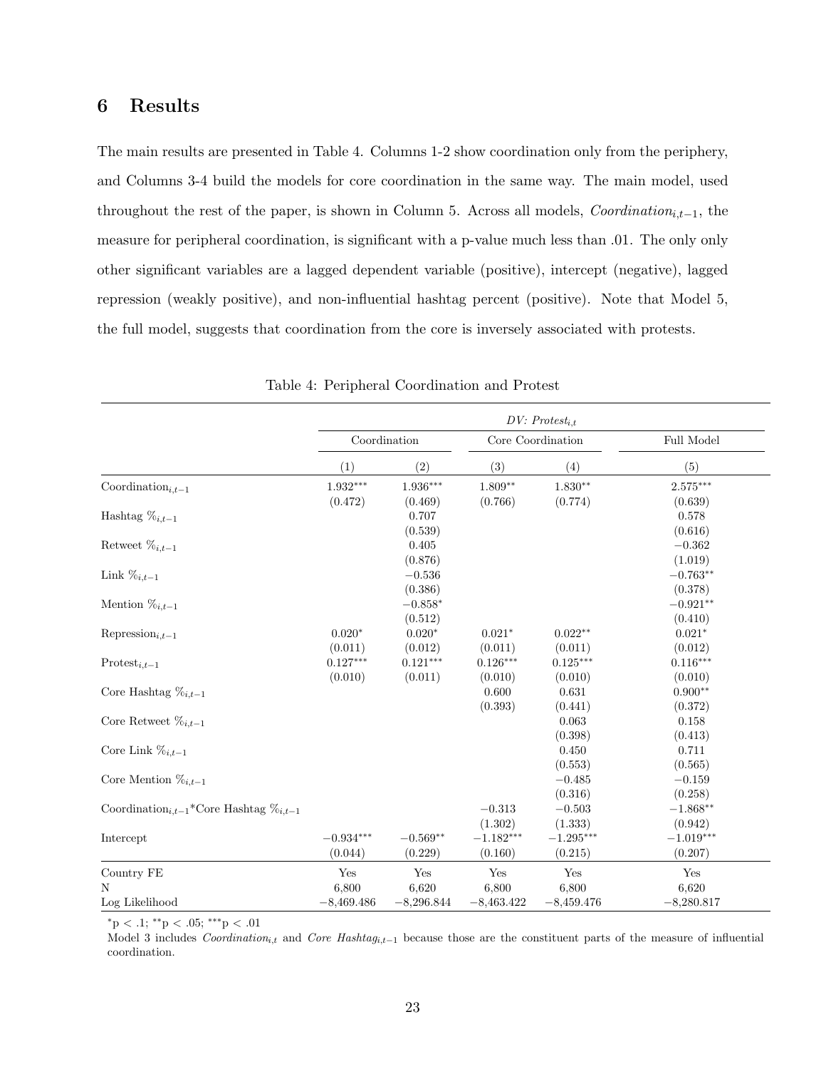## 6 Results

The main results are presented in Table 4. Columns 1-2 show coordination only from the periphery, and Columns 3-4 build the models for core coordination in the same way. The main model, used throughout the rest of the paper, is shown in Column 5. Across all models, $Coordination_{i,t-1}$, the measure for peripheral coordination, is significant with a p-value much less than .01. The only only other significant variables are a lagged dependent variable (positive), intercept (negative), lagged repression (weakly positive), and non-influential hashtag percent (positive). Note that Model 5, the full model, suggests that coordination from the core is inversely associated with protests.

Table 4: Peripheral Coordination and Protest

| | *DV: $Protest_{i,t}$* | | | | |
|---|---|---|---|---|---|
| | Coordination | | Core Coordination | | Full Model |
| | (1) | (2) | (3) | (4) | (5) |
| $\text{Coordination}_{i,t-1}$ | 1.932*** | 1.936*** | 1.809** | 1.830** | 2.575*** |
| | (0.472) | (0.469) | (0.766) | (0.774) | (0.639) |
| Hashtag $\%_{i,t-1}$ | | 0.707 | | | 0.578 |
| | | (0.539) | | | (0.616) |
| Retweet $\%_{i,t-1}$ | | 0.405 | | | −0.362 |
| | | (0.876) | | | (1.019) |
| Link $\%_{i,t-1}$ | | −0.536 | | | −0.763** |
| | | (0.386) | | | (0.378) |
| Mention $\%_{i,t-1}$ | | −0.858* | | | −0.921** |
| | | (0.512) | | | (0.410) |
| $\text{Repression}_{i,t-1}$ | 0.020* | 0.020* | 0.021* | 0.022** | 0.021* |
| | (0.011) | (0.012) | (0.011) | (0.011) | (0.012) |
| $\text{Protest}_{i,t-1}$ | 0.127*** | 0.121*** | 0.126*** | 0.125*** | 0.116*** |
| | (0.010) | (0.011) | (0.010) | (0.010) | (0.010) |
| Core Hashtag $\%_{i,t-1}$ | | | 0.600 | 0.631 | 0.900** |
| | | | (0.393) | (0.441) | (0.372) |
| Core Retweet $\%_{i,t-1}$ | | | | 0.063 | 0.158 |
| | | | | (0.398) | (0.413) |
| Core Link $\%_{i,t-1}$ | | | | 0.450 | 0.711 |
| | | | | (0.553) | (0.565) |
| Core Mention $\%_{i,t-1}$ | | | | −0.485 | −0.159 |
| | | | | (0.316) | (0.258) |
| $\text{Coordination}_{i,t-1}$*Core Hashtag $\%_{i,t-1}$ | | | −0.313 | −0.503 | −1.868** |
| | | | (1.302) | (1.333) | (0.942) |
| Intercept | −0.934*** | −0.569** | −1.182*** | −1.295*** | −1.019*** |
| | (0.044) | (0.229) | (0.160) | (0.215) | (0.207) |
| Country FE | Yes | Yes | Yes | Yes | Yes |
| N | 6,800 | 6,620 | 6,800 | 6,800 | 6,620 |
| Log Likelihood | −8,469.486 | −8,296.844 | −8,463.422 | −8,459.476 | −8,280.817 |

*p < .1; **p < .05; ***p < .01

Model 3 includes $Coordination_{i,t}$ and $Core\ Hashtag_{i,t-1}$ because those are the constituent parts of the measure of influential coordination.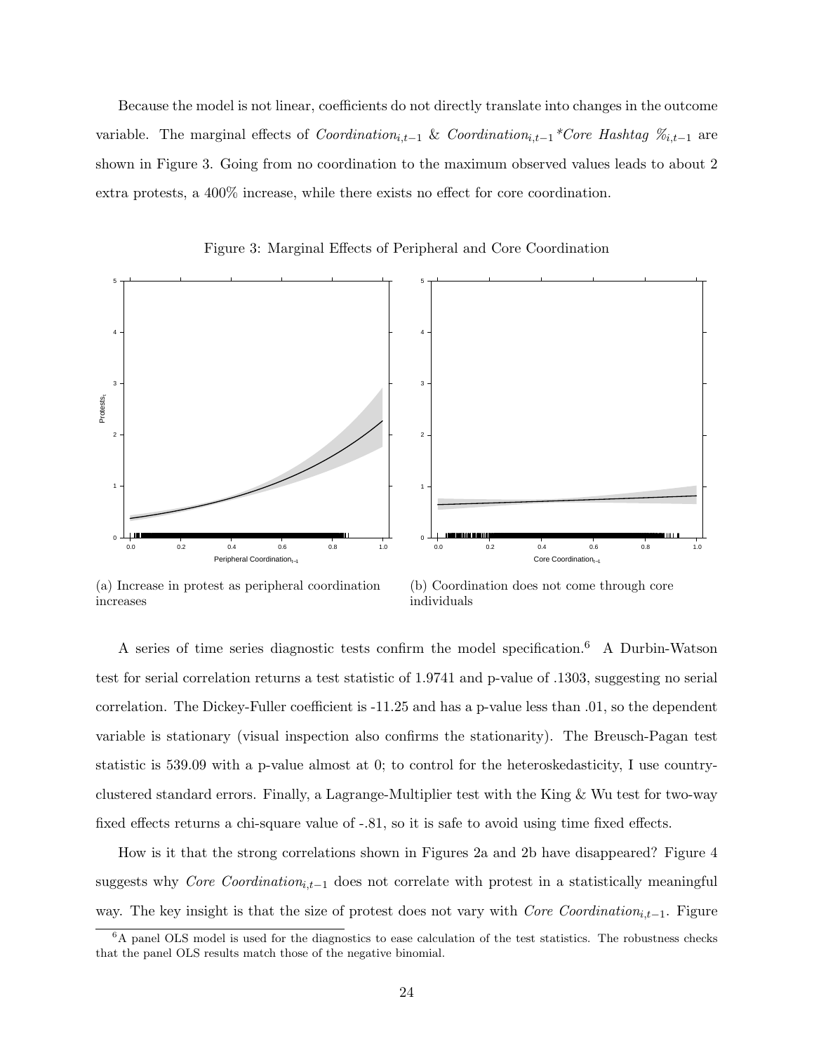Because the model is not linear, coefficients do not directly translate into changes in the outcome variable. The marginal effects of $Coordination_{i,t-1}$ & $Coordination_{i,t-1}$*$Core\ Hashtag\ \%_{i,t-1}$ are shown in Figure 3. Going from no coordination to the maximum observed values leads to about 2 extra protests, a 400% increase, while there exists no effect for core coordination.

Figure 3: Marginal Effects of Peripheral and Core Coordination

(a) Increase in protest as peripheral coordination increases

(b) Coordination does not come through core individuals

A series of time series diagnostic tests confirm the model specification.[6] A Durbin-Watson test for serial correlation returns a test statistic of 1.9741 and p-value of .1303, suggesting no serial correlation. The Dickey-Fuller coefficient is -11.25 and has a p-value less than .01, so the dependent variable is stationary (visual inspection also confirms the stationarity). The Breusch-Pagan test statistic is 539.09 with a p-value almost at 0; to control for the heteroskedasticity, I use country-clustered standard errors. Finally, a Lagrange-Multiplier test with the King & Wu test for two-way fixed effects returns a chi-square value of -.81, so it is safe to avoid using time fixed effects.

How is it that the strong correlations shown in Figures 2a and 2b have disappeared? Figure 4 suggests why $Core\ Coordination_{i,t-1}$ does not correlate with protest in a statistically meaningful way. The key insight is that the size of protest does not vary with $Core\ Coordination_{i,t-1}$. Figure

[6] A panel OLS model is used for the diagnostics to ease calculation of the test statistics. The robustness checks that the panel OLS results match those of the negative binomial.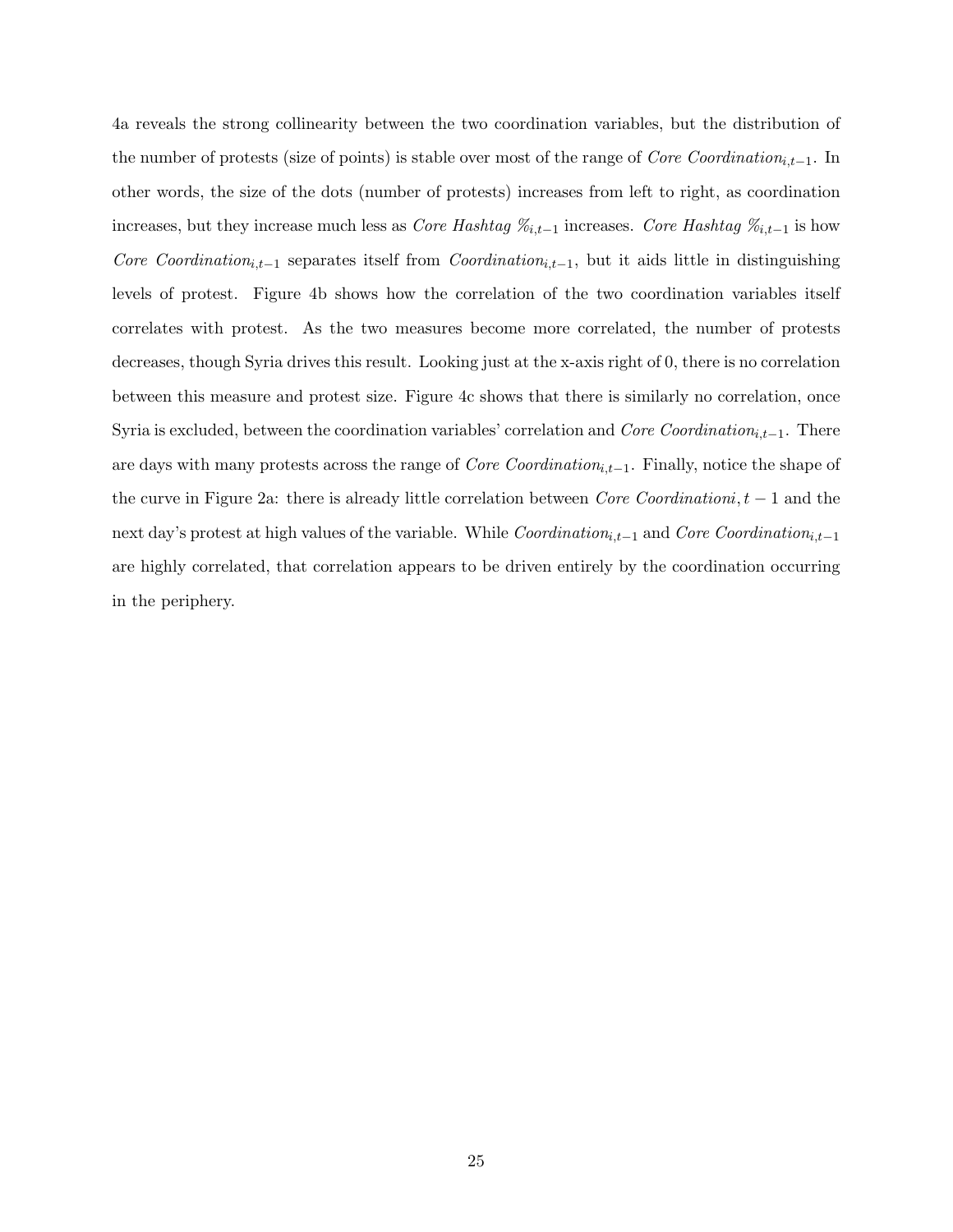4a reveals the strong collinearity between the two coordination variables, but the distribution of the number of protests (size of points) is stable over most of the range of $\textit{Core Coordination}_{i,t-1}$. In other words, the size of the dots (number of protests) increases from left to right, as coordination increases, but they increase much less as $\textit{Core Hashtag \%}_{i,t-1}$ increases. $\textit{Core Hashtag \%}_{i,t-1}$ is how $\textit{Core Coordination}_{i,t-1}$ separates itself from $\textit{Coordination}_{i,t-1}$, but it aids little in distinguishing levels of protest. Figure 4b shows how the correlation of the two coordination variables itself correlates with protest. As the two measures become more correlated, the number of protests decreases, though Syria drives this result. Looking just at the x-axis right of 0, there is no correlation between this measure and protest size. Figure 4c shows that there is similarly no correlation, once Syria is excluded, between the coordination variables' correlation and $\textit{Core Coordination}_{i,t-1}$. There are days with many protests across the range of $\textit{Core Coordination}_{i,t-1}$. Finally, notice the shape of the curve in Figure 2a: there is already little correlation between $\textit{Core Coordinationi}, t-1$ and the next day's protest at high values of the variable. While $\textit{Coordination}_{i,t-1}$ and $\textit{Core Coordination}_{i,t-1}$ are highly correlated, that correlation appears to be driven entirely by the coordination occurring in the periphery.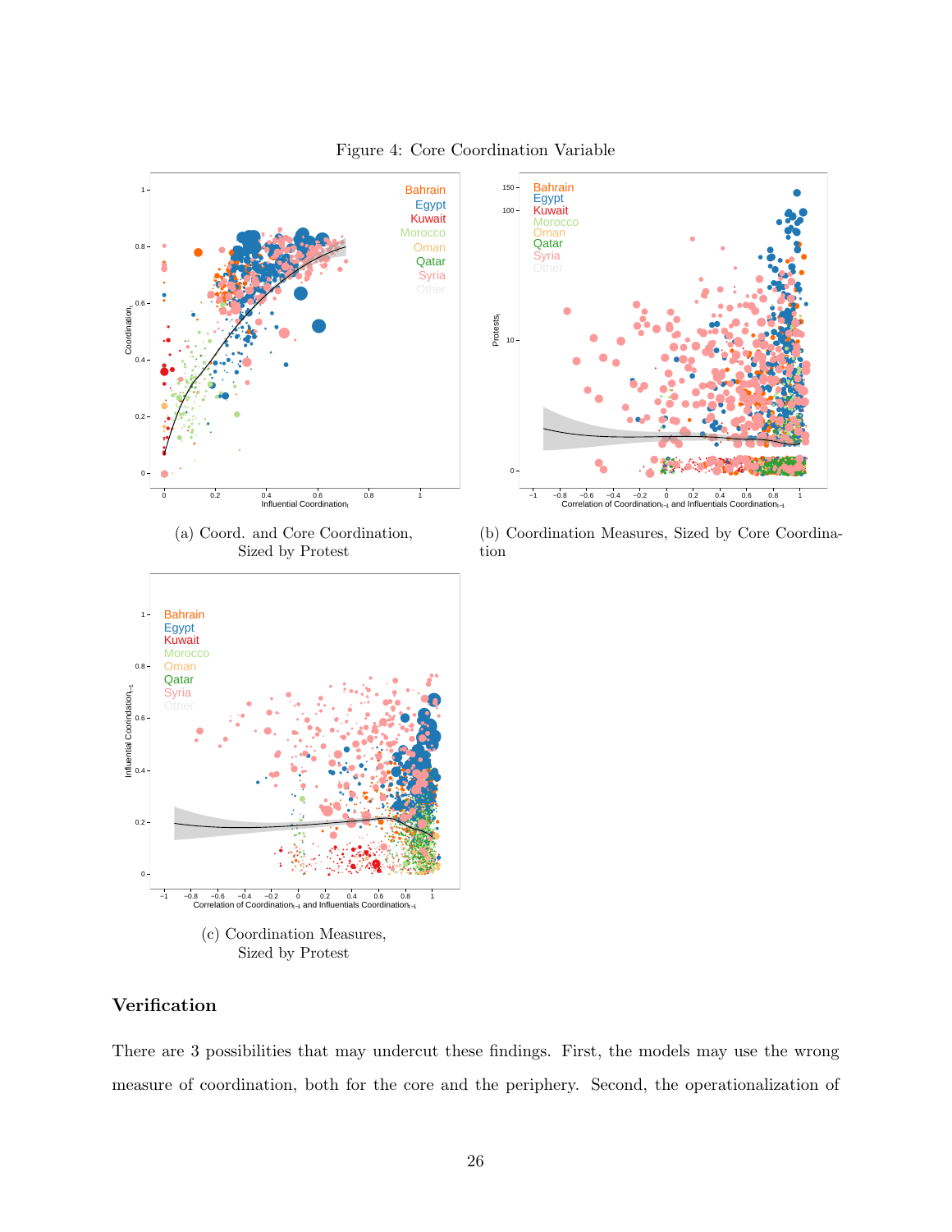Figure 4: Core Coordination Variable

(a) Coord. and Core Coordination, Sized by Protest

(b) Coordination Measures, Sized by Core Coordination

(c) Coordination Measures, Sized by Protest

### Verification

There are 3 possibilities that may undercut these findings. First, the models may use the wrong measure of coordination, both for the core and the periphery. Second, the operationalization of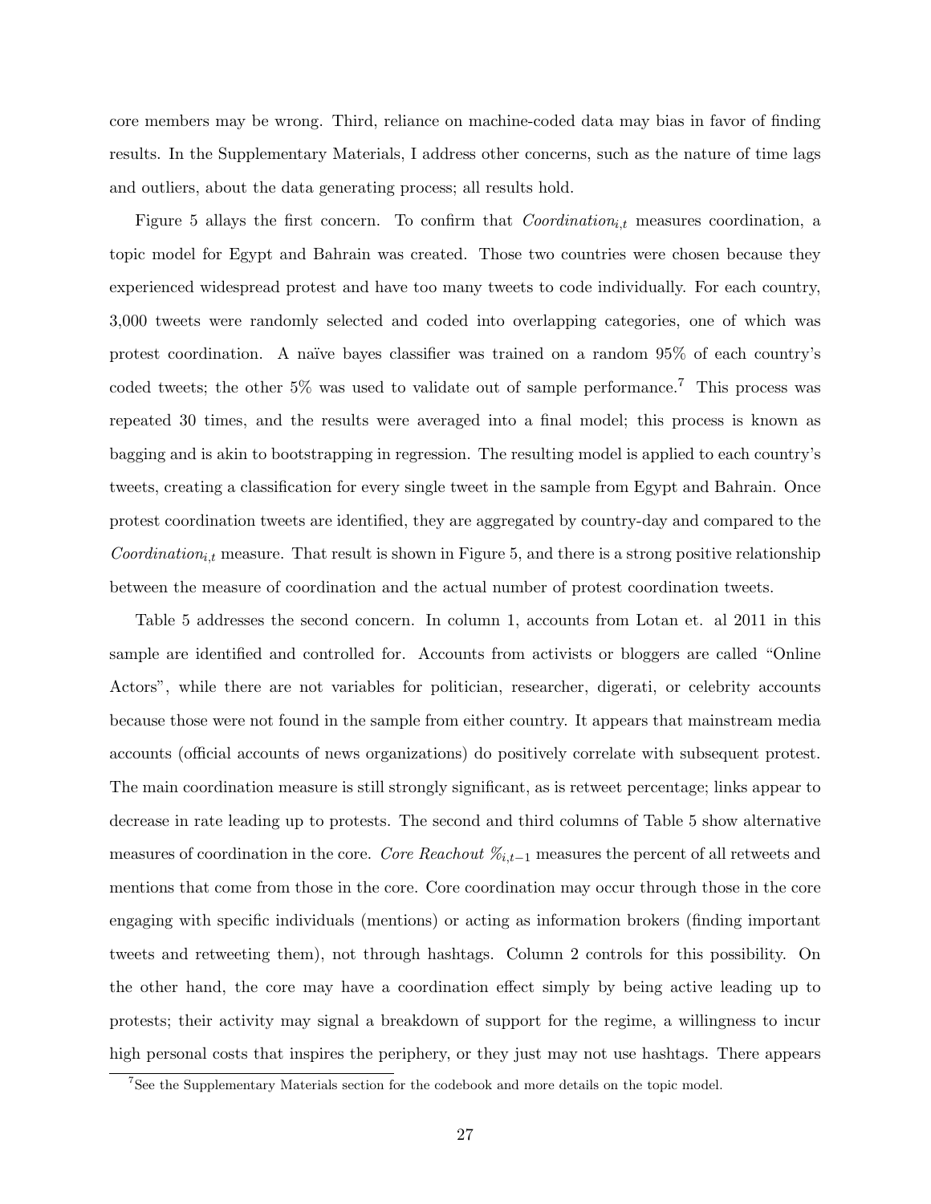core members may be wrong. Third, reliance on machine-coded data may bias in favor of finding results. In the Supplementary Materials, I address other concerns, such as the nature of time lags and outliers, about the data generating process; all results hold.

Figure 5 allays the first concern. To confirm that $Coordination_{i,t}$ measures coordination, a topic model for Egypt and Bahrain was created. Those two countries were chosen because they experienced widespread protest and have too many tweets to code individually. For each country, 3,000 tweets were randomly selected and coded into overlapping categories, one of which was protest coordination. A naïve bayes classifier was trained on a random 95% of each country's coded tweets; the other 5% was used to validate out of sample performance.[7] This process was repeated 30 times, and the results were averaged into a final model; this process is known as bagging and is akin to bootstrapping in regression. The resulting model is applied to each country's tweets, creating a classification for every single tweet in the sample from Egypt and Bahrain. Once protest coordination tweets are identified, they are aggregated by country-day and compared to the $Coordination_{i,t}$ measure. That result is shown in Figure 5, and there is a strong positive relationship between the measure of coordination and the actual number of protest coordination tweets.

Table 5 addresses the second concern. In column 1, accounts from Lotan et. al 2011 in this sample are identified and controlled for. Accounts from activists or bloggers are called "Online Actors", while there are not variables for politician, researcher, digerati, or celebrity accounts because those were not found in the sample from either country. It appears that mainstream media accounts (official accounts of news organizations) do positively correlate with subsequent protest. The main coordination measure is still strongly significant, as is retweet percentage; links appear to decrease in rate leading up to protests. The second and third columns of Table 5 show alternative measures of coordination in the core. *Core Reachout* $\%_{i,t-1}$ measures the percent of all retweets and mentions that come from those in the core. Core coordination may occur through those in the core engaging with specific individuals (mentions) or acting as information brokers (finding important tweets and retweeting them), not through hashtags. Column 2 controls for this possibility. On the other hand, the core may have a coordination effect simply by being active leading up to protests; their activity may signal a breakdown of support for the regime, a willingness to incur high personal costs that inspires the periphery, or they just may not use hashtags. There appears

[7] See the Supplementary Materials section for the codebook and more details on the topic model.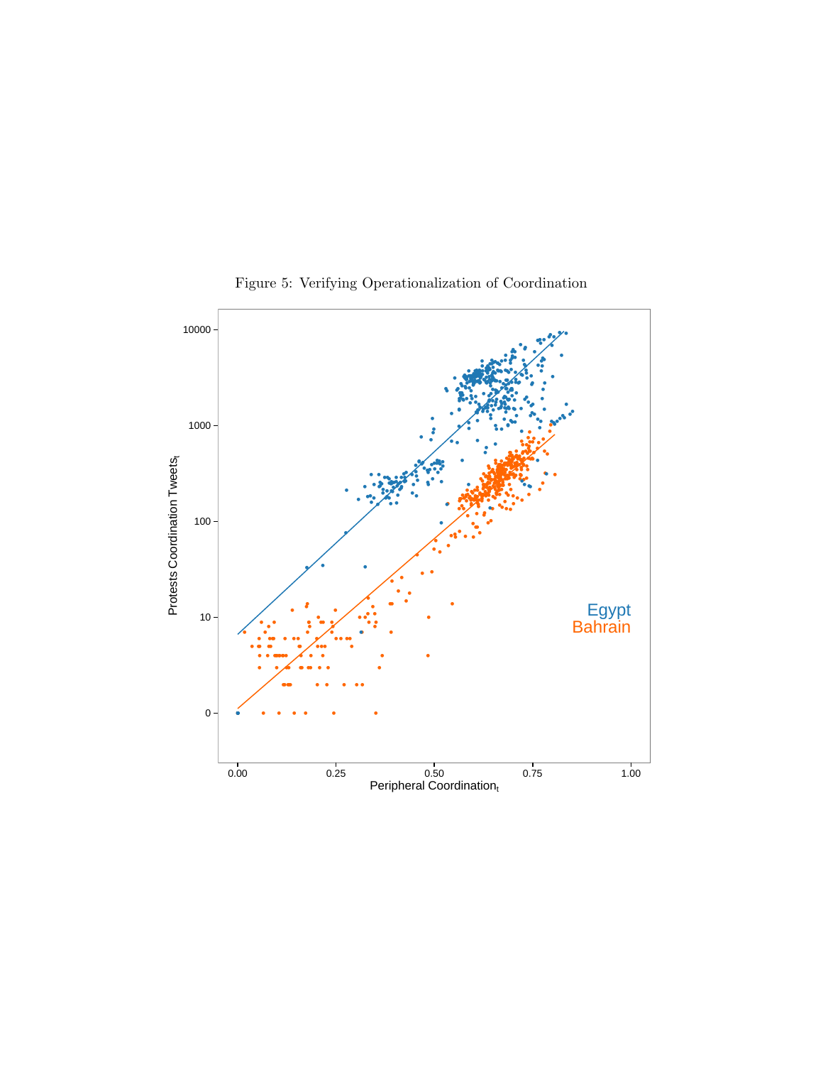Figure 5: Verifying Operationalization of Coordination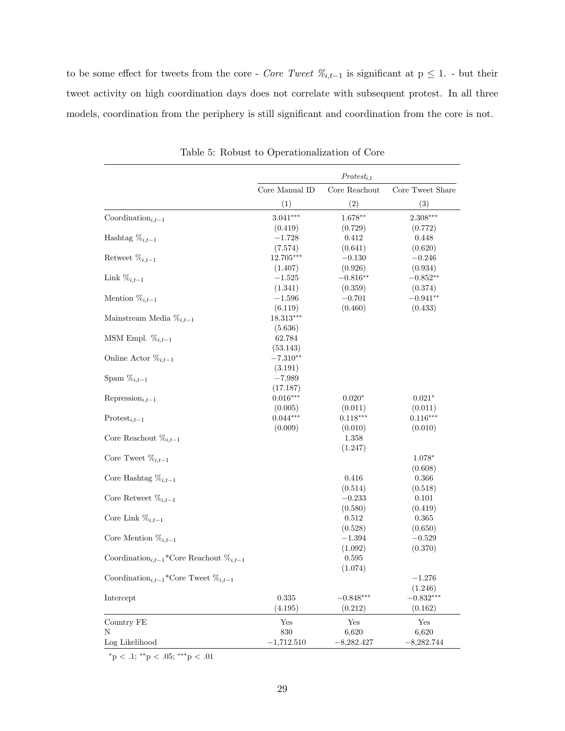to be some effect for tweets from the core - *Core Tweet* $\%_{i,t-1}$ is significant at $p \leq 1$. - but their tweet activity on high coordination days does not correlate with subsequent protest. In all three models, coordination from the periphery is still significant and coordination from the core is not.

Table 5: Robust to Operationalization of Core

| | $Protest_{i,t}$ | | |
|---|---|---|---|
| | Core Manual ID | Core Reachout | Core Tweet Share |
| | (1) | (2) | (3) |
| $\text{Coordination}_{i,t-1}$ | $3.041^{***}$ | $1.678^{**}$ | $2.308^{***}$ |
| | (0.419) | (0.729) | (0.772) |
| Hashtag $\%_{i,t-1}$ | $-1.728$ | 0.412 | 0.448 |
| | (7.574) | (0.641) | (0.620) |
| Retweet $\%_{i,t-1}$ | $12.705^{***}$ | $-0.130$ | $-0.246$ |
| | (1.407) | (0.926) | (0.934) |
| Link $\%_{i,t-1}$ | $-1.525$ | $-0.816^{**}$ | $-0.852^{**}$ |
| | (1.341) | (0.359) | (0.374) |
| Mention $\%_{i,t-1}$ | $-1.596$ | $-0.701$ | $-0.941^{**}$ |
| | (6.119) | (0.460) | (0.433) |
| Mainstream Media $\%_{i,t-1}$ | $18.313^{***}$ | | |
| | (5.636) | | |
| MSM Empl. $\%_{i,t-1}$ | 62.784 | | |
| | (53.143) | | |
| Online Actor $\%_{i,t-1}$ | $-7.310^{**}$ | | |
| | (3.191) | | |
| Spam $\%_{i,t-1}$ | $-7.989$ | | |
| | (17.187) | | |
| $\text{Repression}_{i,t-1}$ | $0.016^{***}$ | $0.020^{*}$ | $0.021^{*}$ |
| | (0.005) | (0.011) | (0.011) |
| $\text{Protest}_{i,t-1}$ | $0.044^{***}$ | $0.118^{***}$ | $0.116^{***}$ |
| | (0.009) | (0.010) | (0.010) |
| Core Reachout $\%_{i,t-1}$ | | 1.358 | |
| | | (1.247) | |
| Core Tweet $\%_{i,t-1}$ | | | $1.078^{*}$ |
| | | | (0.608) |
| Core Hashtag $\%_{i,t-1}$ | | 0.416 | 0.366 |
| | | (0.514) | (0.518) |
| Core Retweet $\%_{i,t-1}$ | | $-0.233$ | 0.101 |
| | | (0.580) | (0.419) |
| Core Link $\%_{i,t-1}$ | | 0.512 | 0.365 |
| | | (0.528) | (0.650) |
| Core Mention $\%_{i,t-1}$ | | $-1.394$ | $-0.529$ |
| | | (1.092) | (0.370) |
| $\text{Coordination}_{i,t-1}$*Core Reachout $\%_{i,t-1}$ | | 0.595 | |
| | | (1.074) | |
| $\text{Coordination}_{i,t-1}$*Core Tweet $\%_{i,t-1}$ | | | $-1.276$ |
| | | | (1.246) |
| Intercept | 0.335 | $-0.848^{***}$ | $-0.832^{***}$ |
| | (4.195) | (0.212) | (0.162) |
| Country FE | Yes | Yes | Yes |
| N | 830 | 6,620 | 6,620 |
| Log Likelihood | $-1,712.510$ | $-8,282.427$ | $-8,282.744$ |

$^{*}p < .1$; $^{**}p < .05$; $^{***}p < .01$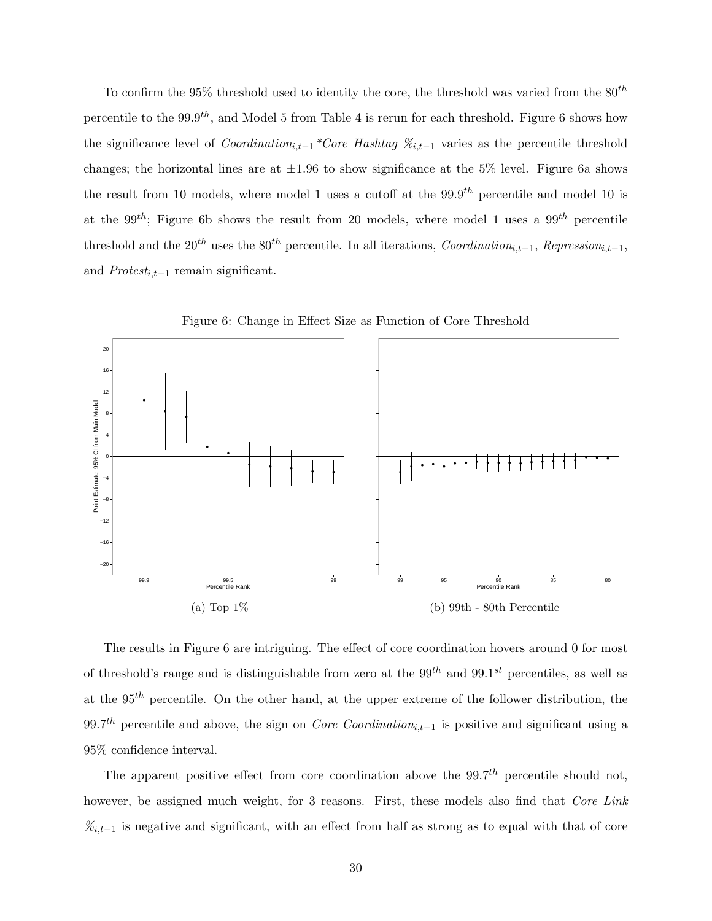To confirm the 95% threshold used to identity the core, the threshold was varied from the $80^{th}$ percentile to the $99.9^{th}$, and Model 5 from Table 4 is rerun for each threshold. Figure 6 shows how the significance level of $Coordination_{i,t-1}$*$Core\ Hashtag\ \%_{i,t-1}$ varies as the percentile threshold changes; the horizontal lines are at $\pm 1.96$ to show significance at the 5% level. Figure 6a shows the result from 10 models, where model 1 uses a cutoff at the $99.9^{th}$ percentile and model 10 is at the $99^{th}$; Figure 6b shows the result from 20 models, where model 1 uses a $99^{th}$ percentile threshold and the $20^{th}$ uses the $80^{th}$ percentile. In all iterations, $Coordination_{i,t-1}$, $Repression_{i,t-1}$, and $Protest_{i,t-1}$ remain significant.

Figure 6: Change in Effect Size as Function of Core Threshold

(a) Top 1%

(b) 99th - 80th Percentile

The results in Figure 6 are intriguing. The effect of core coordination hovers around 0 for most of threshold's range and is distinguishable from zero at the $99^{th}$ and $99.1^{st}$ percentiles, as well as at the $95^{th}$ percentile. On the other hand, at the upper extreme of the follower distribution, the $99.7^{th}$ percentile and above, the sign on $Core\ Coordination_{i,t-1}$ is positive and significant using a 95% confidence interval.

The apparent positive effect from core coordination above the $99.7^{th}$ percentile should not, however, be assigned much weight, for 3 reasons. First, these models also find that $Core\ Link\ \%_{i,t-1}$ is negative and significant, with an effect from half as strong as to equal with that of core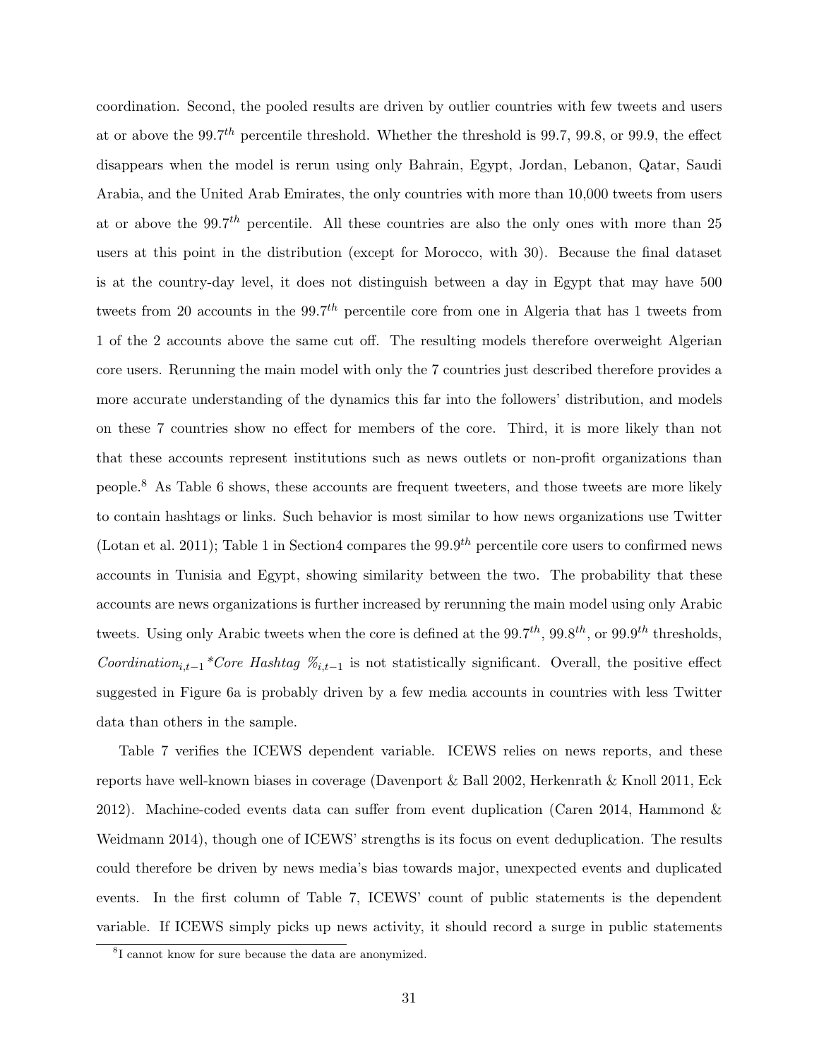coordination. Second, the pooled results are driven by outlier countries with few tweets and users at or above the $99.7^{th}$ percentile threshold. Whether the threshold is 99.7, 99.8, or 99.9, the effect disappears when the model is rerun using only Bahrain, Egypt, Jordan, Lebanon, Qatar, Saudi Arabia, and the United Arab Emirates, the only countries with more than 10,000 tweets from users at or above the $99.7^{th}$ percentile. All these countries are also the only ones with more than 25 users at this point in the distribution (except for Morocco, with 30). Because the final dataset is at the country-day level, it does not distinguish between a day in Egypt that may have 500 tweets from 20 accounts in the $99.7^{th}$ percentile core from one in Algeria that has 1 tweets from 1 of the 2 accounts above the same cut off. The resulting models therefore overweight Algerian core users. Rerunning the main model with only the 7 countries just described therefore provides a more accurate understanding of the dynamics this far into the followers' distribution, and models on these 7 countries show no effect for members of the core. Third, it is more likely than not that these accounts represent institutions such as news outlets or non-profit organizations than people.[8] As Table 6 shows, these accounts are frequent tweeters, and those tweets are more likely to contain hashtags or links. Such behavior is most similar to how news organizations use Twitter (Lotan et al. 2011); Table 1 in Section4 compares the $99.9^{th}$ percentile core users to confirmed news accounts in Tunisia and Egypt, showing similarity between the two. The probability that these accounts are news organizations is further increased by rerunning the main model using only Arabic tweets. Using only Arabic tweets when the core is defined at the $99.7^{th}$, $99.8^{th}$, or $99.9^{th}$ thresholds, $Coordination_{i,t-1}$*$Core\ Hashtag\ \%_{i,t-1}$ is not statistically significant. Overall, the positive effect suggested in Figure 6a is probably driven by a few media accounts in countries with less Twitter data than others in the sample.

Table 7 verifies the ICEWS dependent variable. ICEWS relies on news reports, and these reports have well-known biases in coverage (Davenport & Ball 2002, Herkenrath & Knoll 2011, Eck 2012). Machine-coded events data can suffer from event duplication (Caren 2014, Hammond & Weidmann 2014), though one of ICEWS' strengths is its focus on event deduplication. The results could therefore be driven by news media's bias towards major, unexpected events and duplicated events. In the first column of Table 7, ICEWS' count of public statements is the dependent variable. If ICEWS simply picks up news activity, it should record a surge in public statements

[8] I cannot know for sure because the data are anonymized.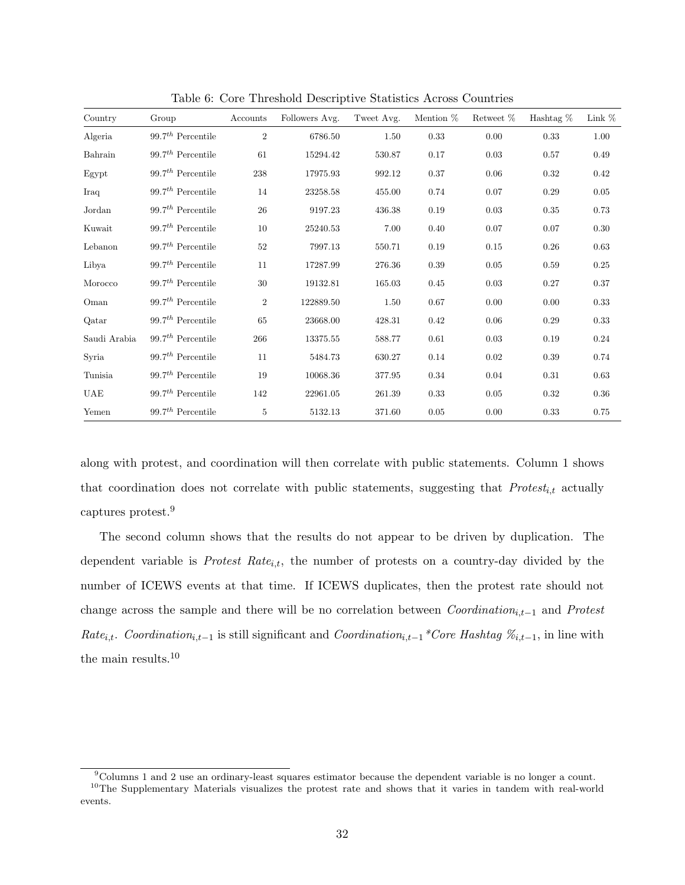Table 6: Core Threshold Descriptive Statistics Across Countries

| Country | Group | Accounts | Followers Avg. | Tweet Avg. | Mention % | Retweet % | Hashtag % | Link % |
|---|---|---|---|---|---|---|---|---|
| Algeria | $99.7^{th}$ Percentile | 2 | 6786.50 | 1.50 | 0.33 | 0.00 | 0.33 | 1.00 |
| Bahrain | $99.7^{th}$ Percentile | 61 | 15294.42 | 530.87 | 0.17 | 0.03 | 0.57 | 0.49 |
| Egypt | $99.7^{th}$ Percentile | 238 | 17975.93 | 992.12 | 0.37 | 0.06 | 0.32 | 0.42 |
| Iraq | $99.7^{th}$ Percentile | 14 | 23258.58 | 455.00 | 0.74 | 0.07 | 0.29 | 0.05 |
| Jordan | $99.7^{th}$ Percentile | 26 | 9197.23 | 436.38 | 0.19 | 0.03 | 0.35 | 0.73 |
| Kuwait | $99.7^{th}$ Percentile | 10 | 25240.53 | 7.00 | 0.40 | 0.07 | 0.07 | 0.30 |
| Lebanon | $99.7^{th}$ Percentile | 52 | 7997.13 | 550.71 | 0.19 | 0.15 | 0.26 | 0.63 |
| Libya | $99.7^{th}$ Percentile | 11 | 17287.99 | 276.36 | 0.39 | 0.05 | 0.59 | 0.25 |
| Morocco | $99.7^{th}$ Percentile | 30 | 19132.81 | 165.03 | 0.45 | 0.03 | 0.27 | 0.37 |
| Oman | $99.7^{th}$ Percentile | 2 | 122889.50 | 1.50 | 0.67 | 0.00 | 0.00 | 0.33 |
| Qatar | $99.7^{th}$ Percentile | 65 | 23668.00 | 428.31 | 0.42 | 0.06 | 0.29 | 0.33 |
| Saudi Arabia | $99.7^{th}$ Percentile | 266 | 13375.55 | 588.77 | 0.61 | 0.03 | 0.19 | 0.24 |
| Syria | $99.7^{th}$ Percentile | 11 | 5484.73 | 630.27 | 0.14 | 0.02 | 0.39 | 0.74 |
| Tunisia | $99.7^{th}$ Percentile | 19 | 10068.36 | 377.95 | 0.34 | 0.04 | 0.31 | 0.63 |
| UAE | $99.7^{th}$ Percentile | 142 | 22961.05 | 261.39 | 0.33 | 0.05 | 0.32 | 0.36 |
| Yemen | $99.7^{th}$ Percentile | 5 | 5132.13 | 371.60 | 0.05 | 0.00 | 0.33 | 0.75 |

along with protest, and coordination will then correlate with public statements. Column 1 shows that coordination does not correlate with public statements, suggesting that $Protest_{i,t}$ actually captures protest.[9]

The second column shows that the results do not appear to be driven by duplication. The dependent variable is $Protest\ Rate_{i,t}$, the number of protests on a country-day divided by the number of ICEWS events at that time. If ICEWS duplicates, then the protest rate should not change across the sample and there will be no correlation between $Coordination_{i,t-1}$ and $Protest\ Rate_{i,t}$. $Coordination_{i,t-1}$ is still significant and $Coordination_{i,t-1} * Core\ Hashtag\ \%_{i,t-1}$, in line with the main results.[10]

[9] Columns 1 and 2 use an ordinary-least squares estimator because the dependent variable is no longer a count.

[10] The Supplementary Materials visualizes the protest rate and shows that it varies in tandem with real-world events.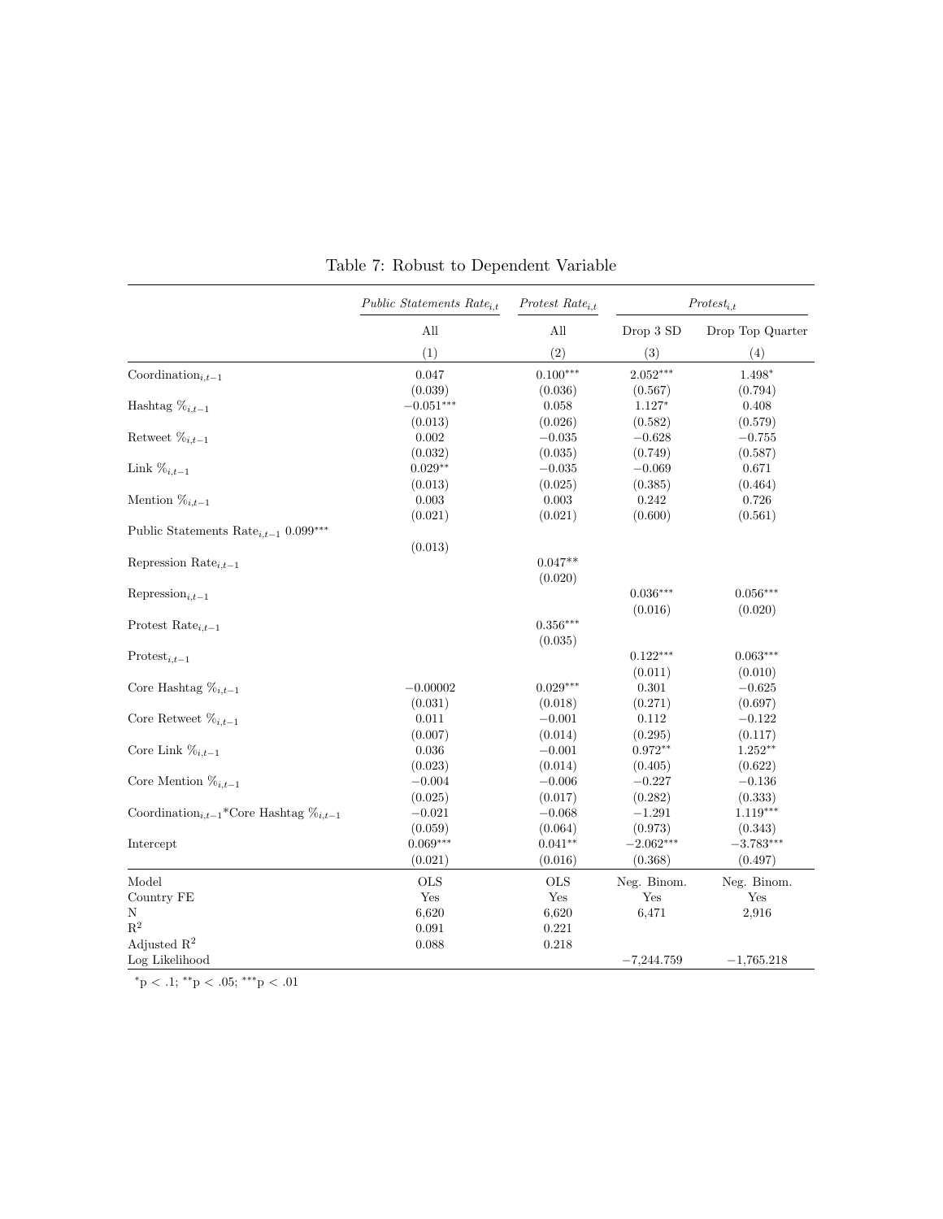Table 7: Robust to Dependent Variable

| | *Public Statements Rate$_{i,t}$* | *Protest Rate$_{i,t}$* | *Protest$_{i,t}$* | |
|---|---|---|---|---|
| | All | All | Drop 3 SD | Drop Top Quarter |
| | (1) | (2) | (3) | (4) |
| Coordination$_{i,t-1}$ | 0.047 | 0.100$^{***}$ | 2.052$^{***}$ | 1.498$^{*}$ |
| | (0.039) | (0.036) | (0.567) | (0.794) |
| Hashtag %$_{i,t-1}$ | −0.051$^{***}$ | 0.058 | 1.127$^{*}$ | 0.408 |
| | (0.013) | (0.026) | (0.582) | (0.579) |
| Retweet %$_{i,t-1}$ | 0.002 | −0.035 | −0.628 | −0.755 |
| | (0.032) | (0.035) | (0.749) | (0.587) |
| Link %$_{i,t-1}$ | 0.029$^{**}$ | −0.035 | −0.069 | 0.671 |
| | (0.013) | (0.025) | (0.385) | (0.464) |
| Mention %$_{i,t-1}$ | 0.003 | 0.003 | 0.242 | 0.726 |
| | (0.021) | (0.021) | (0.600) | (0.561) |
| Public Statements Rate$_{i,t-1}$ | 0.099$^{***}$ | | | |
| | (0.013) | | | |
| Repression Rate$_{i,t-1}$ | | 0.047$^{**}$ | | |
| | | (0.020) | | |
| Repression$_{i,t-1}$ | | | 0.036$^{***}$ | 0.056$^{***}$ |
| | | | (0.016) | (0.020) |
| Protest Rate$_{i,t-1}$ | | 0.356$^{***}$ | | |
| | | (0.035) | | |
| Protest$_{i,t-1}$ | | | 0.122$^{***}$ | 0.063$^{***}$ |
| | | | (0.011) | (0.010) |
| Core Hashtag %$_{i,t-1}$ | −0.00002 | 0.029$^{***}$ | 0.301 | −0.625 |
| | (0.031) | (0.018) | (0.271) | (0.697) |
| Core Retweet %$_{i,t-1}$ | 0.011 | −0.001 | 0.112 | −0.122 |
| | (0.007) | (0.014) | (0.295) | (0.117) |
| Core Link %$_{i,t-1}$ | 0.036 | −0.001 | 0.972$^{**}$ | 1.252$^{**}$ |
| | (0.023) | (0.014) | (0.405) | (0.622) |
| Core Mention %$_{i,t-1}$ | −0.004 | −0.006 | −0.227 | −0.136 |
| | (0.025) | (0.017) | (0.282) | (0.333) |
| Coordination$_{i,t-1}$*Core Hashtag %$_{i,t-1}$ | −0.021 | −0.068 | −1.291 | 1.119$^{***}$ |
| | (0.059) | (0.064) | (0.973) | (0.343) |
| Intercept | 0.069$^{***}$ | 0.041$^{**}$ | −2.062$^{***}$ | −3.783$^{***}$ |
| | (0.021) | (0.016) | (0.368) | (0.497) |
| Model | OLS | OLS | Neg. Binom. | Neg. Binom. |
| Country FE | Yes | Yes | Yes | Yes |
| N | 6,620 | 6,620 | 6,471 | 2,916 |
| $R^2$ | 0.091 | 0.221 | | |
| Adjusted $R^2$ | 0.088 | 0.218 | | |
| Log Likelihood | | | −7,244.759 | −1,765.218 |

$^{*}$p < .1; $^{**}$p < .05; $^{***}$p < .01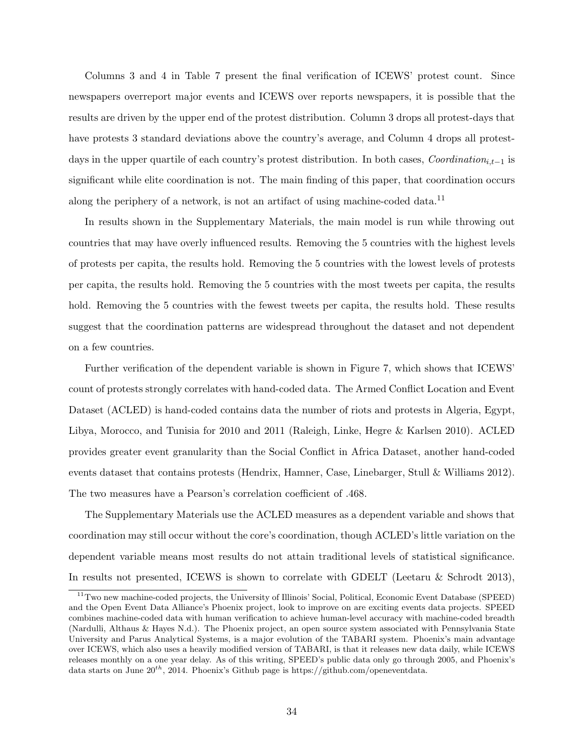Columns 3 and 4 in Table 7 present the final verification of ICEWS' protest count. Since newspapers overreport major events and ICEWS over reports newspapers, it is possible that the results are driven by the upper end of the protest distribution. Column 3 drops all protest-days that have protests 3 standard deviations above the country's average, and Column 4 drops all protest-days in the upper quartile of each country's protest distribution. In both cases, $Coordination_{i,t-1}$ is significant while elite coordination is not. The main finding of this paper, that coordination occurs along the periphery of a network, is not an artifact of using machine-coded data.[11]

In results shown in the Supplementary Materials, the main model is run while throwing out countries that may have overly influenced results. Removing the 5 countries with the highest levels of protests per capita, the results hold. Removing the 5 countries with the lowest levels of protests per capita, the results hold. Removing the 5 countries with the most tweets per capita, the results hold. Removing the 5 countries with the fewest tweets per capita, the results hold. These results suggest that the coordination patterns are widespread throughout the dataset and not dependent on a few countries.

Further verification of the dependent variable is shown in Figure 7, which shows that ICEWS' count of protests strongly correlates with hand-coded data. The Armed Conflict Location and Event Dataset (ACLED) is hand-coded contains data the number of riots and protests in Algeria, Egypt, Libya, Morocco, and Tunisia for 2010 and 2011 (Raleigh, Linke, Hegre & Karlsen 2010). ACLED provides greater event granularity than the Social Conflict in Africa Dataset, another hand-coded events dataset that contains protests (Hendrix, Hamner, Case, Linebarger, Stull & Williams 2012). The two measures have a Pearson's correlation coefficient of .468.

The Supplementary Materials use the ACLED measures as a dependent variable and shows that coordination may still occur without the core's coordination, though ACLED's little variation on the dependent variable means most results do not attain traditional levels of statistical significance. In results not presented, ICEWS is shown to correlate with GDELT (Leetaru & Schrodt 2013),

[11] Two new machine-coded projects, the University of Illinois' Social, Political, Economic Event Database (SPEED) and the Open Event Data Alliance's Phoenix project, look to improve on are exciting events data projects. SPEED combines machine-coded data with human verification to achieve human-level accuracy with machine-coded breadth (Nardulli, Althaus & Hayes N.d.). The Phoenix project, an open source system associated with Pennsylvania State University and Parus Analytical Systems, is a major evolution of the TABARI system. Phoenix's main advantage over ICEWS, which also uses a heavily modified version of TABARI, is that it releases new data daily, while ICEWS releases monthly on a one year delay. As of this writing, SPEED's public data only go through 2005, and Phoenix's data starts on June $20^{th}$, 2014. Phoenix's Github page is https://github.com/openeventdata.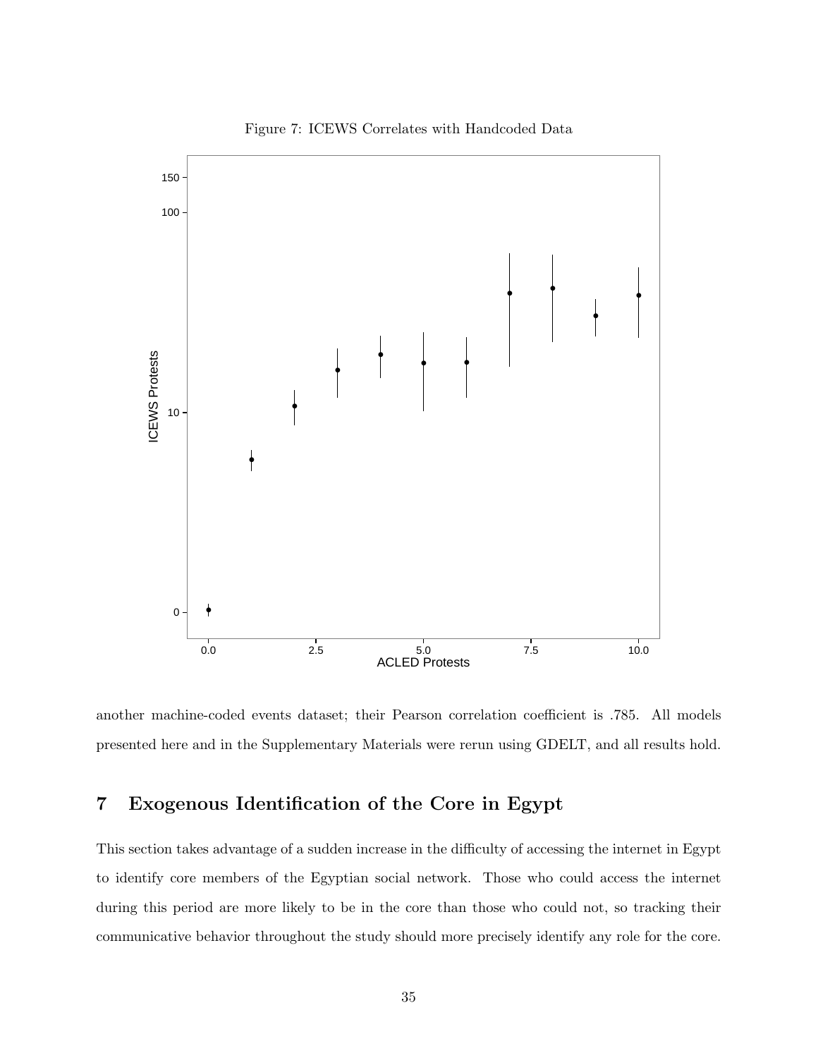Figure 7: ICEWS Correlates with Handcoded Data

another machine-coded events dataset; their Pearson correlation coefficient is .785. All models presented here and in the Supplementary Materials were rerun using GDELT, and all results hold.

## 7 Exogenous Identification of the Core in Egypt

This section takes advantage of a sudden increase in the difficulty of accessing the internet in Egypt to identify core members of the Egyptian social network. Those who could access the internet during this period are more likely to be in the core than those who could not, so tracking their communicative behavior throughout the study should more precisely identify any role for the core.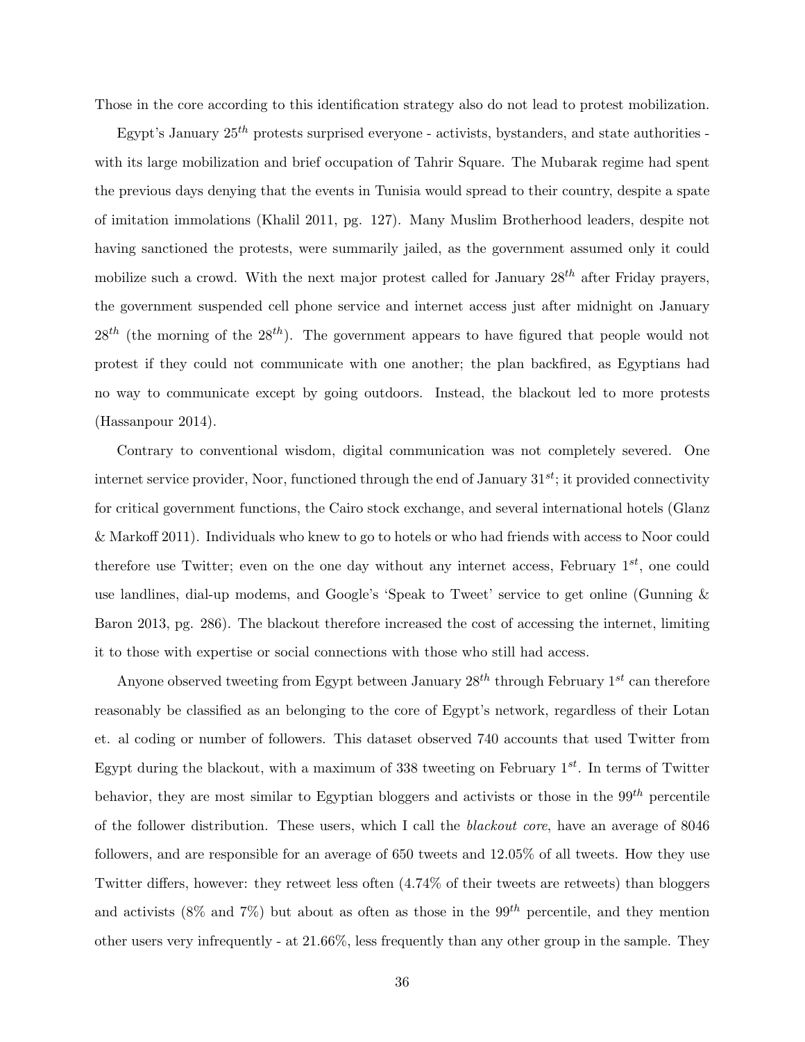Those in the core according to this identification strategy also do not lead to protest mobilization.

Egypt's January $25^{th}$ protests surprised everyone - activists, bystanders, and state authorities - with its large mobilization and brief occupation of Tahrir Square. The Mubarak regime had spent the previous days denying that the events in Tunisia would spread to their country, despite a spate of imitation immolations (Khalil 2011, pg. 127). Many Muslim Brotherhood leaders, despite not having sanctioned the protests, were summarily jailed, as the government assumed only it could mobilize such a crowd. With the next major protest called for January $28^{th}$ after Friday prayers, the government suspended cell phone service and internet access just after midnight on January $28^{th}$ (the morning of the $28^{th}$). The government appears to have figured that people would not protest if they could not communicate with one another; the plan backfired, as Egyptians had no way to communicate except by going outdoors. Instead, the blackout led to more protests (Hassanpour 2014).

Contrary to conventional wisdom, digital communication was not completely severed. One internet service provider, Noor, functioned through the end of January $31^{st}$; it provided connectivity for critical government functions, the Cairo stock exchange, and several international hotels (Glanz & Markoff 2011). Individuals who knew to go to hotels or who had friends with access to Noor could therefore use Twitter; even on the one day without any internet access, February $1^{st}$, one could use landlines, dial-up modems, and Google's 'Speak to Tweet' service to get online (Gunning & Baron 2013, pg. 286). The blackout therefore increased the cost of accessing the internet, limiting it to those with expertise or social connections with those who still had access.

Anyone observed tweeting from Egypt between January $28^{th}$ through February $1^{st}$ can therefore reasonably be classified as an belonging to the core of Egypt's network, regardless of their Lotan et. al coding or number of followers. This dataset observed 740 accounts that used Twitter from Egypt during the blackout, with a maximum of 338 tweeting on February $1^{st}$. In terms of Twitter behavior, they are most similar to Egyptian bloggers and activists or those in the $99^{th}$ percentile of the follower distribution. These users, which I call the *blackout core*, have an average of 8046 followers, and are responsible for an average of 650 tweets and 12.05% of all tweets. How they use Twitter differs, however: they retweet less often (4.74% of their tweets are retweets) than bloggers and activists (8% and 7%) but about as often as those in the $99^{th}$ percentile, and they mention other users very infrequently - at 21.66%, less frequently than any other group in the sample. They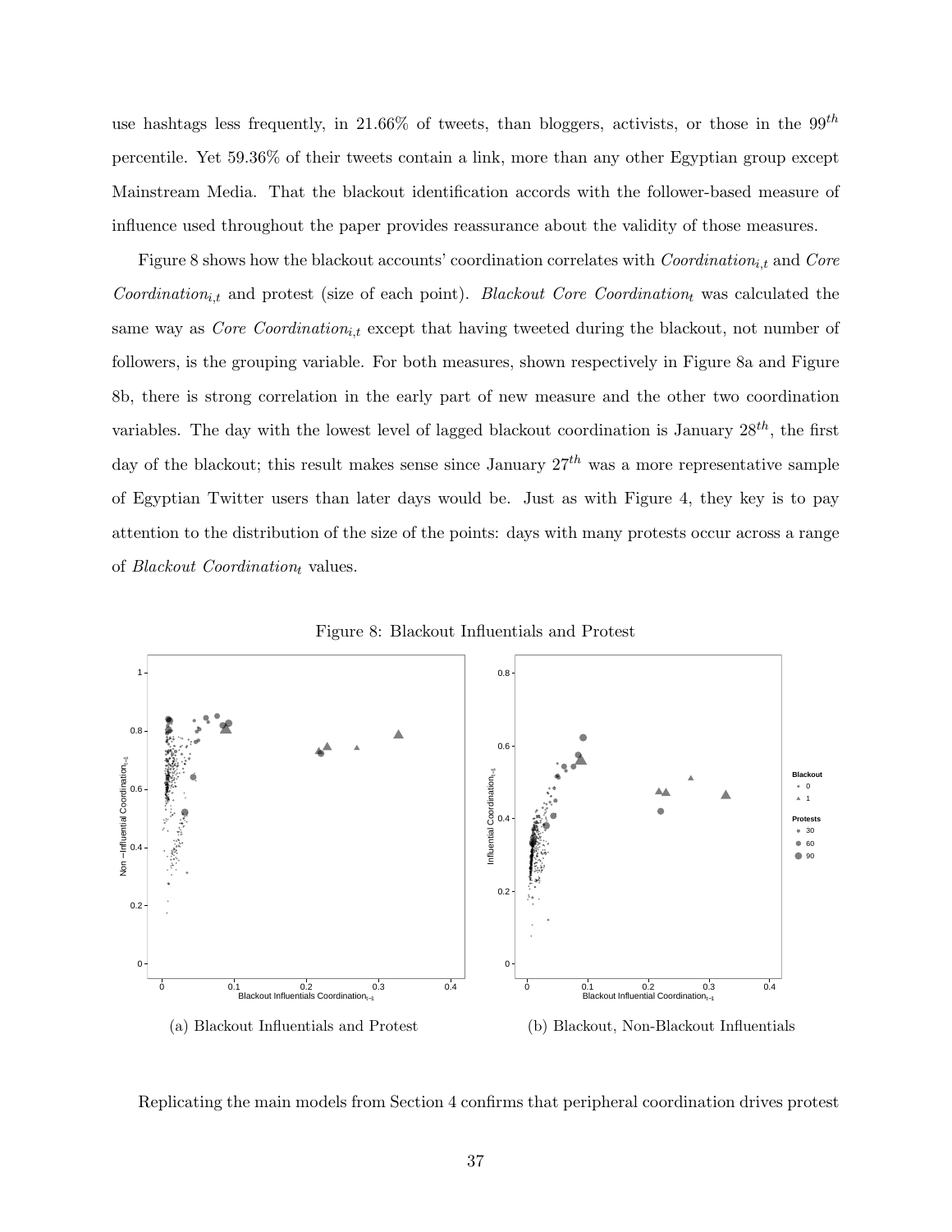use hashtags less frequently, in 21.66% of tweets, than bloggers, activists, or those in the $99^{th}$ percentile. Yet 59.36% of their tweets contain a link, more than any other Egyptian group except Mainstream Media. That the blackout identification accords with the follower-based measure of influence used throughout the paper provides reassurance about the validity of those measures.

Figure 8 shows how the blackout accounts' coordination correlates with $Coordination_{i,t}$ and $Core\ Coordination_{i,t}$ and protest (size of each point). $Blackout\ Core\ Coordination_t$ was calculated the same way as $Core\ Coordination_{i,t}$ except that having tweeted during the blackout, not number of followers, is the grouping variable. For both measures, shown respectively in Figure 8a and Figure 8b, there is strong correlation in the early part of new measure and the other two coordination variables. The day with the lowest level of lagged blackout coordination is January $28^{th}$, the first day of the blackout; this result makes sense since January $27^{th}$ was a more representative sample of Egyptian Twitter users than later days would be. Just as with Figure 4, they key is to pay attention to the distribution of the size of the points: days with many protests occur across a range of $Blackout\ Coordination_t$ values.

Figure 8: Blackout Influentials and Protest

(a) Blackout Influentials and Protest

(b) Blackout, Non-Blackout Influentials

Replicating the main models from Section 4 confirms that peripheral coordination drives protest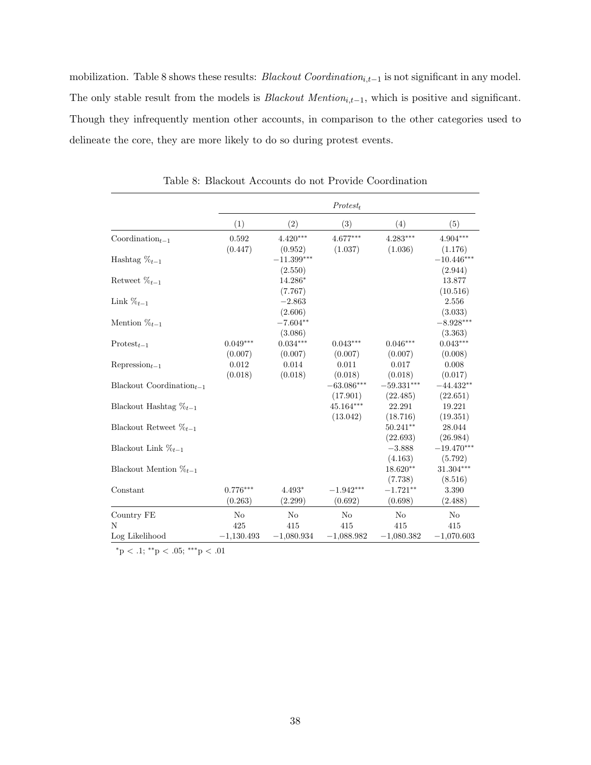mobilization. Table 8 shows these results: *Blackout Coordination*$_{i,t-1}$ is not significant in any model. The only stable result from the models is *Blackout Mention*$_{i,t-1}$, which is positive and significant. Though they infrequently mention other accounts, in comparison to the other categories used to delineate the core, they are more likely to do so during protest events.

Table 8: Blackout Accounts do not Provide Coordination

| | $Protest_t$ | | | | |
|---|---|---|---|---|---|
| | (1) | (2) | (3) | (4) | (5) |
| Coordination$_{t-1}$ | 0.592 | 4.420*** | 4.677*** | 4.283*** | 4.904*** |
| | (0.447) | (0.952) | (1.037) | (1.036) | (1.176) |
| Hashtag %$_{t-1}$ | | −11.399*** | | | −10.446*** |
| | | (2.550) | | | (2.944) |
| Retweet %$_{t-1}$ | | 14.286* | | | 13.877 |
| | | (7.767) | | | (10.516) |
| Link %$_{t-1}$ | | −2.863 | | | 2.556 |
| | | (2.606) | | | (3.033) |
| Mention %$_{t-1}$ | | −7.604** | | | −8.928*** |
| | | (3.086) | | | (3.363) |
| Protest$_{t-1}$ | 0.049*** | 0.034*** | 0.043*** | 0.046*** | 0.043*** |
| | (0.007) | (0.007) | (0.007) | (0.007) | (0.008) |
| Repression$_{t-1}$ | 0.012 | 0.014 | 0.011 | 0.017 | 0.008 |
| | (0.018) | (0.018) | (0.018) | (0.018) | (0.017) |
| Blackout Coordination$_{t-1}$ | | | −63.086*** | −59.331*** | −44.432** |
| | | | (17.901) | (22.485) | (22.651) |
| Blackout Hashtag %$_{t-1}$ | | | 45.164*** | 22.291 | 19.221 |
| | | | (13.042) | (18.716) | (19.351) |
| Blackout Retweet %$_{t-1}$ | | | | 50.241** | 28.044 |
| | | | | (22.693) | (26.984) |
| Blackout Link %$_{t-1}$ | | | | −3.888 | −19.470*** |
| | | | | (4.163) | (5.792) |
| Blackout Mention %$_{t-1}$ | | | | 18.620** | 31.304*** |
| | | | | (7.738) | (8.516) |
| Constant | 0.776*** | 4.493* | −1.942*** | −1.721** | 3.390 |
| | (0.263) | (2.299) | (0.692) | (0.698) | (2.488) |
| Country FE | No | No | No | No | No |
| N | 425 | 415 | 415 | 415 | 415 |
| Log Likelihood | −1,130.493 | −1,080.934 | −1,088.982 | −1,080.382 | −1,070.603 |

*p < .1; **p < .05; ***p < .01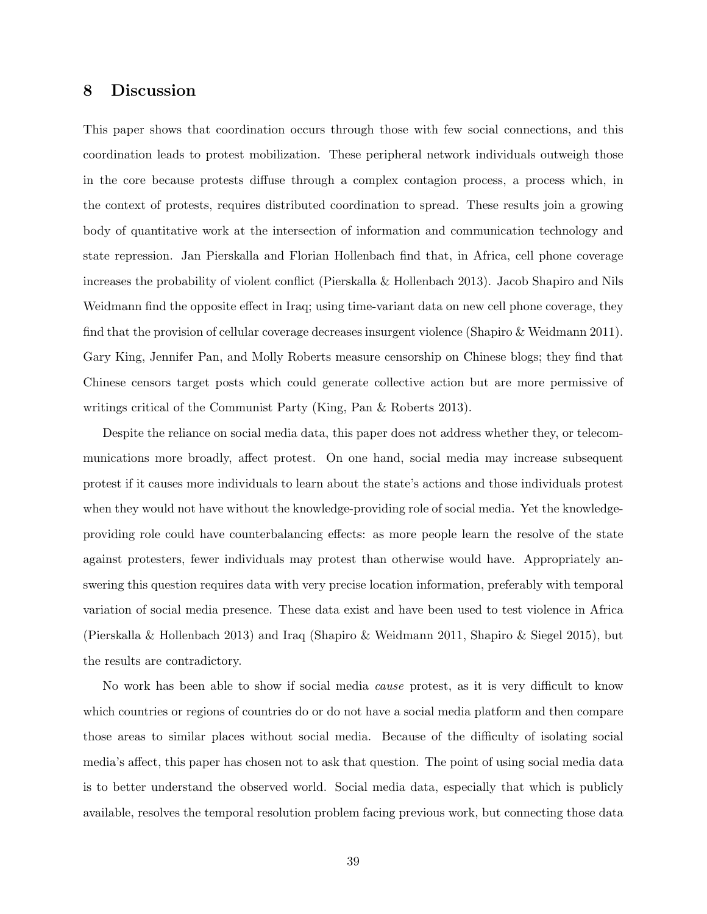## 8 Discussion

This paper shows that coordination occurs through those with few social connections, and this coordination leads to protest mobilization. These peripheral network individuals outweigh those in the core because protests diffuse through a complex contagion process, a process which, in the context of protests, requires distributed coordination to spread. These results join a growing body of quantitative work at the intersection of information and communication technology and state repression. Jan Pierskalla and Florian Hollenbach find that, in Africa, cell phone coverage increases the probability of violent conflict (Pierskalla & Hollenbach 2013). Jacob Shapiro and Nils Weidmann find the opposite effect in Iraq; using time-variant data on new cell phone coverage, they find that the provision of cellular coverage decreases insurgent violence (Shapiro & Weidmann 2011). Gary King, Jennifer Pan, and Molly Roberts measure censorship on Chinese blogs; they find that Chinese censors target posts which could generate collective action but are more permissive of writings critical of the Communist Party (King, Pan & Roberts 2013).

Despite the reliance on social media data, this paper does not address whether they, or telecommunications more broadly, affect protest. On one hand, social media may increase subsequent protest if it causes more individuals to learn about the state's actions and those individuals protest when they would not have without the knowledge-providing role of social media. Yet the knowledge-providing role could have counterbalancing effects: as more people learn the resolve of the state against protesters, fewer individuals may protest than otherwise would have. Appropriately answering this question requires data with very precise location information, preferably with temporal variation of social media presence. These data exist and have been used to test violence in Africa (Pierskalla & Hollenbach 2013) and Iraq (Shapiro & Weidmann 2011, Shapiro & Siegel 2015), but the results are contradictory.

No work has been able to show if social media *cause* protest, as it is very difficult to know which countries or regions of countries do or do not have a social media platform and then compare those areas to similar places without social media. Because of the difficulty of isolating social media's affect, this paper has chosen not to ask that question. The point of using social media data is to better understand the observed world. Social media data, especially that which is publicly available, resolves the temporal resolution problem facing previous work, but connecting those data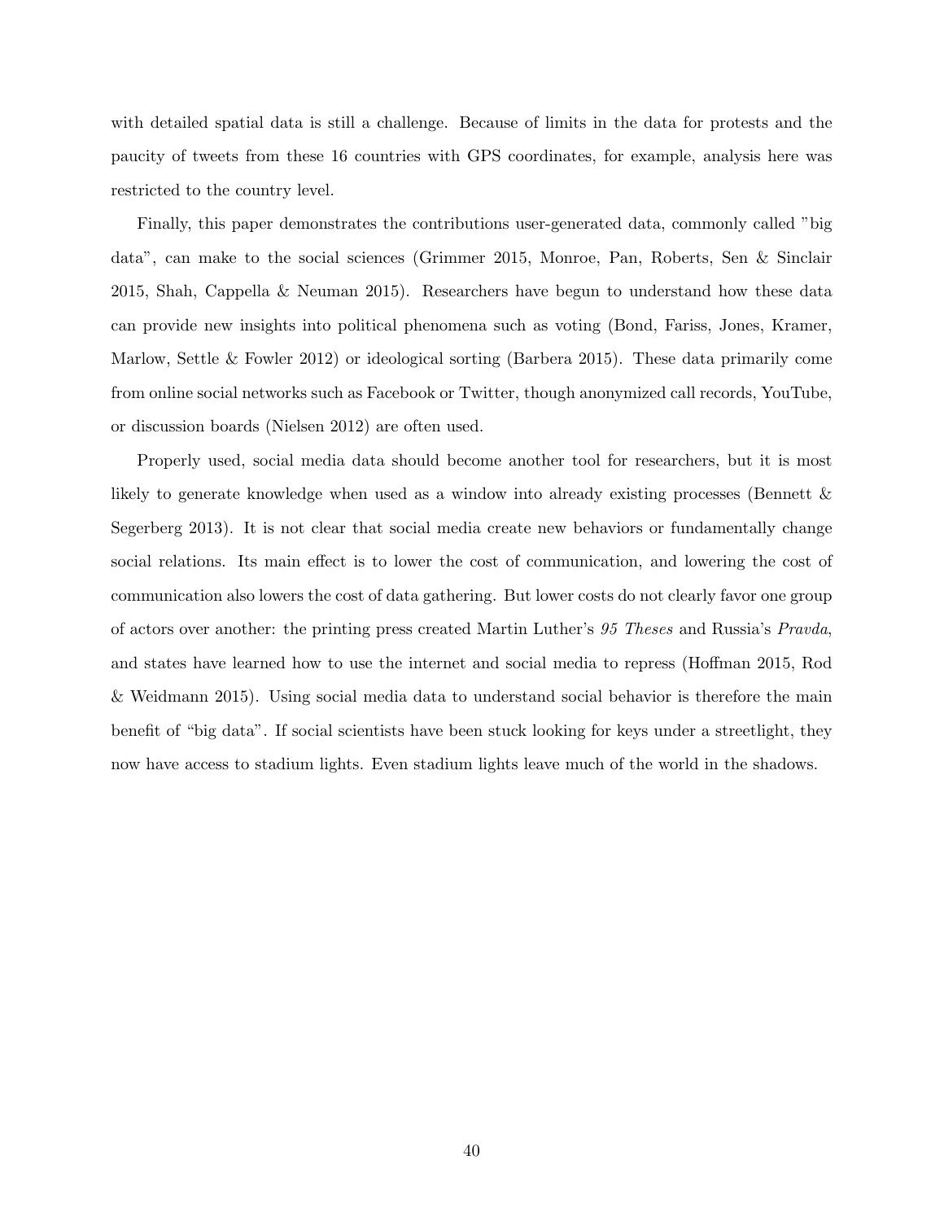with detailed spatial data is still a challenge. Because of limits in the data for protests and the paucity of tweets from these 16 countries with GPS coordinates, for example, analysis here was restricted to the country level.

Finally, this paper demonstrates the contributions user-generated data, commonly called "big data", can make to the social sciences (Grimmer 2015, Monroe, Pan, Roberts, Sen & Sinclair 2015, Shah, Cappella & Neuman 2015). Researchers have begun to understand how these data can provide new insights into political phenomena such as voting (Bond, Fariss, Jones, Kramer, Marlow, Settle & Fowler 2012) or ideological sorting (Barbera 2015). These data primarily come from online social networks such as Facebook or Twitter, though anonymized call records, YouTube, or discussion boards (Nielsen 2012) are often used.

Properly used, social media data should become another tool for researchers, but it is most likely to generate knowledge when used as a window into already existing processes (Bennett & Segerberg 2013). It is not clear that social media create new behaviors or fundamentally change social relations. Its main effect is to lower the cost of communication, and lowering the cost of communication also lowers the cost of data gathering. But lower costs do not clearly favor one group of actors over another: the printing press created Martin Luther's *95 Theses* and Russia's *Pravda*, and states have learned how to use the internet and social media to repress (Hoffman 2015, Rod & Weidmann 2015). Using social media data to understand social behavior is therefore the main benefit of "big data". If social scientists have been stuck looking for keys under a streetlight, they now have access to stadium lights. Even stadium lights leave much of the world in the shadows.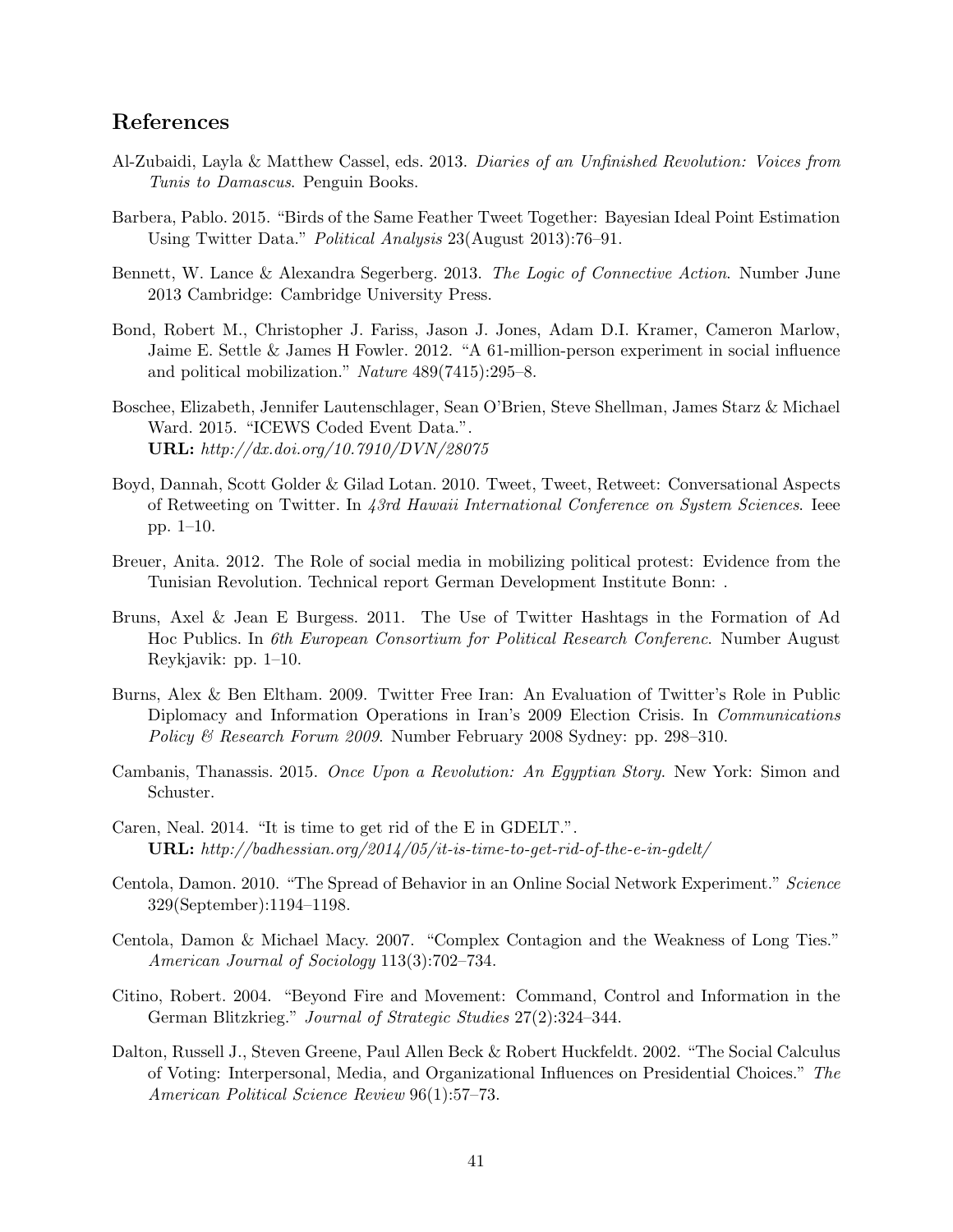## References

Al-Zubaidi, Layla & Matthew Cassel, eds. 2013. *Diaries of an Unfinished Revolution: Voices from Tunis to Damascus*. Penguin Books.

Barbera, Pablo. 2015. "Birds of the Same Feather Tweet Together: Bayesian Ideal Point Estimation Using Twitter Data." *Political Analysis* 23(August 2013):76–91.

Bennett, W. Lance & Alexandra Segerberg. 2013. *The Logic of Connective Action*. Number June 2013 Cambridge: Cambridge University Press.

Bond, Robert M., Christopher J. Fariss, Jason J. Jones, Adam D.I. Kramer, Cameron Marlow, Jaime E. Settle & James H Fowler. 2012. "A 61-million-person experiment in social influence and political mobilization." *Nature* 489(7415):295–8.

Boschee, Elizabeth, Jennifer Lautenschlager, Sean O'Brien, Steve Shellman, James Starz & Michael Ward. 2015. "ICEWS Coded Event Data.".
**URL:** *http://dx.doi.org/10.7910/DVN/28075*

Boyd, Dannah, Scott Golder & Gilad Lotan. 2010. Tweet, Tweet, Retweet: Conversational Aspects of Retweeting on Twitter. In *43rd Hawaii International Conference on System Sciences*. Ieee pp. 1–10.

Breuer, Anita. 2012. The Role of social media in mobilizing political protest: Evidence from the Tunisian Revolution. Technical report German Development Institute Bonn: .

Bruns, Axel & Jean E Burgess. 2011. The Use of Twitter Hashtags in the Formation of Ad Hoc Publics. In *6th European Consortium for Political Research Conferenc*. Number August Reykjavik: pp. 1–10.

Burns, Alex & Ben Eltham. 2009. Twitter Free Iran: An Evaluation of Twitter's Role in Public Diplomacy and Information Operations in Iran's 2009 Election Crisis. In *Communications Policy & Research Forum 2009*. Number February 2008 Sydney: pp. 298–310.

Cambanis, Thanassis. 2015. *Once Upon a Revolution: An Egyptian Story*. New York: Simon and Schuster.

Caren, Neal. 2014. "It is time to get rid of the E in GDELT.".
**URL:** *http://badhessian.org/2014/05/it-is-time-to-get-rid-of-the-e-in-gdelt/*

Centola, Damon. 2010. "The Spread of Behavior in an Online Social Network Experiment." *Science* 329(September):1194–1198.

Centola, Damon & Michael Macy. 2007. "Complex Contagion and the Weakness of Long Ties." *American Journal of Sociology* 113(3):702–734.

Citino, Robert. 2004. "Beyond Fire and Movement: Command, Control and Information in the German Blitzkrieg." *Journal of Strategic Studies* 27(2):324–344.

Dalton, Russell J., Steven Greene, Paul Allen Beck & Robert Huckfeldt. 2002. "The Social Calculus of Voting: Interpersonal, Media, and Organizational Influences on Presidential Choices." *The American Political Science Review* 96(1):57–73.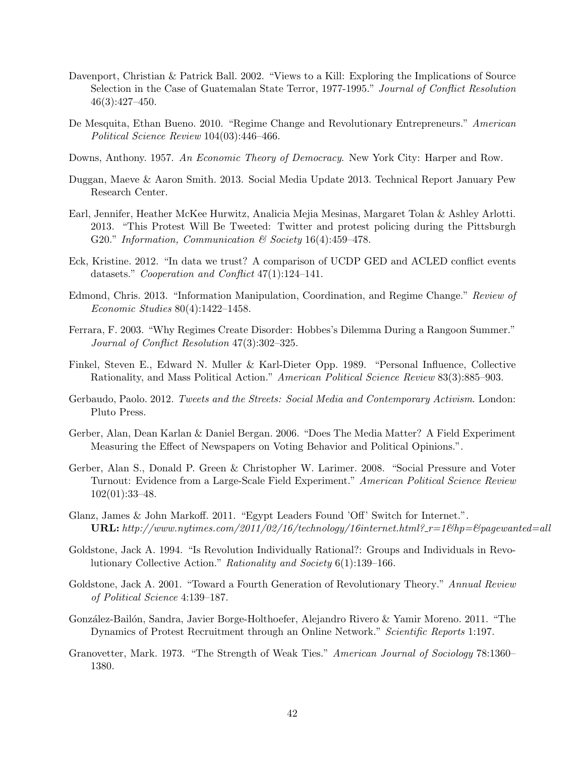Davenport, Christian & Patrick Ball. 2002. "Views to a Kill: Exploring the Implications of Source Selection in the Case of Guatemalan State Terror, 1977-1995." *Journal of Conflict Resolution* 46(3):427–450.

De Mesquita, Ethan Bueno. 2010. "Regime Change and Revolutionary Entrepreneurs." *American Political Science Review* 104(03):446–466.

Downs, Anthony. 1957. *An Economic Theory of Democracy.* New York City: Harper and Row.

Duggan, Maeve & Aaron Smith. 2013. Social Media Update 2013. Technical Report January Pew Research Center.

Earl, Jennifer, Heather McKee Hurwitz, Analicia Mejia Mesinas, Margaret Tolan & Ashley Arlotti. 2013. "This Protest Will Be Tweeted: Twitter and protest policing during the Pittsburgh G20." *Information, Communication & Society* 16(4):459–478.

Eck, Kristine. 2012. "In data we trust? A comparison of UCDP GED and ACLED conflict events datasets." *Cooperation and Conflict* 47(1):124–141.

Edmond, Chris. 2013. "Information Manipulation, Coordination, and Regime Change." *Review of Economic Studies* 80(4):1422–1458.

Ferrara, F. 2003. "Why Regimes Create Disorder: Hobbes's Dilemma During a Rangoon Summer." *Journal of Conflict Resolution* 47(3):302–325.

Finkel, Steven E., Edward N. Muller & Karl-Dieter Opp. 1989. "Personal Influence, Collective Rationality, and Mass Political Action." *American Political Science Review* 83(3):885–903.

Gerbaudo, Paolo. 2012. *Tweets and the Streets: Social Media and Contemporary Activism.* London: Pluto Press.

Gerber, Alan, Dean Karlan & Daniel Bergan. 2006. "Does The Media Matter? A Field Experiment Measuring the Effect of Newspapers on Voting Behavior and Political Opinions.".

Gerber, Alan S., Donald P. Green & Christopher W. Larimer. 2008. "Social Pressure and Voter Turnout: Evidence from a Large-Scale Field Experiment." *American Political Science Review* 102(01):33–48.

Glanz, James & John Markoff. 2011. "Egypt Leaders Found 'Off' Switch for Internet.".
**URL:** *http://www.nytimes.com/2011/02/16/technology/16internet.html?_r=1&hp=&pagewanted=all*

Goldstone, Jack A. 1994. "Is Revolution Individually Rational?: Groups and Individuals in Revolutionary Collective Action." *Rationality and Society* 6(1):139–166.

Goldstone, Jack A. 2001. "Toward a Fourth Generation of Revolutionary Theory." *Annual Review of Political Science* 4:139–187.

González-Bailón, Sandra, Javier Borge-Holthoefer, Alejandro Rivero & Yamir Moreno. 2011. "The Dynamics of Protest Recruitment through an Online Network." *Scientific Reports* 1:197.

Granovetter, Mark. 1973. "The Strength of Weak Ties." *American Journal of Sociology* 78:1360–1380.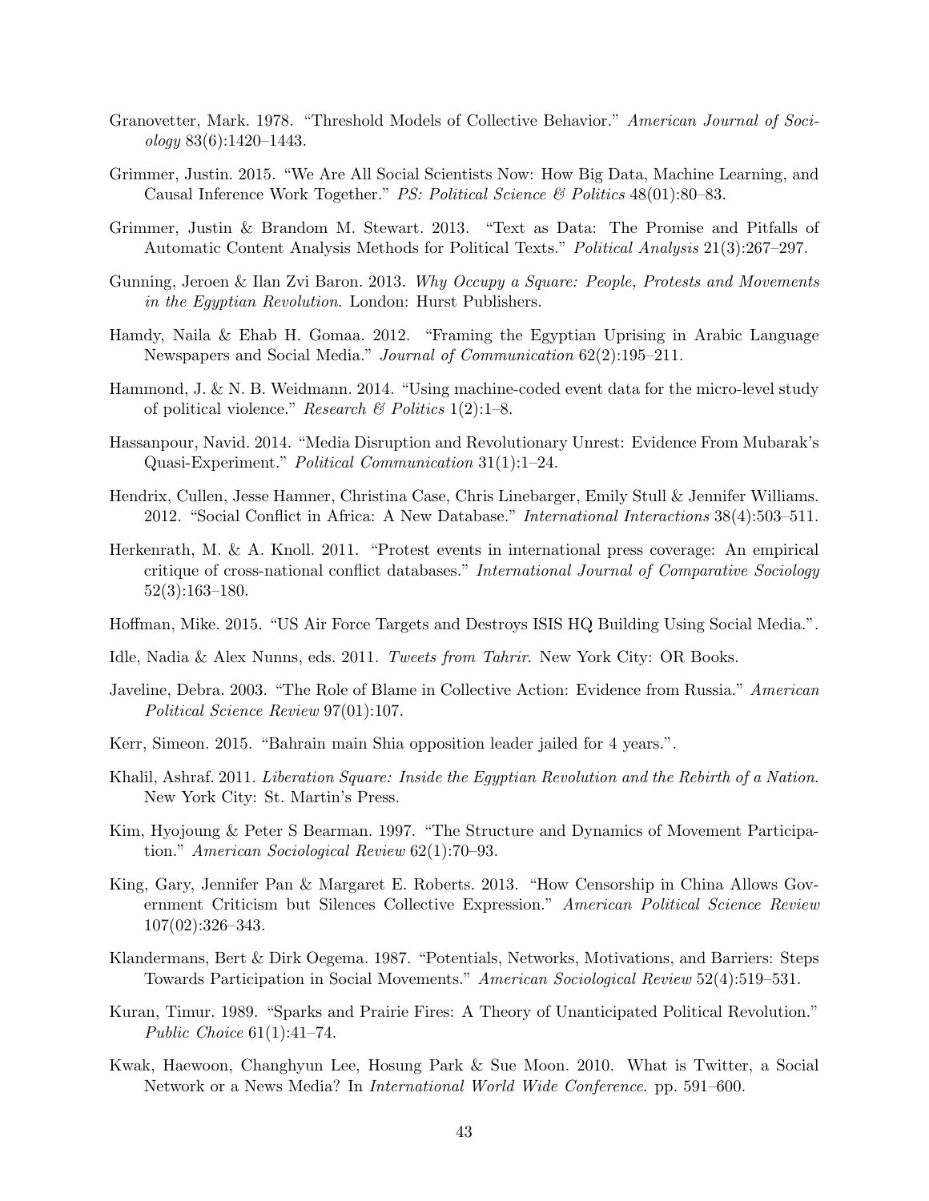Granovetter, Mark. 1978. "Threshold Models of Collective Behavior." *American Journal of Sociology* 83(6):1420–1443.

Grimmer, Justin. 2015. "We Are All Social Scientists Now: How Big Data, Machine Learning, and Causal Inference Work Together." *PS: Political Science & Politics* 48(01):80–83.

Grimmer, Justin & Brandom M. Stewart. 2013. "Text as Data: The Promise and Pitfalls of Automatic Content Analysis Methods for Political Texts." *Political Analysis* 21(3):267–297.

Gunning, Jeroen & Ilan Zvi Baron. 2013. *Why Occupy a Square: People, Protests and Movements in the Egyptian Revolution*. London: Hurst Publishers.

Hamdy, Naila & Ehab H. Gomaa. 2012. "Framing the Egyptian Uprising in Arabic Language Newspapers and Social Media." *Journal of Communication* 62(2):195–211.

Hammond, J. & N. B. Weidmann. 2014. "Using machine-coded event data for the micro-level study of political violence." *Research & Politics* 1(2):1–8.

Hassanpour, Navid. 2014. "Media Disruption and Revolutionary Unrest: Evidence From Mubarak's Quasi-Experiment." *Political Communication* 31(1):1–24.

Hendrix, Cullen, Jesse Hamner, Christina Case, Chris Linebarger, Emily Stull & Jennifer Williams. 2012. "Social Conflict in Africa: A New Database." *International Interactions* 38(4):503–511.

Herkenrath, M. & A. Knoll. 2011. "Protest events in international press coverage: An empirical critique of cross-national conflict databases." *International Journal of Comparative Sociology* 52(3):163–180.

Hoffman, Mike. 2015. "US Air Force Targets and Destroys ISIS HQ Building Using Social Media.".

Idle, Nadia & Alex Nunns, eds. 2011. *Tweets from Tahrir*. New York City: OR Books.

Javeline, Debra. 2003. "The Role of Blame in Collective Action: Evidence from Russia." *American Political Science Review* 97(01):107.

Kerr, Simeon. 2015. "Bahrain main Shia opposition leader jailed for 4 years.".

Khalil, Ashraf. 2011. *Liberation Square: Inside the Egyptian Revolution and the Rebirth of a Nation*. New York City: St. Martin's Press.

Kim, Hyojoung & Peter S Bearman. 1997. "The Structure and Dynamics of Movement Participation." *American Sociological Review* 62(1):70–93.

King, Gary, Jennifer Pan & Margaret E. Roberts. 2013. "How Censorship in China Allows Government Criticism but Silences Collective Expression." *American Political Science Review* 107(02):326–343.

Klandermans, Bert & Dirk Oegema. 1987. "Potentials, Networks, Motivations, and Barriers: Steps Towards Participation in Social Movements." *American Sociological Review* 52(4):519–531.

Kuran, Timur. 1989. "Sparks and Prairie Fires: A Theory of Unanticipated Political Revolution." *Public Choice* 61(1):41–74.

Kwak, Haewoon, Changhyun Lee, Hosung Park & Sue Moon. 2010. What is Twitter, a Social Network or a News Media? In *International World Wide Conference*. pp. 591–600.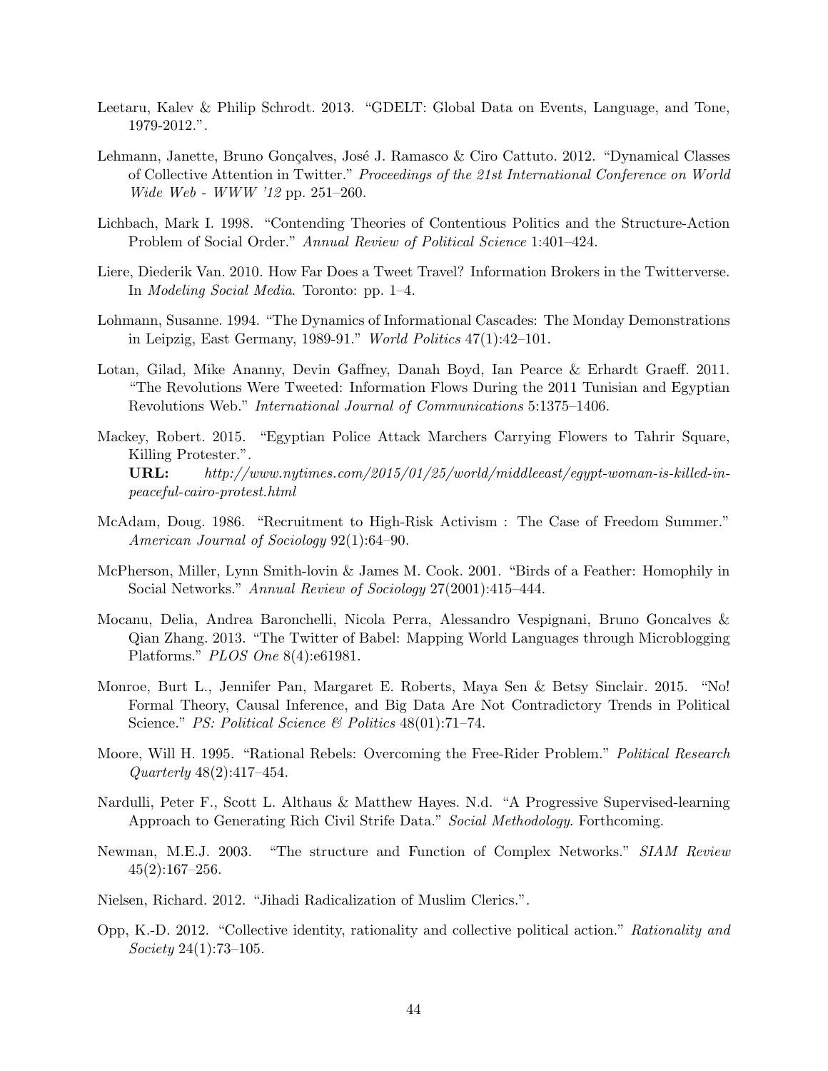Leetaru, Kalev & Philip Schrodt. 2013. "GDELT: Global Data on Events, Language, and Tone, 1979-2012.".

Lehmann, Janette, Bruno Gonçalves, José J. Ramasco & Ciro Cattuto. 2012. "Dynamical Classes of Collective Attention in Twitter." *Proceedings of the 21st International Conference on World Wide Web - WWW '12* pp. 251–260.

Lichbach, Mark I. 1998. "Contending Theories of Contentious Politics and the Structure-Action Problem of Social Order." *Annual Review of Political Science* 1:401–424.

Liere, Diederik Van. 2010. How Far Does a Tweet Travel? Information Brokers in the Twitterverse. In *Modeling Social Media*. Toronto: pp. 1–4.

Lohmann, Susanne. 1994. "The Dynamics of Informational Cascades: The Monday Demonstrations in Leipzig, East Germany, 1989-91." *World Politics* 47(1):42–101.

Lotan, Gilad, Mike Ananny, Devin Gaffney, Danah Boyd, Ian Pearce & Erhardt Graeff. 2011. "The Revolutions Were Tweeted: Information Flows During the 2011 Tunisian and Egyptian Revolutions Web." *International Journal of Communications* 5:1375–1406.

Mackey, Robert. 2015. "Egyptian Police Attack Marchers Carrying Flowers to Tahrir Square, Killing Protester.".
**URL:** *http://www.nytimes.com/2015/01/25/world/middleeast/egypt-woman-is-killed-in-peaceful-cairo-protest.html*

McAdam, Doug. 1986. "Recruitment to High-Risk Activism : The Case of Freedom Summer." *American Journal of Sociology* 92(1):64–90.

McPherson, Miller, Lynn Smith-lovin & James M. Cook. 2001. "Birds of a Feather: Homophily in Social Networks." *Annual Review of Sociology* 27(2001):415–444.

Mocanu, Delia, Andrea Baronchelli, Nicola Perra, Alessandro Vespignani, Bruno Goncalves & Qian Zhang. 2013. "The Twitter of Babel: Mapping World Languages through Microblogging Platforms." *PLOS One* 8(4):e61981.

Monroe, Burt L., Jennifer Pan, Margaret E. Roberts, Maya Sen & Betsy Sinclair. 2015. "No! Formal Theory, Causal Inference, and Big Data Are Not Contradictory Trends in Political Science." *PS: Political Science & Politics* 48(01):71–74.

Moore, Will H. 1995. "Rational Rebels: Overcoming the Free-Rider Problem." *Political Research Quarterly* 48(2):417–454.

Nardulli, Peter F., Scott L. Althaus & Matthew Hayes. N.d. "A Progressive Supervised-learning Approach to Generating Rich Civil Strife Data." *Social Methodology*. Forthcoming.

Newman, M.E.J. 2003. "The structure and Function of Complex Networks." *SIAM Review* 45(2):167–256.

Nielsen, Richard. 2012. "Jihadi Radicalization of Muslim Clerics.".

Opp, K.-D. 2012. "Collective identity, rationality and collective political action." *Rationality and Society* 24(1):73–105.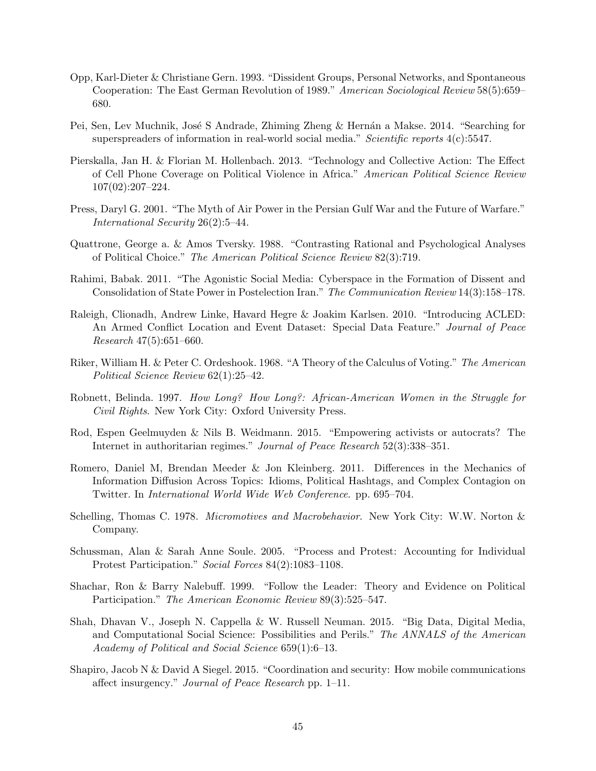Opp, Karl-Dieter & Christiane Gern. 1993. "Dissident Groups, Personal Networks, and Spontaneous Cooperation: The East German Revolution of 1989." *American Sociological Review* 58(5):659–680.

Pei, Sen, Lev Muchnik, José S Andrade, Zhiming Zheng & Hernán a Makse. 2014. "Searching for superspreaders of information in real-world social media." *Scientific reports* 4(c):5547.

Pierskalla, Jan H. & Florian M. Hollenbach. 2013. "Technology and Collective Action: The Effect of Cell Phone Coverage on Political Violence in Africa." *American Political Science Review* 107(02):207–224.

Press, Daryl G. 2001. "The Myth of Air Power in the Persian Gulf War and the Future of Warfare." *International Security* 26(2):5–44.

Quattrone, George a. & Amos Tversky. 1988. "Contrasting Rational and Psychological Analyses of Political Choice." *The American Political Science Review* 82(3):719.

Rahimi, Babak. 2011. "The Agonistic Social Media: Cyberspace in the Formation of Dissent and Consolidation of State Power in Postelection Iran." *The Communication Review* 14(3):158–178.

Raleigh, Clionadh, Andrew Linke, Havard Hegre & Joakim Karlsen. 2010. "Introducing ACLED: An Armed Conflict Location and Event Dataset: Special Data Feature." *Journal of Peace Research* 47(5):651–660.

Riker, William H. & Peter C. Ordeshook. 1968. "A Theory of the Calculus of Voting." *The American Political Science Review* 62(1):25–42.

Robnett, Belinda. 1997. *How Long? How Long?: African-American Women in the Struggle for Civil Rights*. New York City: Oxford University Press.

Rod, Espen Geelmuyden & Nils B. Weidmann. 2015. "Empowering activists or autocrats? The Internet in authoritarian regimes." *Journal of Peace Research* 52(3):338–351.

Romero, Daniel M, Brendan Meeder & Jon Kleinberg. 2011. Differences in the Mechanics of Information Diffusion Across Topics: Idioms, Political Hashtags, and Complex Contagion on Twitter. In *International World Wide Web Conference*. pp. 695–704.

Schelling, Thomas C. 1978. *Micromotives and Macrobehavior*. New York City: W.W. Norton & Company.

Schussman, Alan & Sarah Anne Soule. 2005. "Process and Protest: Accounting for Individual Protest Participation." *Social Forces* 84(2):1083–1108.

Shachar, Ron & Barry Nalebuff. 1999. "Follow the Leader: Theory and Evidence on Political Participation." *The American Economic Review* 89(3):525–547.

Shah, Dhavan V., Joseph N. Cappella & W. Russell Neuman. 2015. "Big Data, Digital Media, and Computational Social Science: Possibilities and Perils." *The ANNALS of the American Academy of Political and Social Science* 659(1):6–13.

Shapiro, Jacob N & David A Siegel. 2015. "Coordination and security: How mobile communications affect insurgency." *Journal of Peace Research* pp. 1–11.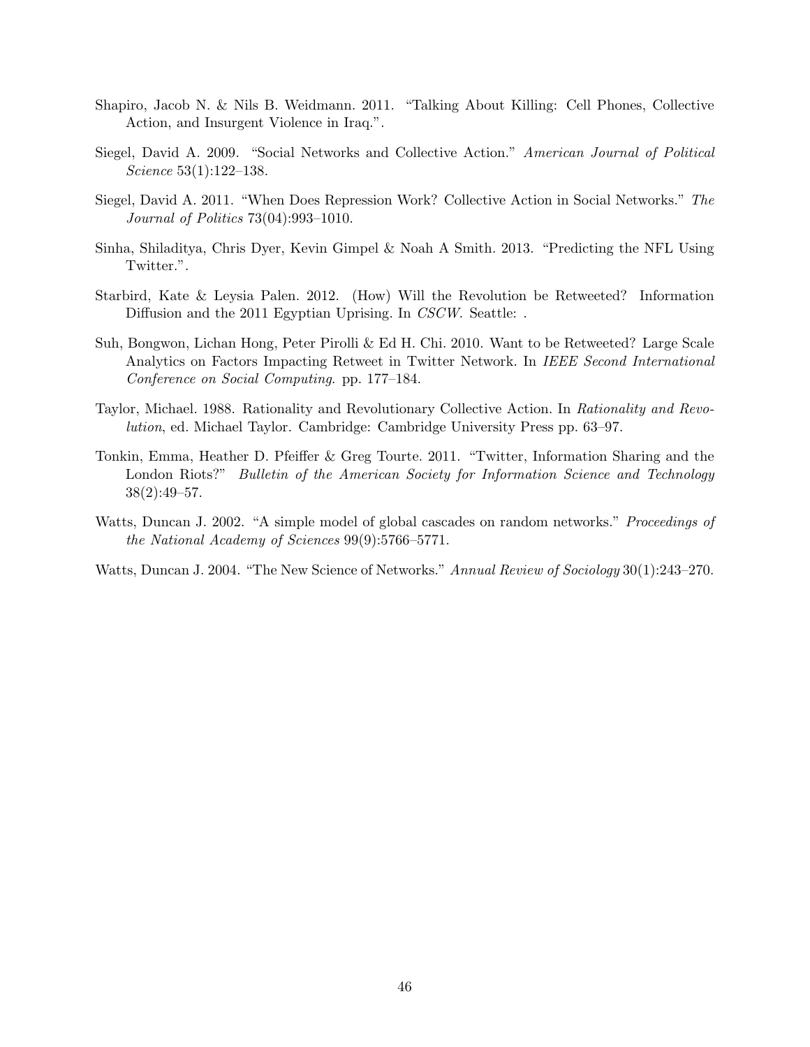Shapiro, Jacob N. & Nils B. Weidmann. 2011. "Talking About Killing: Cell Phones, Collective Action, and Insurgent Violence in Iraq.".

Siegel, David A. 2009. "Social Networks and Collective Action." *American Journal of Political Science* 53(1):122–138.

Siegel, David A. 2011. "When Does Repression Work? Collective Action in Social Networks." *The Journal of Politics* 73(04):993–1010.

Sinha, Shiladitya, Chris Dyer, Kevin Gimpel & Noah A Smith. 2013. "Predicting the NFL Using Twitter.".

Starbird, Kate & Leysia Palen. 2012. (How) Will the Revolution be Retweeted? Information Diffusion and the 2011 Egyptian Uprising. In *CSCW*. Seattle: .

Suh, Bongwon, Lichan Hong, Peter Pirolli & Ed H. Chi. 2010. Want to be Retweeted? Large Scale Analytics on Factors Impacting Retweet in Twitter Network. In *IEEE Second International Conference on Social Computing*. pp. 177–184.

Taylor, Michael. 1988. Rationality and Revolutionary Collective Action. In *Rationality and Revolution*, ed. Michael Taylor. Cambridge: Cambridge University Press pp. 63–97.

Tonkin, Emma, Heather D. Pfeiffer & Greg Tourte. 2011. "Twitter, Information Sharing and the London Riots?" *Bulletin of the American Society for Information Science and Technology* 38(2):49–57.

Watts, Duncan J. 2002. "A simple model of global cascades on random networks." *Proceedings of the National Academy of Sciences* 99(9):5766–5771.

Watts, Duncan J. 2004. "The New Science of Networks." *Annual Review of Sociology* 30(1):243–270.